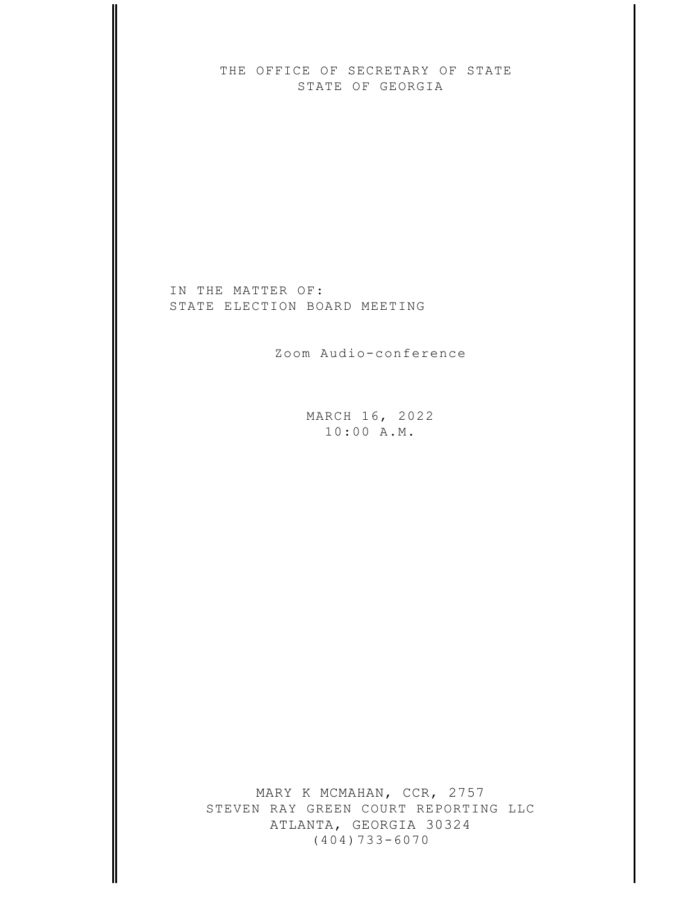THE OFFICE OF SECRETARY OF STATE
STATE OF GEORGIA

IN THE MATTER OF:
STATE ELECTION BOARD MEETING

Zoom Audio-conference

MARCH 16, 2022
10:00 A.M.

MARY K MCMAHAN, CCR, 2757
STEVEN RAY GREEN COURT REPORTING LLC
ATLANTA, GEORGIA 30324
(404)733-6070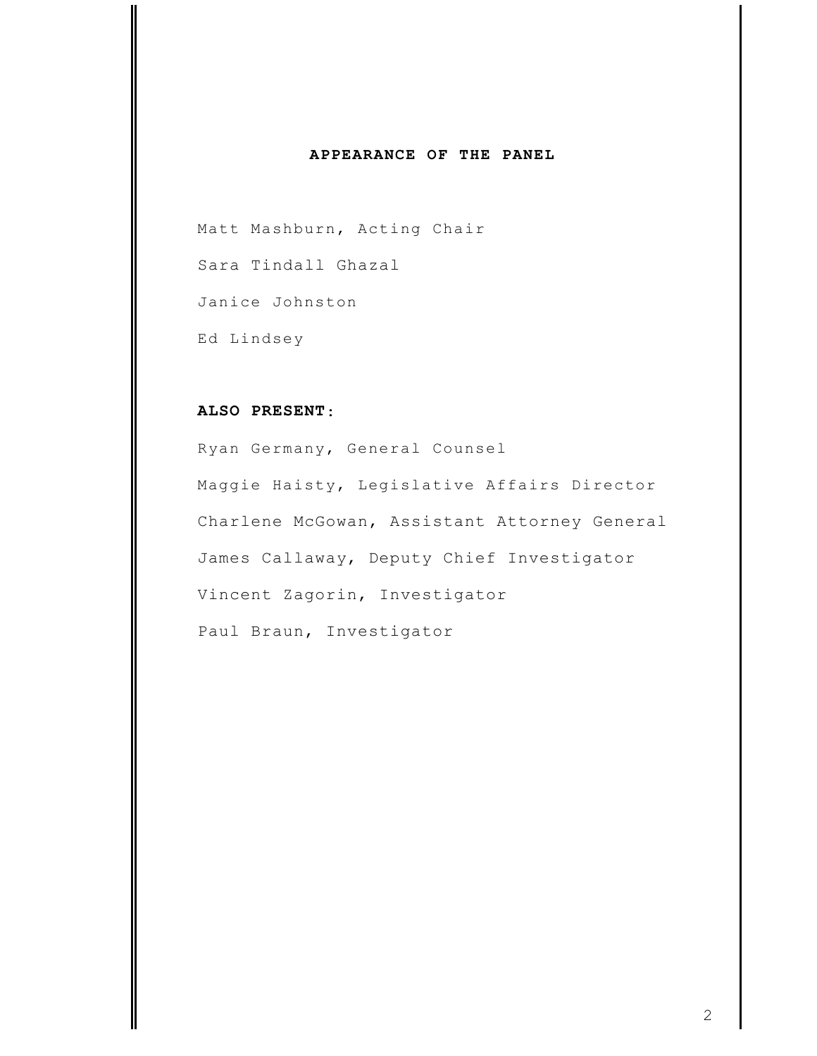**APPEARANCE OF THE PANEL**

Matt Mashburn, Acting Chair

Sara Tindall Ghazal

Janice Johnston

Ed Lindsey

**ALSO PRESENT:**

Ryan Germany, General Counsel

Maggie Haisty, Legislative Affairs Director

Charlene McGowan, Assistant Attorney General

James Callaway, Deputy Chief Investigator

Vincent Zagorin, Investigator

Paul Braun, Investigator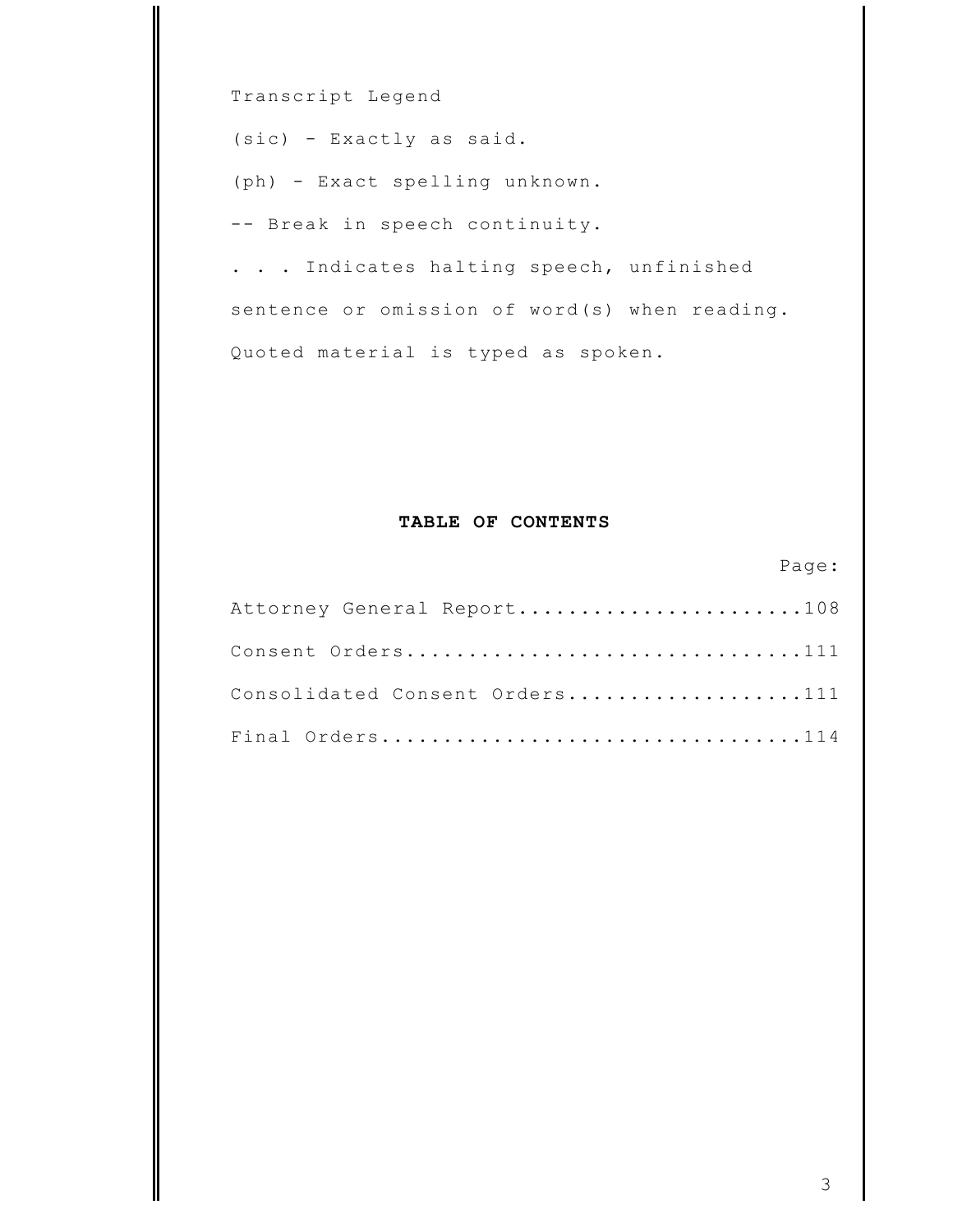Transcript Legend

(sic) - Exactly as said.

(ph) - Exact spelling unknown.

-- Break in speech continuity.

. . . Indicates halting speech, unfinished sentence or omission of word(s) when reading.

Quoted material is typed as spoken.

## TABLE OF CONTENTS

| | Page: |
|---|---|
| Attorney General Report | 108 |
| Consent Orders | 111 |
| Consolidated Consent Orders | 111 |
| Final Orders | 114 |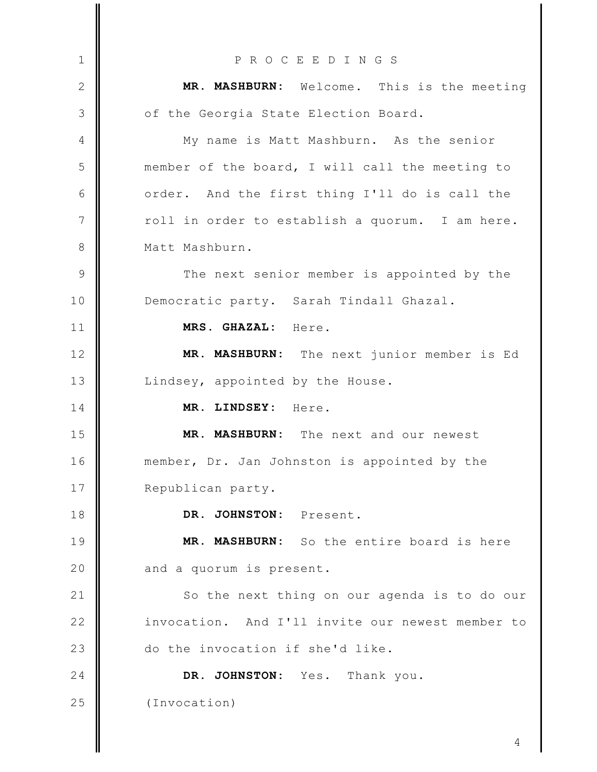P R O C E E D I N G S

**MR. MASHBURN:** Welcome. This is the meeting of the Georgia State Election Board.

My name is Matt Mashburn. As the senior member of the board, I will call the meeting to order. And the first thing I'll do is call the roll in order to establish a quorum. I am here. Matt Mashburn.

The next senior member is appointed by the Democratic party. Sarah Tindall Ghazal.

**MRS. GHAZAL:** Here.

**MR. MASHBURN:** The next junior member is Ed Lindsey, appointed by the House.

**MR. LINDSEY:** Here.

**MR. MASHBURN:** The next and our newest member, Dr. Jan Johnston is appointed by the Republican party.

**DR. JOHNSTON:** Present.

**MR. MASHBURN:** So the entire board is here and a quorum is present.

So the next thing on our agenda is to do our invocation. And I'll invite our newest member to do the invocation if she'd like.

**DR. JOHNSTON:** Yes. Thank you.

(Invocation)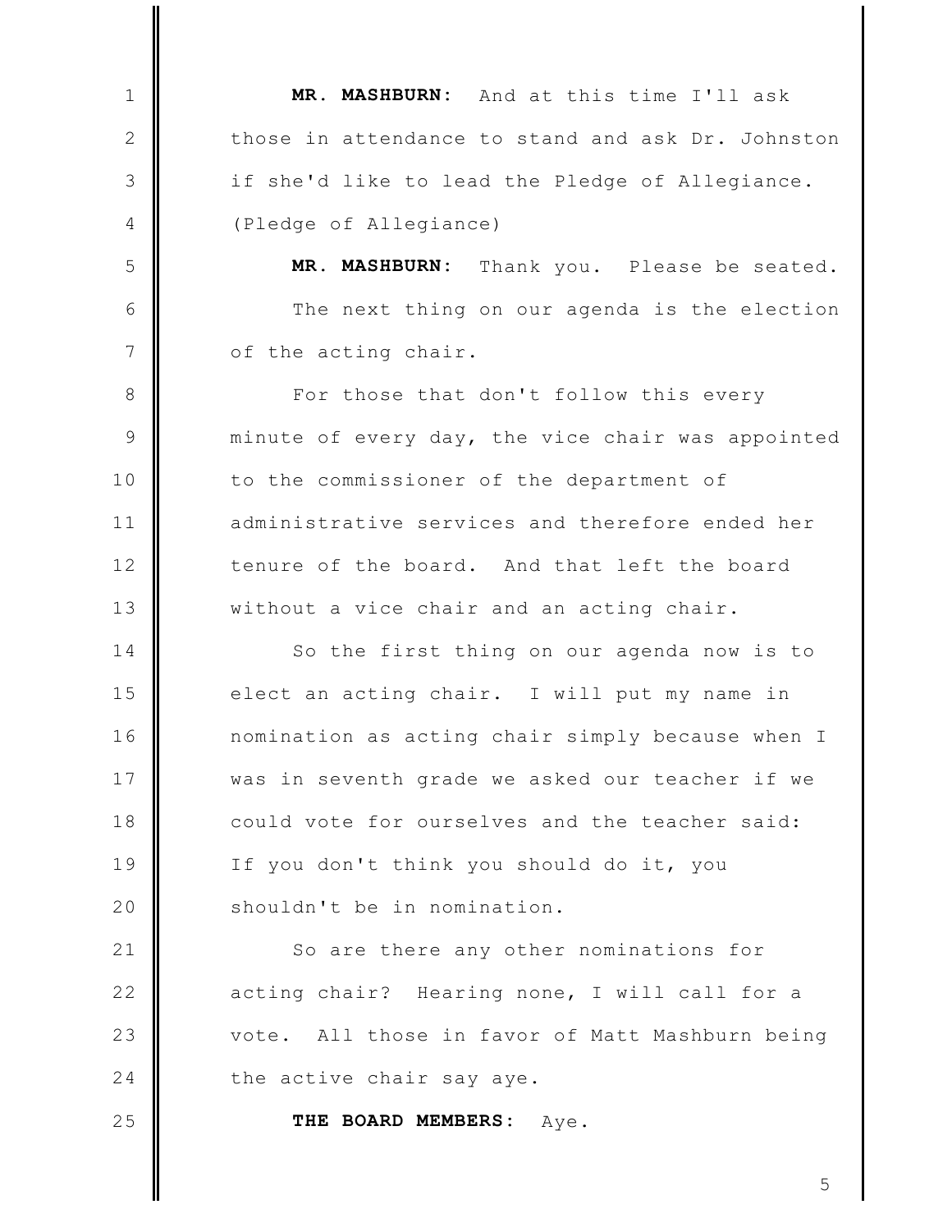**MR. MASHBURN:** And at this time I'll ask those in attendance to stand and ask Dr. Johnston if she'd like to lead the Pledge of Allegiance.

(Pledge of Allegiance)

**MR. MASHBURN:** Thank you. Please be seated.

The next thing on our agenda is the election of the acting chair.

For those that don't follow this every minute of every day, the vice chair was appointed to the commissioner of the department of administrative services and therefore ended her tenure of the board. And that left the board without a vice chair and an acting chair.

So the first thing on our agenda now is to elect an acting chair. I will put my name in nomination as acting chair simply because when I was in seventh grade we asked our teacher if we could vote for ourselves and the teacher said: If you don't think you should do it, you shouldn't be in nomination.

So are there any other nominations for acting chair? Hearing none, I will call for a vote. All those in favor of Matt Mashburn being the active chair say aye.

**THE BOARD MEMBERS:** Aye.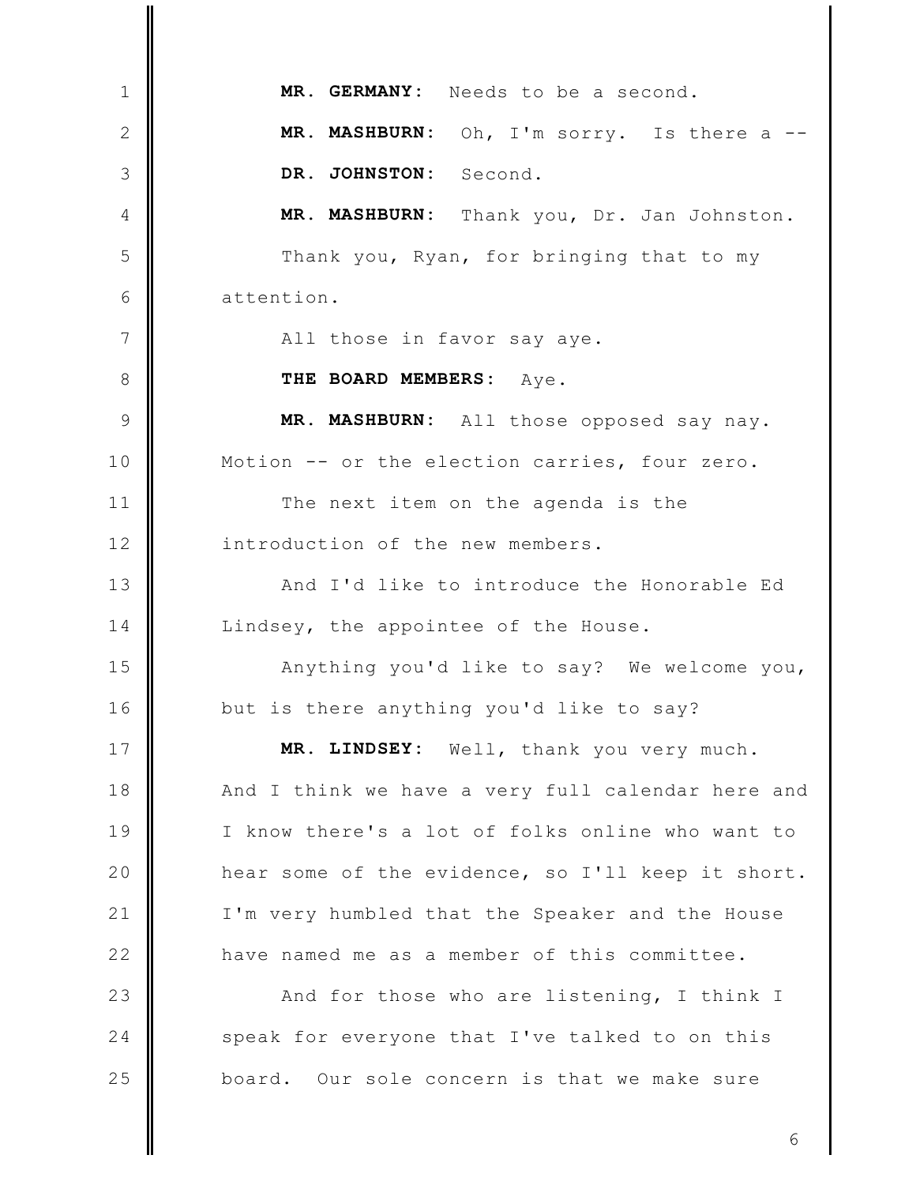**MR. GERMANY:** Needs to be a second.

**MR. MASHBURN:** Oh, I'm sorry. Is there a --

**DR. JOHNSTON:** Second.

**MR. MASHBURN:** Thank you, Dr. Jan Johnston.

Thank you, Ryan, for bringing that to my attention.

All those in favor say aye.

**THE BOARD MEMBERS:** Aye.

**MR. MASHBURN:** All those opposed say nay. Motion -- or the election carries, four zero.

The next item on the agenda is the introduction of the new members.

And I'd like to introduce the Honorable Ed Lindsey, the appointee of the House.

Anything you'd like to say? We welcome you, but is there anything you'd like to say?

**MR. LINDSEY:** Well, thank you very much. And I think we have a very full calendar here and I know there's a lot of folks online who want to hear some of the evidence, so I'll keep it short. I'm very humbled that the Speaker and the House have named me as a member of this committee.

And for those who are listening, I think I speak for everyone that I've talked to on this board. Our sole concern is that we make sure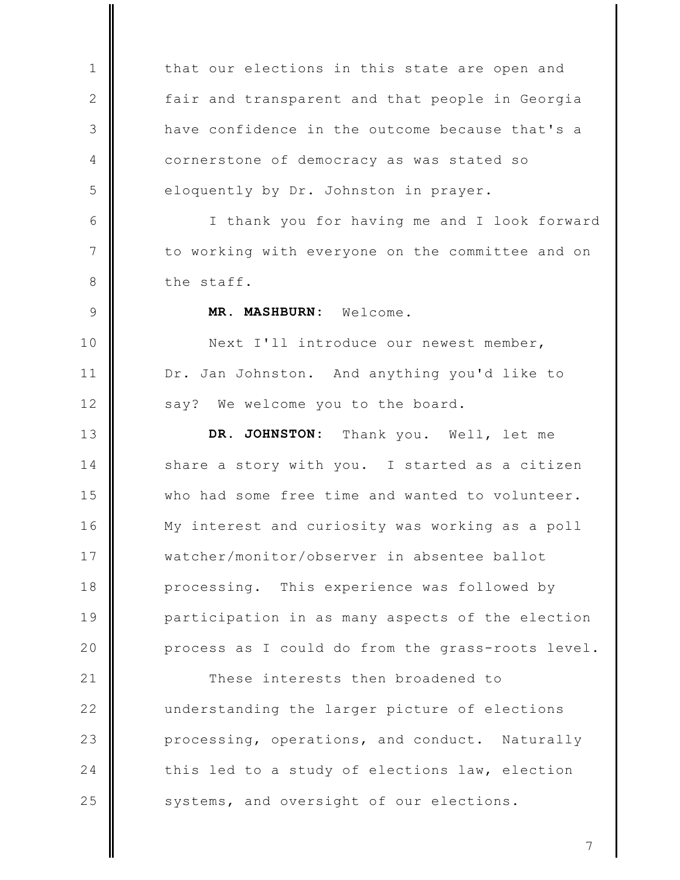that our elections in this state are open and fair and transparent and that people in Georgia have confidence in the outcome because that's a cornerstone of democracy as was stated so eloquently by Dr. Johnston in prayer.

I thank you for having me and I look forward to working with everyone on the committee and on the staff.

**MR. MASHBURN:** Welcome.

Next I'll introduce our newest member, Dr. Jan Johnston. And anything you'd like to say? We welcome you to the board.

**DR. JOHNSTON:** Thank you. Well, let me share a story with you. I started as a citizen who had some free time and wanted to volunteer. My interest and curiosity was working as a poll watcher/monitor/observer in absentee ballot processing. This experience was followed by participation in as many aspects of the election process as I could do from the grass-roots level.

These interests then broadened to understanding the larger picture of elections processing, operations, and conduct. Naturally this led to a study of elections law, election systems, and oversight of our elections.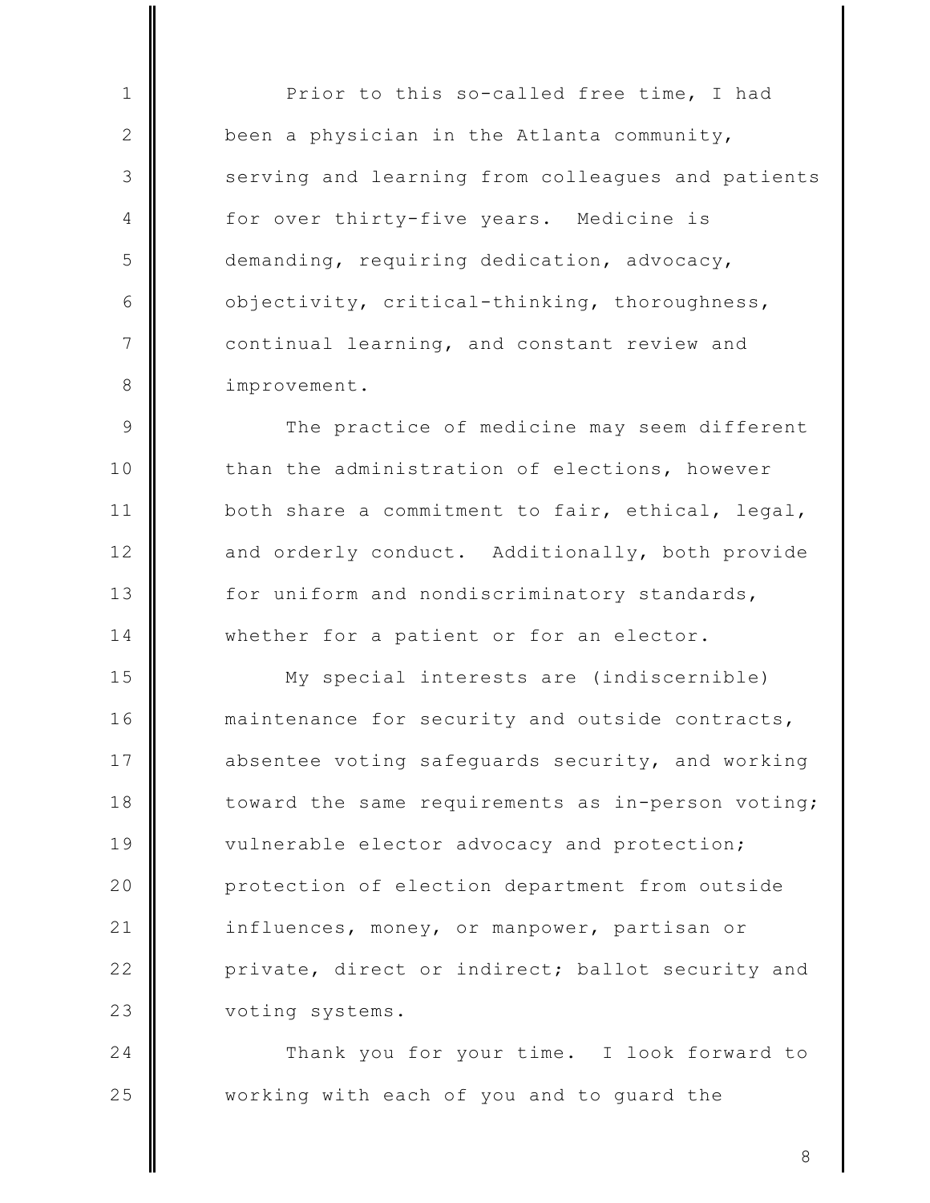Prior to this so-called free time, I had been a physician in the Atlanta community, serving and learning from colleagues and patients for over thirty-five years. Medicine is demanding, requiring dedication, advocacy, objectivity, critical-thinking, thoroughness, continual learning, and constant review and improvement.

The practice of medicine may seem different than the administration of elections, however both share a commitment to fair, ethical, legal, and orderly conduct. Additionally, both provide for uniform and nondiscriminatory standards, whether for a patient or for an elector.

My special interests are (indiscernible) maintenance for security and outside contracts, absentee voting safeguards security, and working toward the same requirements as in-person voting; vulnerable elector advocacy and protection; protection of election department from outside influences, money, or manpower, partisan or private, direct or indirect; ballot security and voting systems.

Thank you for your time. I look forward to working with each of you and to guard the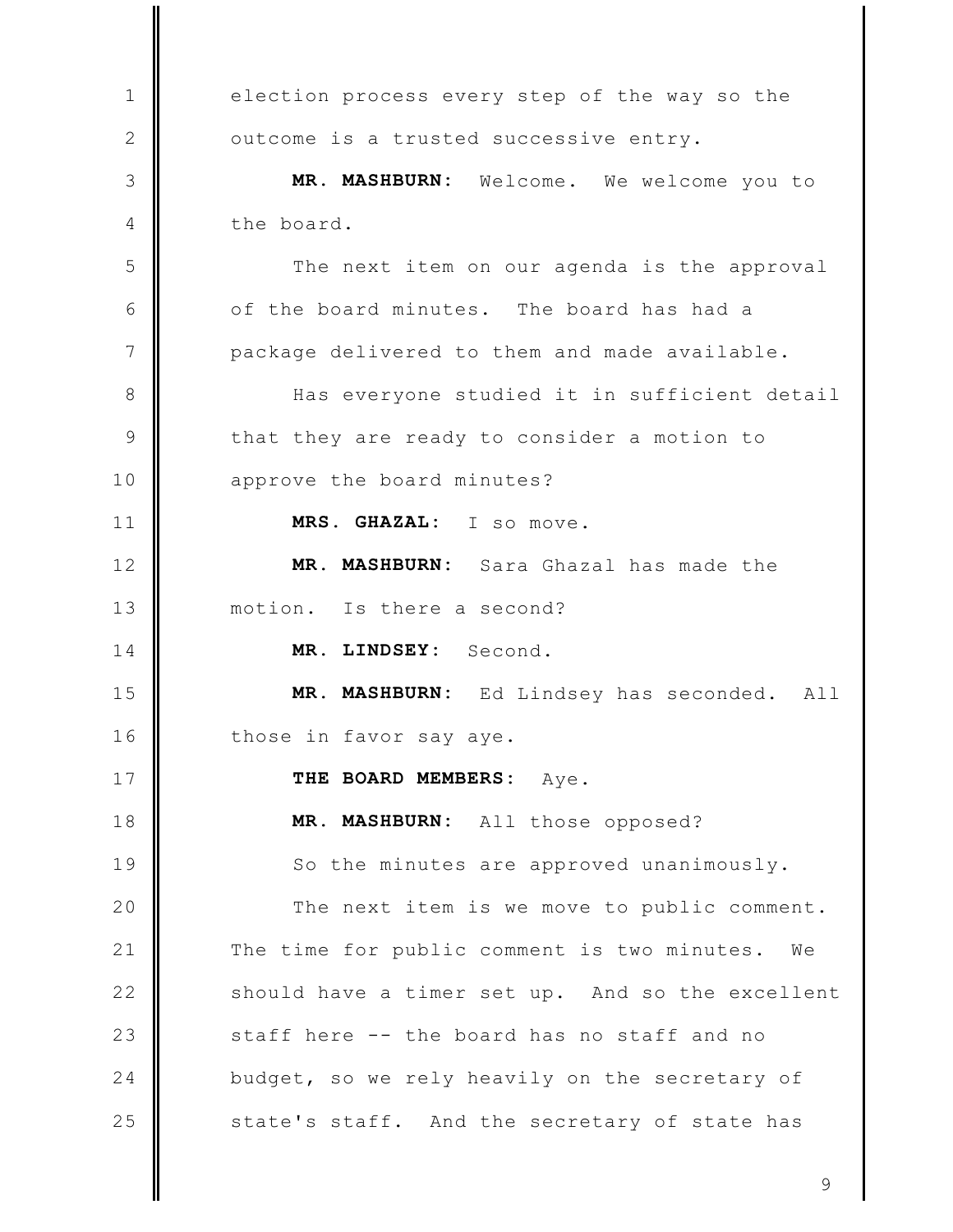election process every step of the way so the outcome is a trusted successive entry.

**MR. MASHBURN:** Welcome. We welcome you to the board.

The next item on our agenda is the approval of the board minutes. The board has had a package delivered to them and made available.

Has everyone studied it in sufficient detail that they are ready to consider a motion to approve the board minutes?

**MRS. GHAZAL:** I so move.

**MR. MASHBURN:** Sara Ghazal has made the motion. Is there a second?

**MR. LINDSEY:** Second.

**MR. MASHBURN:** Ed Lindsey has seconded. All those in favor say aye.

**THE BOARD MEMBERS:** Aye.

**MR. MASHBURN:** All those opposed?

So the minutes are approved unanimously.

The next item is we move to public comment. The time for public comment is two minutes. We should have a timer set up. And so the excellent staff here -- the board has no staff and no budget, so we rely heavily on the secretary of state's staff. And the secretary of state has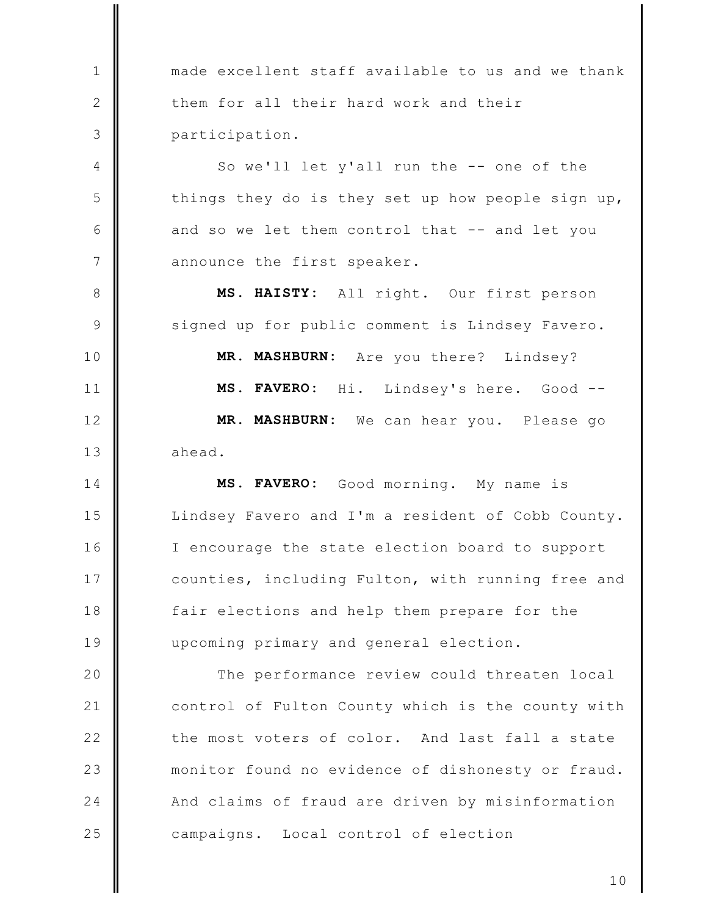made excellent staff available to us and we thank them for all their hard work and their participation.

So we'll let y'all run the -- one of the things they do is they set up how people sign up, and so we let them control that -- and let you announce the first speaker.

**MS. HAISTY:** All right. Our first person signed up for public comment is Lindsey Favero.

**MR. MASHBURN:** Are you there? Lindsey?

**MS. FAVERO:** Hi. Lindsey's here. Good --

**MR. MASHBURN:** We can hear you. Please go ahead.

**MS. FAVERO:** Good morning. My name is Lindsey Favero and I'm a resident of Cobb County. I encourage the state election board to support counties, including Fulton, with running free and fair elections and help them prepare for the upcoming primary and general election.

The performance review could threaten local control of Fulton County which is the county with the most voters of color. And last fall a state monitor found no evidence of dishonesty or fraud. And claims of fraud are driven by misinformation campaigns. Local control of election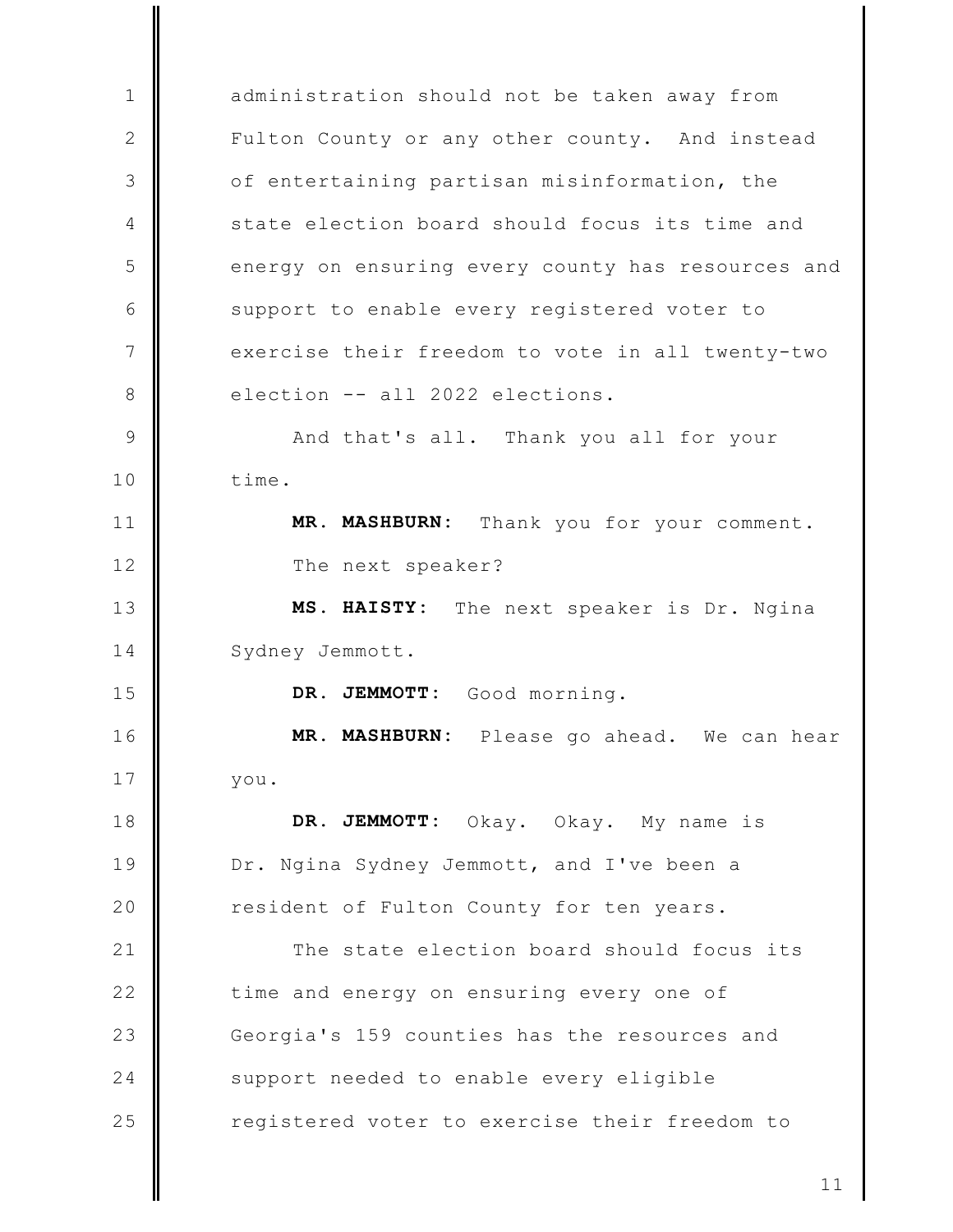administration should not be taken away from Fulton County or any other county. And instead of entertaining partisan misinformation, the state election board should focus its time and energy on ensuring every county has resources and support to enable every registered voter to exercise their freedom to vote in all twenty-two election -- all 2022 elections.

And that's all. Thank you all for your time.

**MR. MASHBURN:** Thank you for your comment. The next speaker?

**MS. HAISTY:** The next speaker is Dr. Ngina Sydney Jemmott.

**DR. JEMMOTT:** Good morning.

**MR. MASHBURN:** Please go ahead. We can hear you.

**DR. JEMMOTT:** Okay. Okay. My name is Dr. Ngina Sydney Jemmott, and I've been a resident of Fulton County for ten years.

The state election board should focus its time and energy on ensuring every one of Georgia's 159 counties has the resources and support needed to enable every eligible registered voter to exercise their freedom to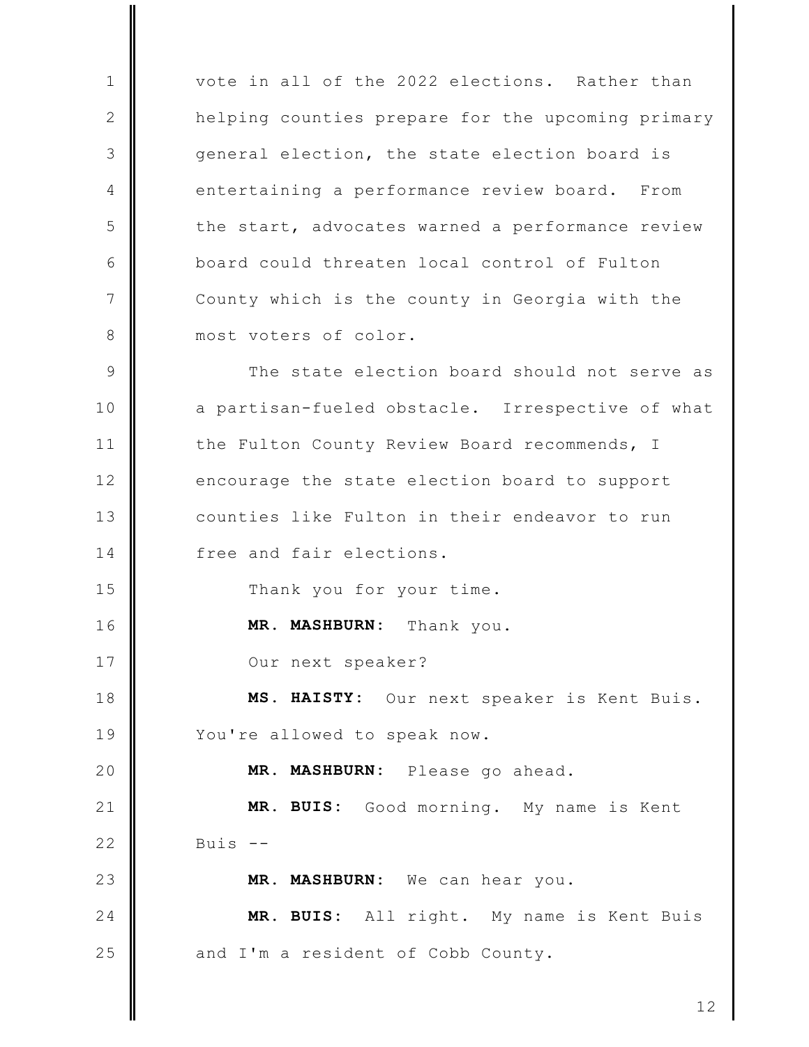vote in all of the 2022 elections. Rather than helping counties prepare for the upcoming primary general election, the state election board is entertaining a performance review board. From the start, advocates warned a performance review board could threaten local control of Fulton County which is the county in Georgia with the most voters of color.

The state election board should not serve as a partisan-fueled obstacle. Irrespective of what the Fulton County Review Board recommends, I encourage the state election board to support counties like Fulton in their endeavor to run free and fair elections.

Thank you for your time.

**MR. MASHBURN:** Thank you.

Our next speaker?

**MS. HAISTY:** Our next speaker is Kent Buis. You're allowed to speak now.

**MR. MASHBURN:** Please go ahead.

**MR. BUIS:** Good morning. My name is Kent Buis --

**MR. MASHBURN:** We can hear you.

**MR. BUIS:** All right. My name is Kent Buis and I'm a resident of Cobb County.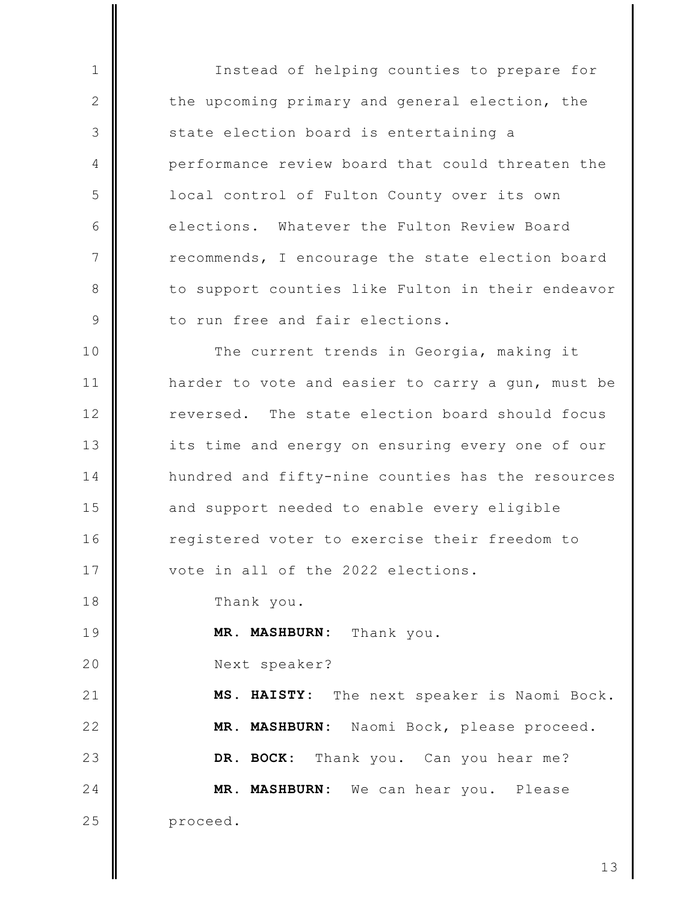Instead of helping counties to prepare for the upcoming primary and general election, the state election board is entertaining a performance review board that could threaten the local control of Fulton County over its own elections. Whatever the Fulton Review Board recommends, I encourage the state election board to support counties like Fulton in their endeavor to run free and fair elections.

The current trends in Georgia, making it harder to vote and easier to carry a gun, must be reversed. The state election board should focus its time and energy on ensuring every one of our hundred and fifty-nine counties has the resources and support needed to enable every eligible registered voter to exercise their freedom to vote in all of the 2022 elections.

Thank you.

**MR. MASHBURN:** Thank you.

Next speaker?

**MS. HAISTY:** The next speaker is Naomi Bock.

**MR. MASHBURN:** Naomi Bock, please proceed.

**DR. BOCK:** Thank you. Can you hear me?

**MR. MASHBURN:** We can hear you. Please proceed.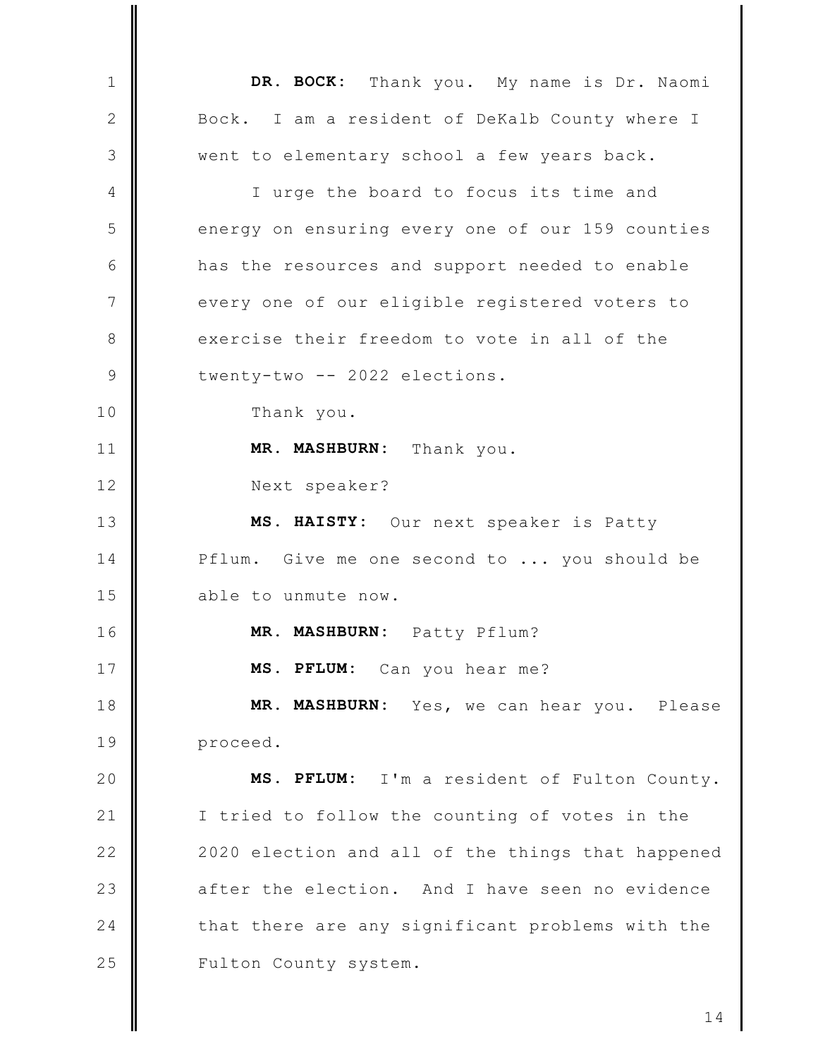**DR. BOCK:** Thank you. My name is Dr. Naomi Bock. I am a resident of DeKalb County where I went to elementary school a few years back.

I urge the board to focus its time and energy on ensuring every one of our 159 counties has the resources and support needed to enable every one of our eligible registered voters to exercise their freedom to vote in all of the twenty-two -- 2022 elections.

Thank you.

**MR. MASHBURN:** Thank you.

Next speaker?

**MS. HAISTY:** Our next speaker is Patty Pflum. Give me one second to ... you should be able to unmute now.

**MR. MASHBURN:** Patty Pflum?

**MS. PFLUM:** Can you hear me?

**MR. MASHBURN:** Yes, we can hear you. Please proceed.

**MS. PFLUM:** I'm a resident of Fulton County. I tried to follow the counting of votes in the 2020 election and all of the things that happened after the election. And I have seen no evidence that there are any significant problems with the Fulton County system.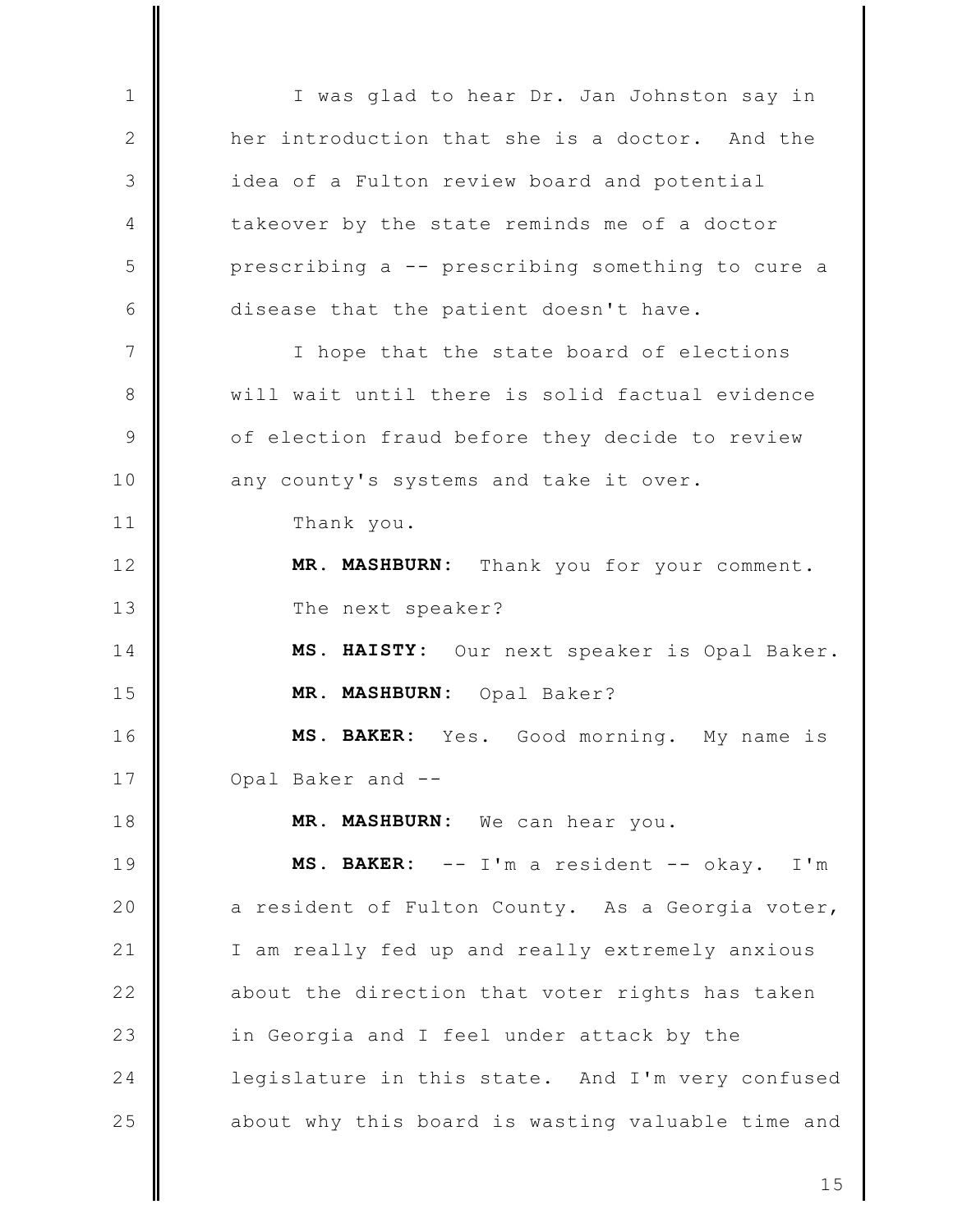I was glad to hear Dr. Jan Johnston say in her introduction that she is a doctor. And the idea of a Fulton review board and potential takeover by the state reminds me of a doctor prescribing a -- prescribing something to cure a disease that the patient doesn't have.

I hope that the state board of elections will wait until there is solid factual evidence of election fraud before they decide to review any county's systems and take it over.

Thank you.

**MR. MASHBURN:** Thank you for your comment. The next speaker?

**MS. HAISTY:** Our next speaker is Opal Baker.

**MR. MASHBURN:** Opal Baker?

**MS. BAKER:** Yes. Good morning. My name is Opal Baker and --

**MR. MASHBURN:** We can hear you.

**MS. BAKER:** -- I'm a resident -- okay. I'm a resident of Fulton County. As a Georgia voter, I am really fed up and really extremely anxious about the direction that voter rights has taken in Georgia and I feel under attack by the legislature in this state. And I'm very confused about why this board is wasting valuable time and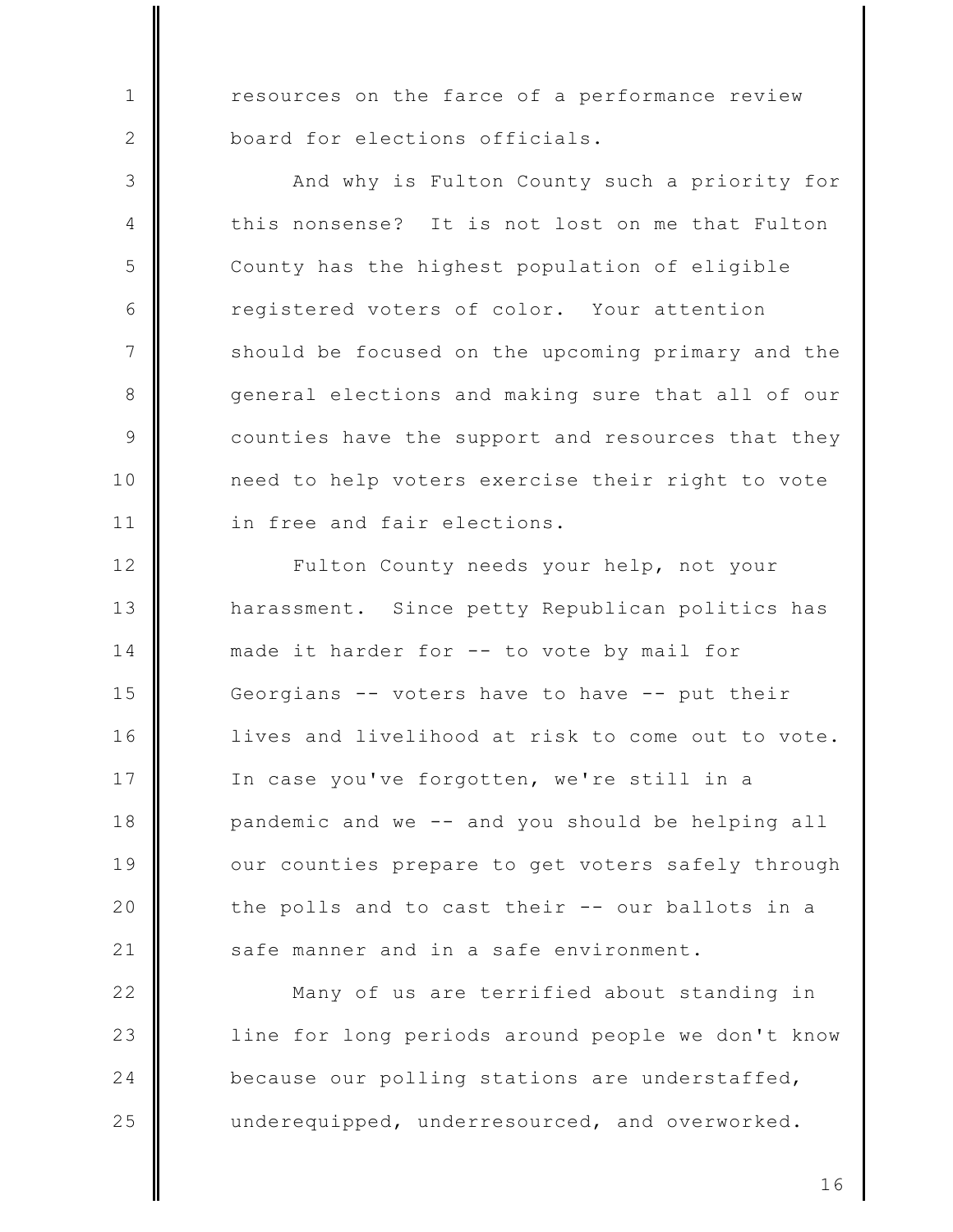resources on the farce of a performance review board for elections officials.

And why is Fulton County such a priority for this nonsense? It is not lost on me that Fulton County has the highest population of eligible registered voters of color. Your attention should be focused on the upcoming primary and the general elections and making sure that all of our counties have the support and resources that they need to help voters exercise their right to vote in free and fair elections.

Fulton County needs your help, not your harassment. Since petty Republican politics has made it harder for -- to vote by mail for Georgians -- voters have to have -- put their lives and livelihood at risk to come out to vote. In case you've forgotten, we're still in a pandemic and we -- and you should be helping all our counties prepare to get voters safely through the polls and to cast their -- our ballots in a safe manner and in a safe environment.

Many of us are terrified about standing in line for long periods around people we don't know because our polling stations are understaffed, underequipped, underresourced, and overworked.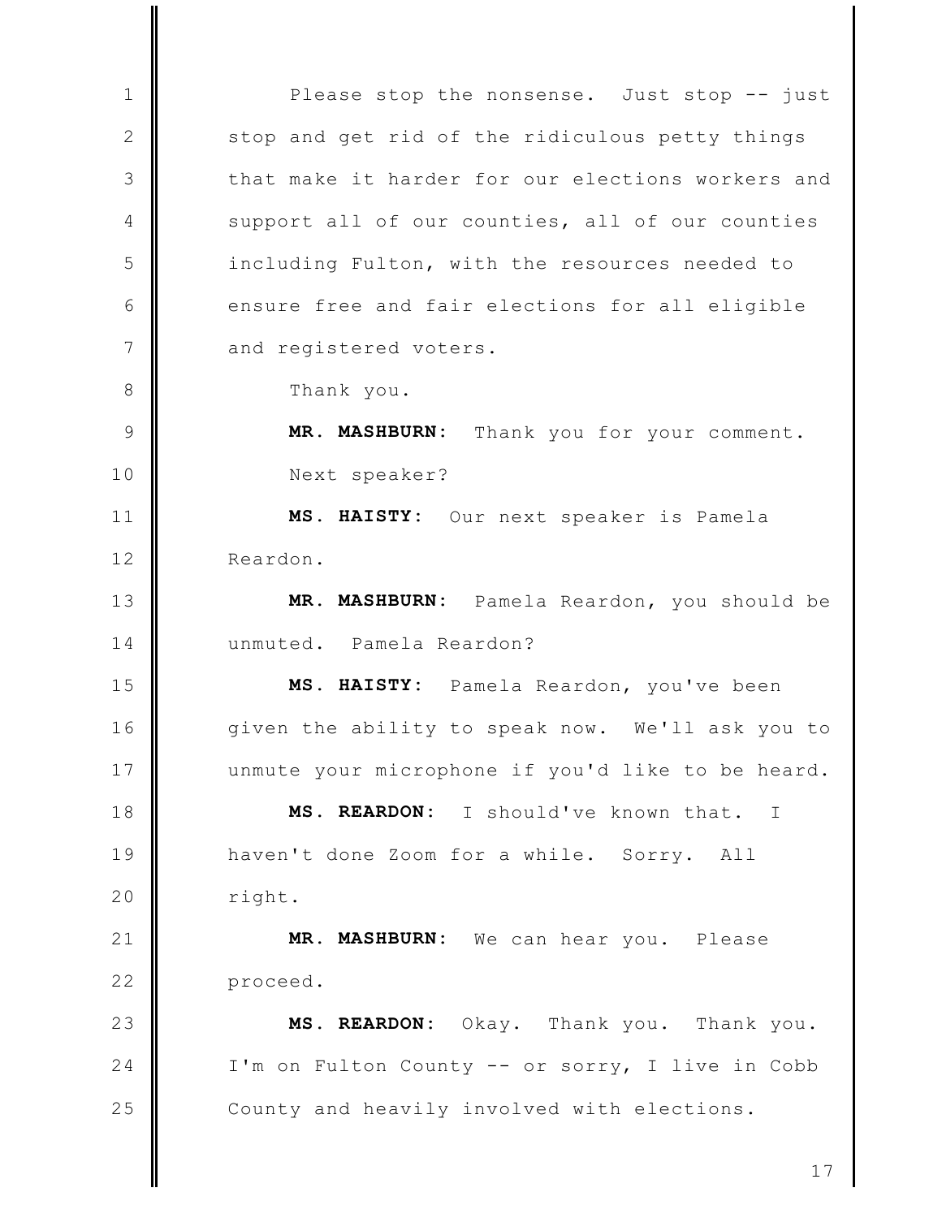Please stop the nonsense. Just stop -- just stop and get rid of the ridiculous petty things that make it harder for our elections workers and support all of our counties, all of our counties including Fulton, with the resources needed to ensure free and fair elections for all eligible and registered voters.

Thank you.

**MR. MASHBURN:** Thank you for your comment.

Next speaker?

**MS. HAISTY:** Our next speaker is Pamela Reardon.

**MR. MASHBURN:** Pamela Reardon, you should be unmuted. Pamela Reardon?

**MS. HAISTY:** Pamela Reardon, you've been given the ability to speak now. We'll ask you to unmute your microphone if you'd like to be heard.

**MS. REARDON:** I should've known that. I haven't done Zoom for a while. Sorry. All right.

**MR. MASHBURN:** We can hear you. Please proceed.

**MS. REARDON:** Okay. Thank you. Thank you. I'm on Fulton County -- or sorry, I live in Cobb County and heavily involved with elections.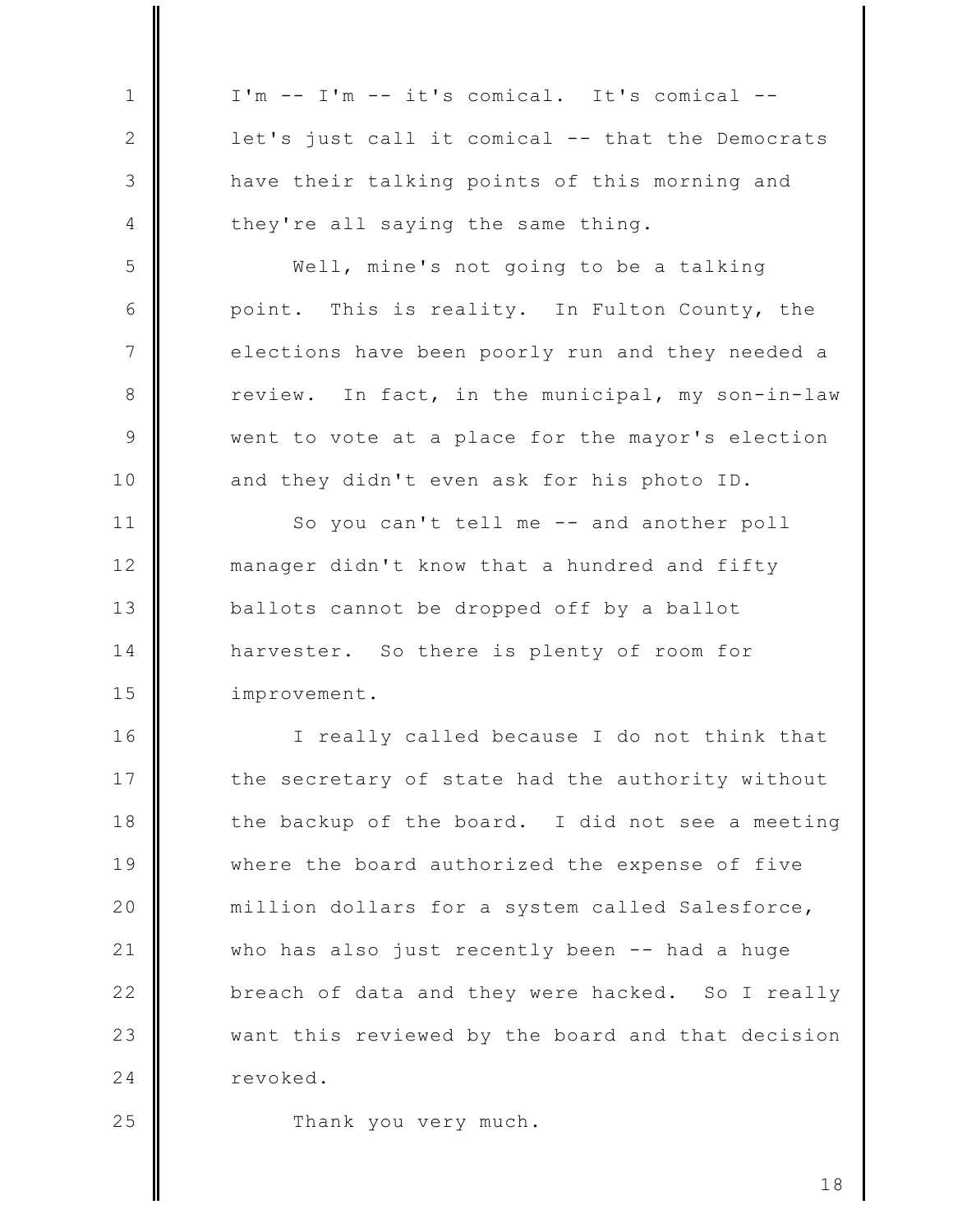I'm -- I'm -- it's comical. It's comical -- let's just call it comical -- that the Democrats have their talking points of this morning and they're all saying the same thing.

Well, mine's not going to be a talking point. This is reality. In Fulton County, the elections have been poorly run and they needed a review. In fact, in the municipal, my son-in-law went to vote at a place for the mayor's election and they didn't even ask for his photo ID.

So you can't tell me -- and another poll manager didn't know that a hundred and fifty ballots cannot be dropped off by a ballot harvester. So there is plenty of room for improvement.

I really called because I do not think that the secretary of state had the authority without the backup of the board. I did not see a meeting where the board authorized the expense of five million dollars for a system called Salesforce, who has also just recently been -- had a huge breach of data and they were hacked. So I really want this reviewed by the board and that decision revoked.

Thank you very much.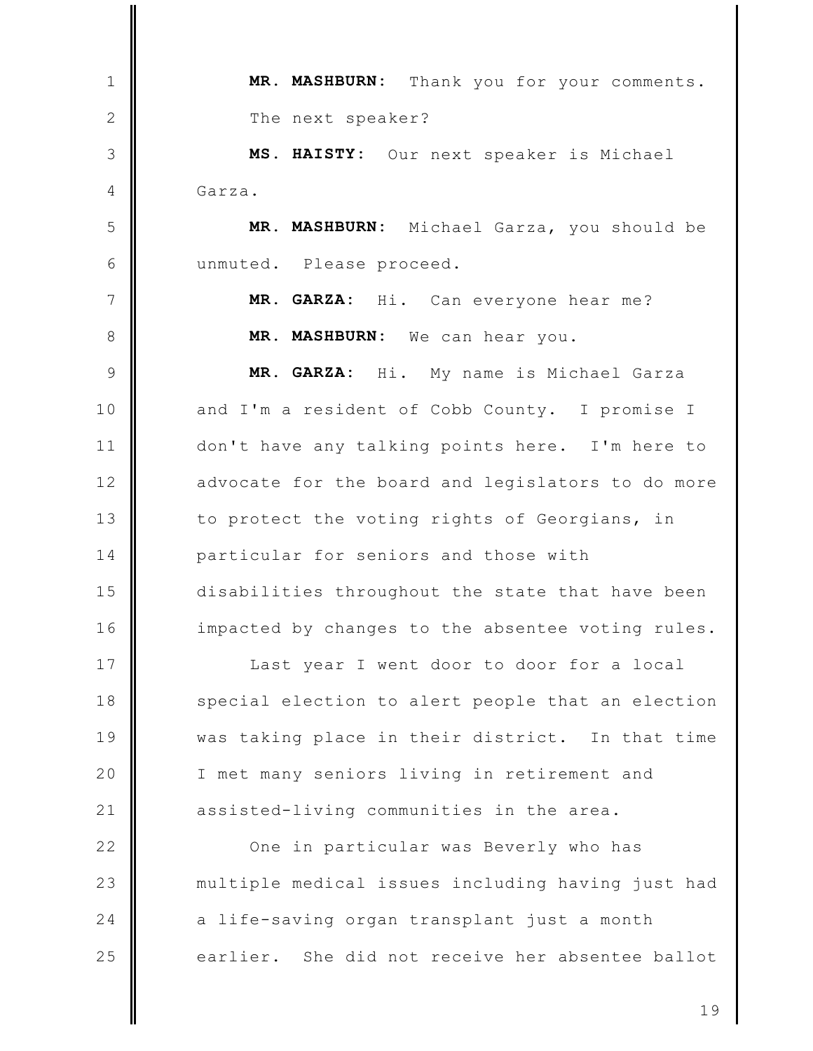**MR. MASHBURN:** Thank you for your comments. The next speaker?

**MS. HAISTY:** Our next speaker is Michael Garza.

**MR. MASHBURN:** Michael Garza, you should be unmuted. Please proceed.

**MR. GARZA:** Hi. Can everyone hear me?

**MR. MASHBURN:** We can hear you.

**MR. GARZA:** Hi. My name is Michael Garza and I'm a resident of Cobb County. I promise I don't have any talking points here. I'm here to advocate for the board and legislators to do more to protect the voting rights of Georgians, in particular for seniors and those with disabilities throughout the state that have been impacted by changes to the absentee voting rules.

Last year I went door to door for a local special election to alert people that an election was taking place in their district. In that time I met many seniors living in retirement and assisted-living communities in the area.

One in particular was Beverly who has multiple medical issues including having just had a life-saving organ transplant just a month earlier. She did not receive her absentee ballot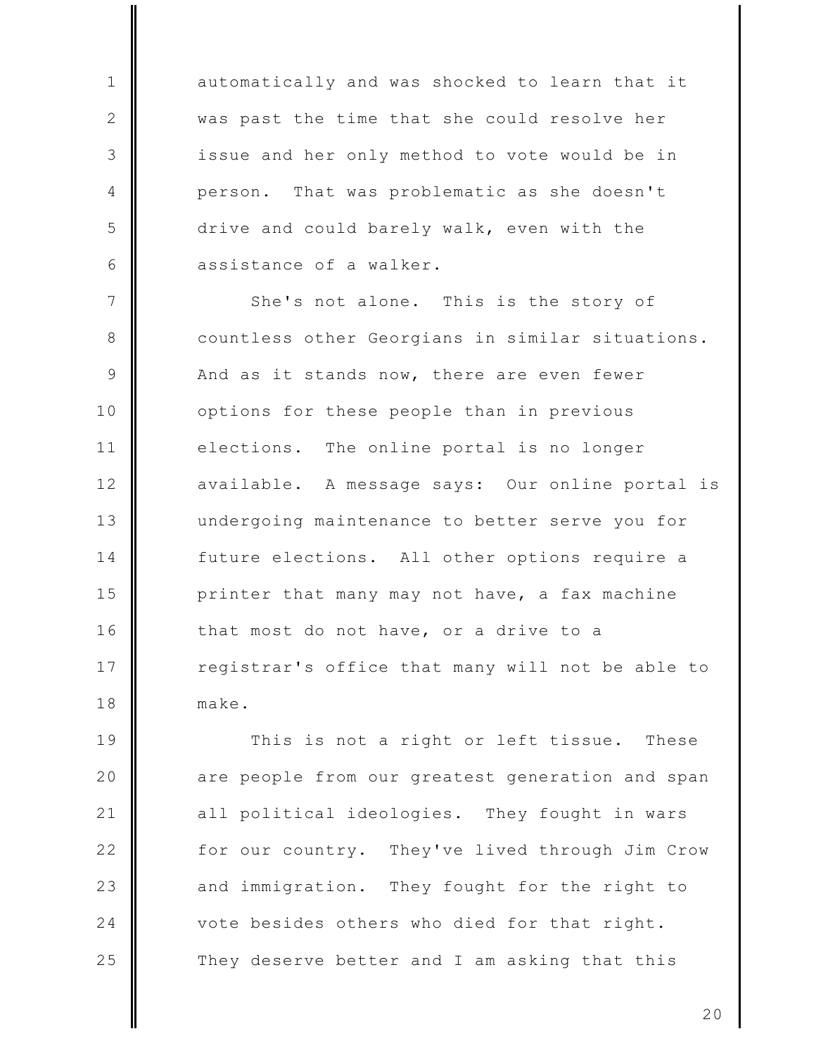automatically and was shocked to learn that it was past the time that she could resolve her issue and her only method to vote would be in person. That was problematic as she doesn't drive and could barely walk, even with the assistance of a walker.

She's not alone. This is the story of countless other Georgians in similar situations. And as it stands now, there are even fewer options for these people than in previous elections. The online portal is no longer available. A message says: Our online portal is undergoing maintenance to better serve you for future elections. All other options require a printer that many may not have, a fax machine that most do not have, or a drive to a registrar's office that many will not be able to make.

This is not a right or left tissue. These are people from our greatest generation and span all political ideologies. They fought in wars for our country. They've lived through Jim Crow and immigration. They fought for the right to vote besides others who died for that right. They deserve better and I am asking that this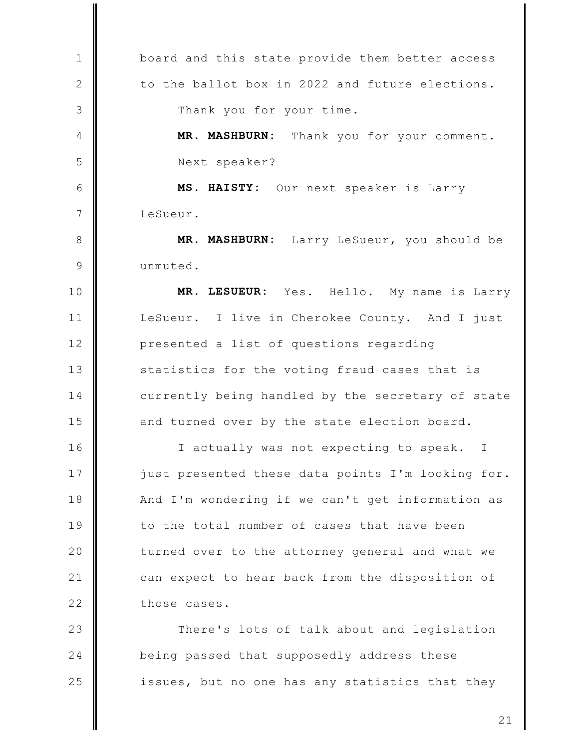board and this state provide them better access to the ballot box in 2022 and future elections.

Thank you for your time.

**MR. MASHBURN:** Thank you for your comment. Next speaker?

**MS. HAISTY:** Our next speaker is Larry LeSueur.

**MR. MASHBURN:** Larry LeSueur, you should be unmuted.

**MR. LESUEUR:** Yes. Hello. My name is Larry LeSueur. I live in Cherokee County. And I just presented a list of questions regarding statistics for the voting fraud cases that is currently being handled by the secretary of state and turned over by the state election board.

I actually was not expecting to speak. I just presented these data points I'm looking for. And I'm wondering if we can't get information as to the total number of cases that have been turned over to the attorney general and what we can expect to hear back from the disposition of those cases.

There's lots of talk about and legislation being passed that supposedly address these issues, but no one has any statistics that they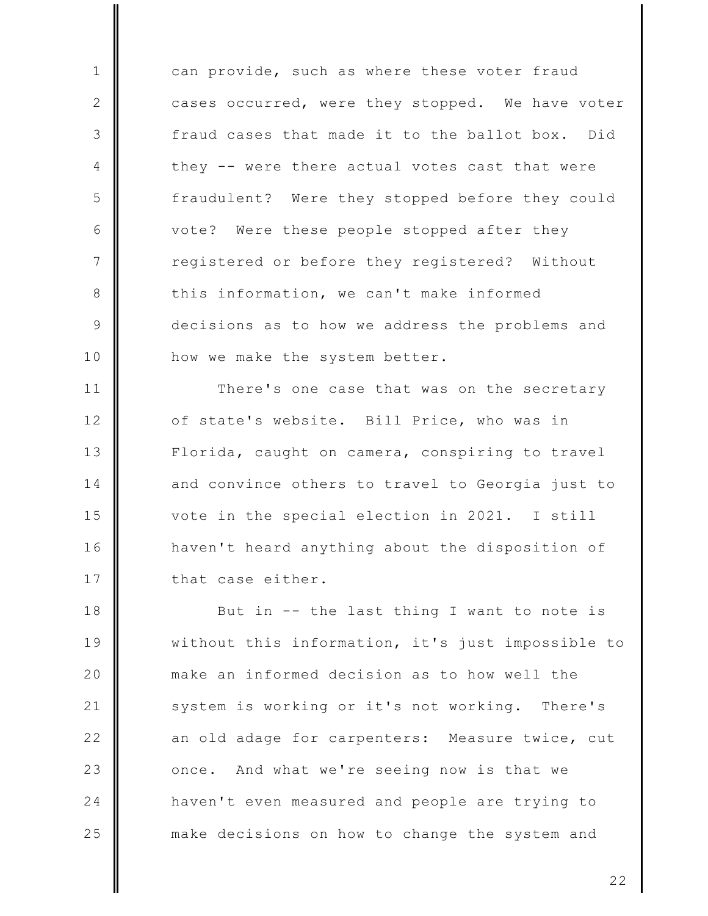can provide, such as where these voter fraud cases occurred, were they stopped. We have voter fraud cases that made it to the ballot box. Did they -- were there actual votes cast that were fraudulent? Were they stopped before they could vote? Were these people stopped after they registered or before they registered? Without this information, we can't make informed decisions as to how we address the problems and how we make the system better.

There's one case that was on the secretary of state's website. Bill Price, who was in Florida, caught on camera, conspiring to travel and convince others to travel to Georgia just to vote in the special election in 2021. I still haven't heard anything about the disposition of that case either.

But in -- the last thing I want to note is without this information, it's just impossible to make an informed decision as to how well the system is working or it's not working. There's an old adage for carpenters: Measure twice, cut once. And what we're seeing now is that we haven't even measured and people are trying to make decisions on how to change the system and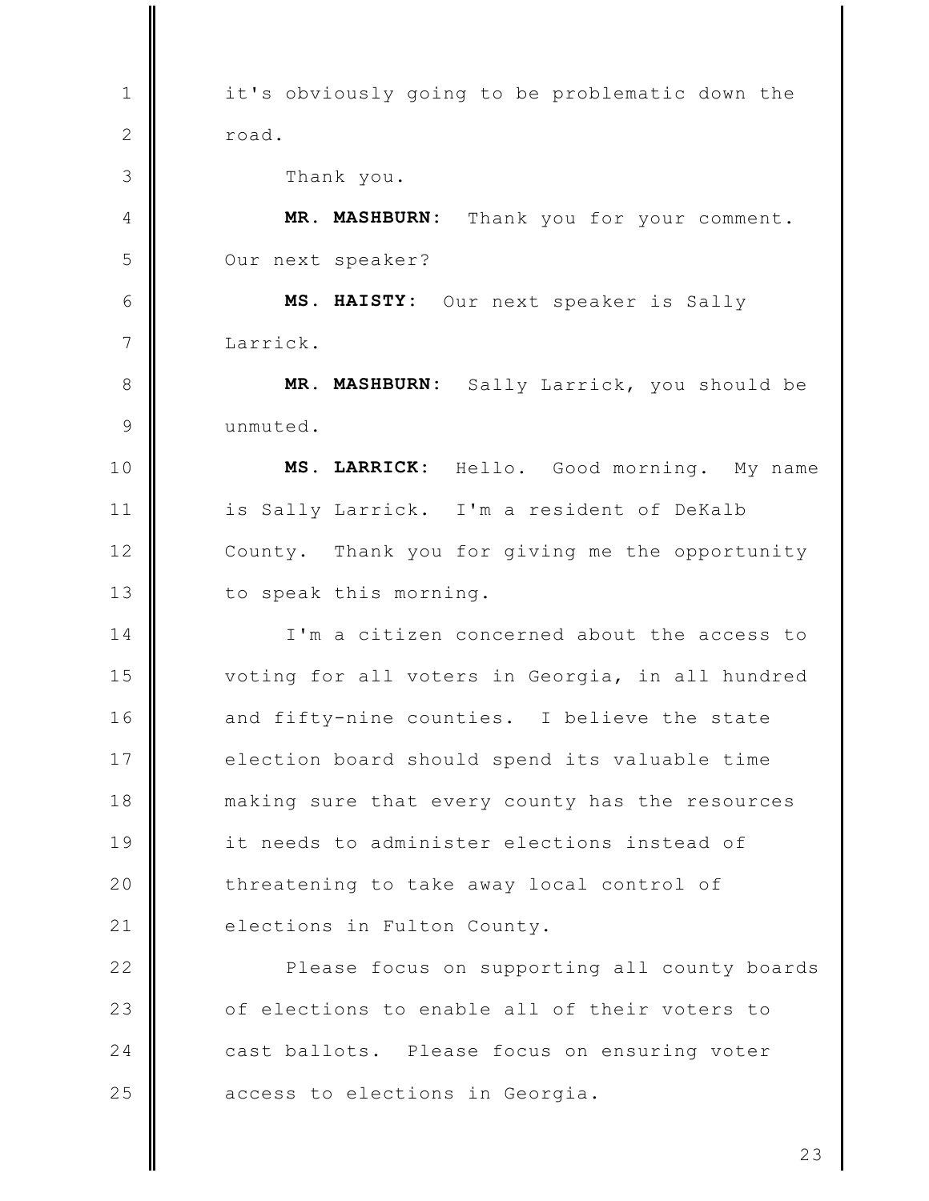it's obviously going to be problematic down the road.

Thank you.

**MR. MASHBURN:** Thank you for your comment. Our next speaker?

**MS. HAISTY:** Our next speaker is Sally Larrick.

**MR. MASHBURN:** Sally Larrick, you should be unmuted.

**MS. LARRICK:** Hello. Good morning. My name is Sally Larrick. I'm a resident of DeKalb County. Thank you for giving me the opportunity to speak this morning.

I'm a citizen concerned about the access to voting for all voters in Georgia, in all hundred and fifty-nine counties. I believe the state election board should spend its valuable time making sure that every county has the resources it needs to administer elections instead of threatening to take away local control of elections in Fulton County.

Please focus on supporting all county boards of elections to enable all of their voters to cast ballots. Please focus on ensuring voter access to elections in Georgia.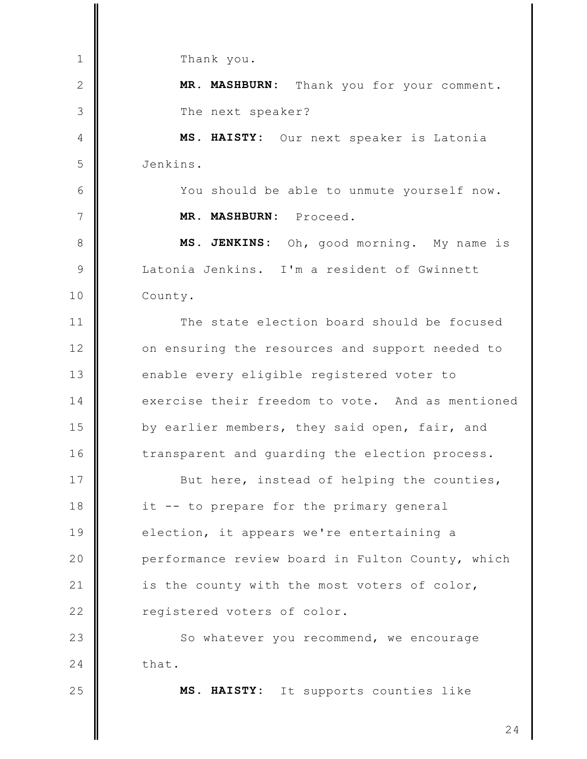Thank you.

**MR. MASHBURN:** Thank you for your comment.

The next speaker?

**MS. HAISTY:** Our next speaker is Latonia Jenkins.

You should be able to unmute yourself now.

**MR. MASHBURN:** Proceed.

**MS. JENKINS:** Oh, good morning. My name is Latonia Jenkins. I'm a resident of Gwinnett County.

The state election board should be focused on ensuring the resources and support needed to enable every eligible registered voter to exercise their freedom to vote. And as mentioned by earlier members, they said open, fair, and transparent and guarding the election process.

But here, instead of helping the counties, it -- to prepare for the primary general election, it appears we're entertaining a performance review board in Fulton County, which is the county with the most voters of color, registered voters of color.

So whatever you recommend, we encourage that.

**MS. HAISTY:** It supports counties like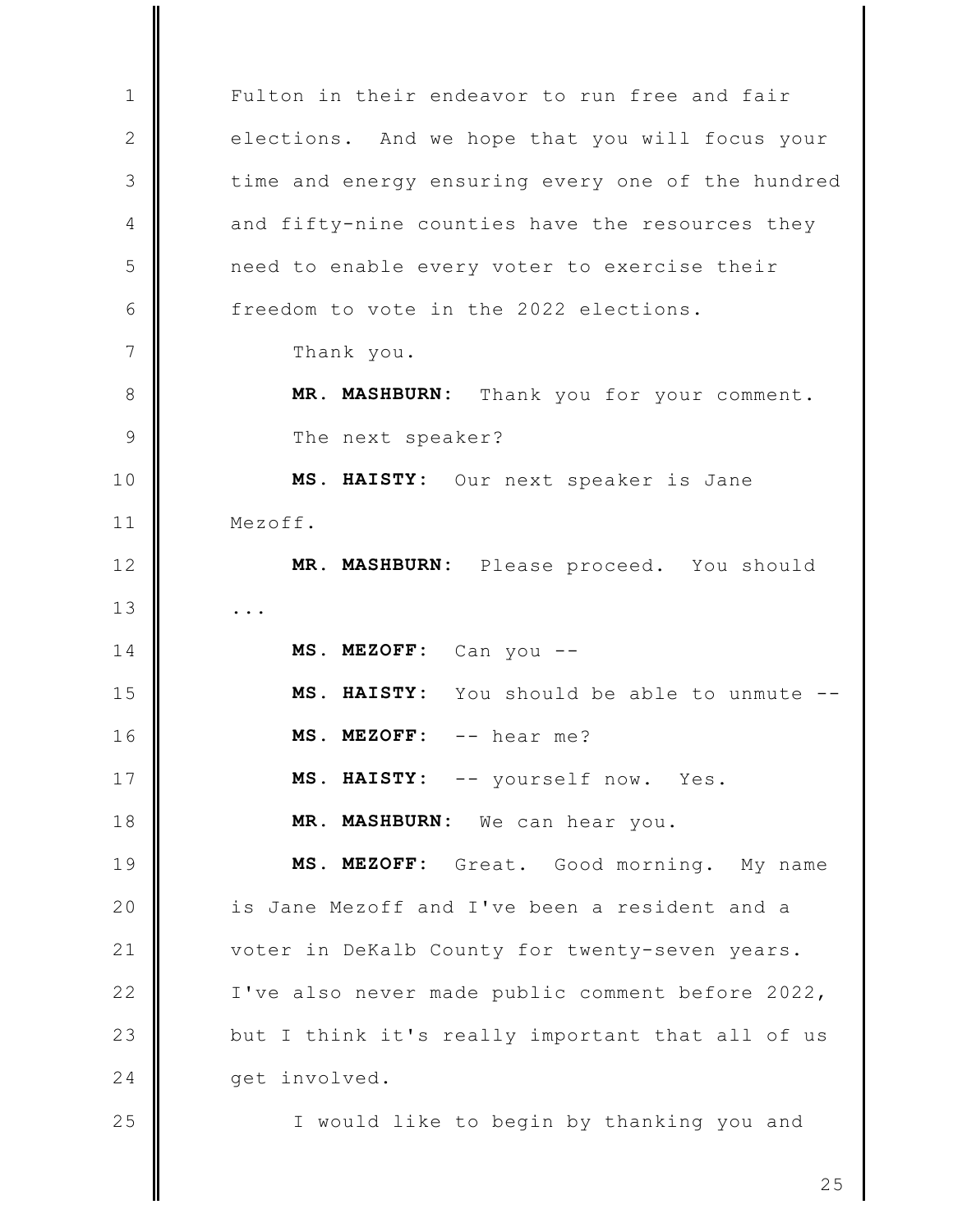Fulton in their endeavor to run free and fair elections. And we hope that you will focus your time and energy ensuring every one of the hundred and fifty-nine counties have the resources they need to enable every voter to exercise their freedom to vote in the 2022 elections.

Thank you.

**MR. MASHBURN:** Thank you for your comment. The next speaker?

**MS. HAISTY:** Our next speaker is Jane Mezoff.

**MR. MASHBURN:** Please proceed. You should ...

**MS. MEZOFF:** Can you --

**MS. HAISTY:** You should be able to unmute --

**MS. MEZOFF:** -- hear me?

**MS. HAISTY:** -- yourself now. Yes.

**MR. MASHBURN:** We can hear you.

**MS. MEZOFF:** Great. Good morning. My name is Jane Mezoff and I've been a resident and a voter in DeKalb County for twenty-seven years. I've also never made public comment before 2022, but I think it's really important that all of us get involved.

I would like to begin by thanking you and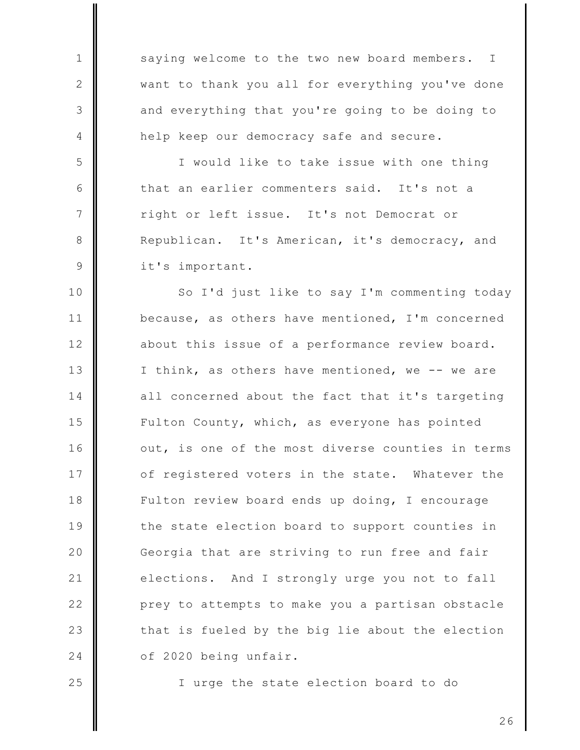saying welcome to the two new board members. I want to thank you all for everything you've done and everything that you're going to be doing to help keep our democracy safe and secure.

I would like to take issue with one thing that an earlier commenters said. It's not a right or left issue. It's not Democrat or Republican. It's American, it's democracy, and it's important.

So I'd just like to say I'm commenting today because, as others have mentioned, I'm concerned about this issue of a performance review board. I think, as others have mentioned, we -- we are all concerned about the fact that it's targeting Fulton County, which, as everyone has pointed out, is one of the most diverse counties in terms of registered voters in the state. Whatever the Fulton review board ends up doing, I encourage the state election board to support counties in Georgia that are striving to run free and fair elections. And I strongly urge you not to fall prey to attempts to make you a partisan obstacle that is fueled by the big lie about the election of 2020 being unfair.

I urge the state election board to do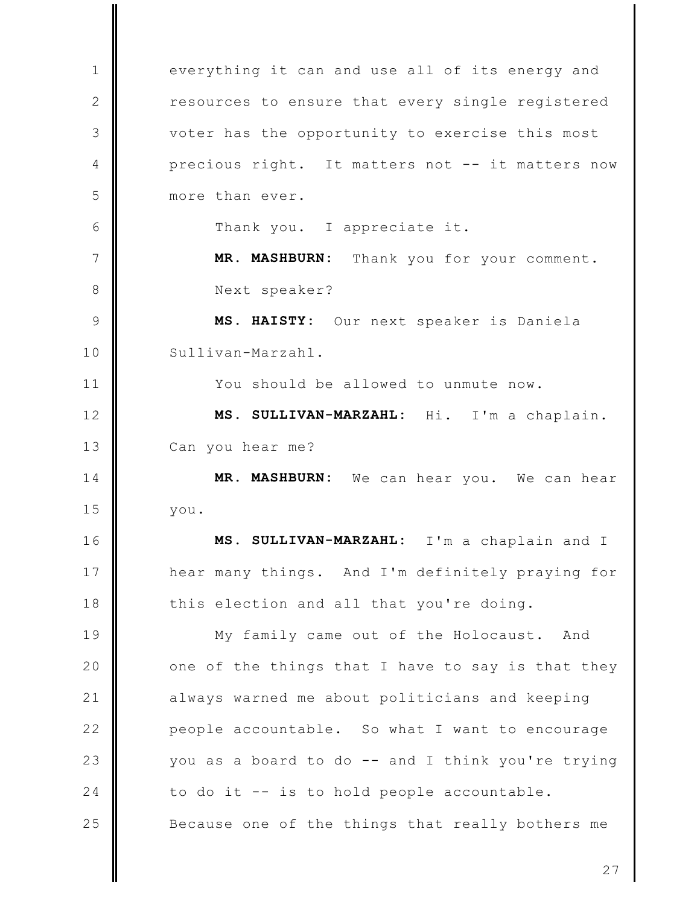everything it can and use all of its energy and resources to ensure that every single registered voter has the opportunity to exercise this most precious right. It matters not -- it matters now more than ever.

Thank you. I appreciate it.

**MR. MASHBURN:** Thank you for your comment.

Next speaker?

**MS. HAISTY:** Our next speaker is Daniela Sullivan-Marzahl.

You should be allowed to unmute now.

**MS. SULLIVAN-MARZAHL:** Hi. I'm a chaplain. Can you hear me?

**MR. MASHBURN:** We can hear you. We can hear you.

**MS. SULLIVAN-MARZAHL:** I'm a chaplain and I hear many things. And I'm definitely praying for this election and all that you're doing.

My family came out of the Holocaust. And one of the things that I have to say is that they always warned me about politicians and keeping people accountable. So what I want to encourage you as a board to do -- and I think you're trying to do it -- is to hold people accountable. Because one of the things that really bothers me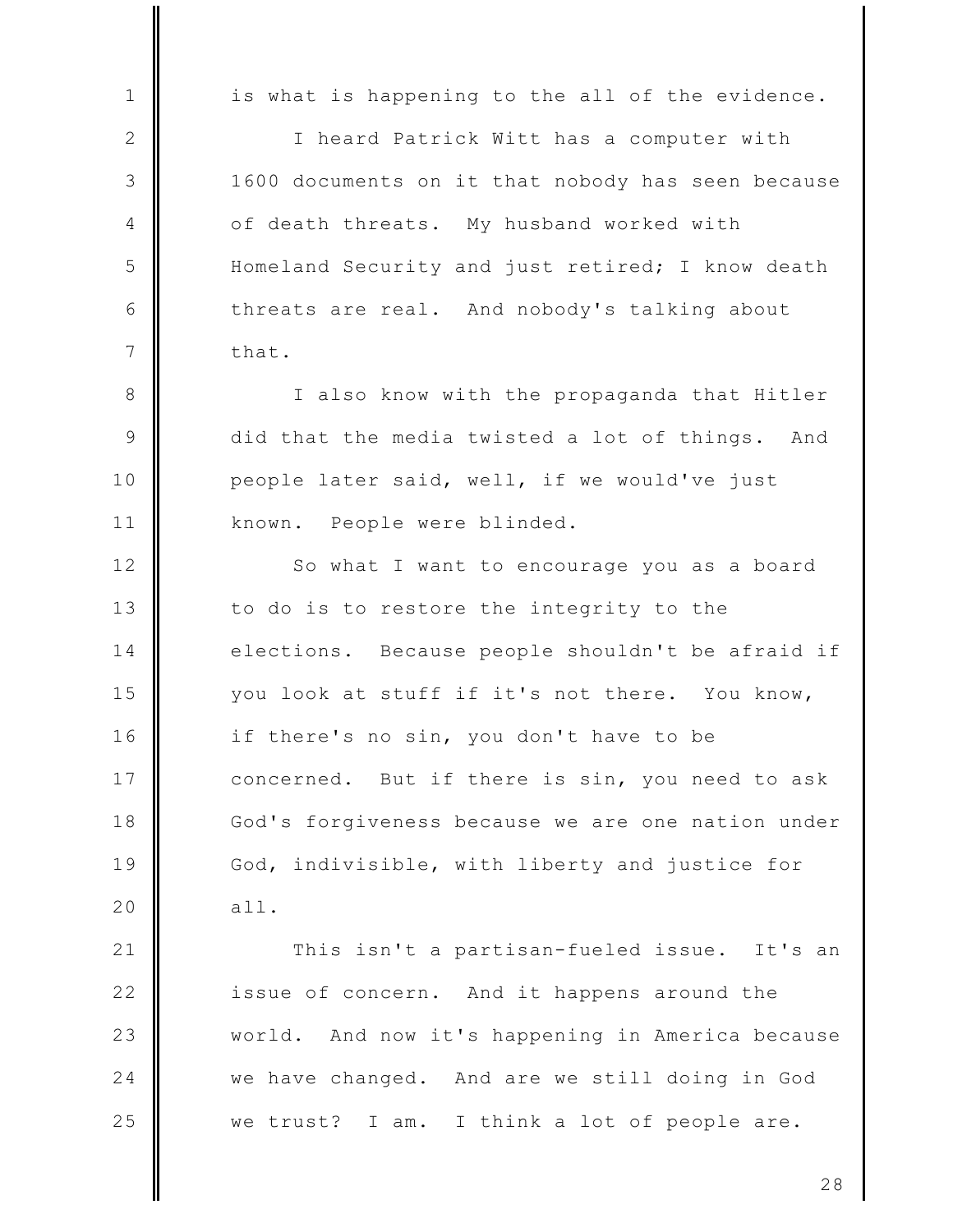is what is happening to the all of the evidence.

I heard Patrick Witt has a computer with 1600 documents on it that nobody has seen because of death threats. My husband worked with Homeland Security and just retired; I know death threats are real. And nobody's talking about that.

I also know with the propaganda that Hitler did that the media twisted a lot of things. And people later said, well, if we would've just known. People were blinded.

So what I want to encourage you as a board to do is to restore the integrity to the elections. Because people shouldn't be afraid if you look at stuff if it's not there. You know, if there's no sin, you don't have to be concerned. But if there is sin, you need to ask God's forgiveness because we are one nation under God, indivisible, with liberty and justice for all.

This isn't a partisan-fueled issue. It's an issue of concern. And it happens around the world. And now it's happening in America because we have changed. And are we still doing in God we trust? I am. I think a lot of people are.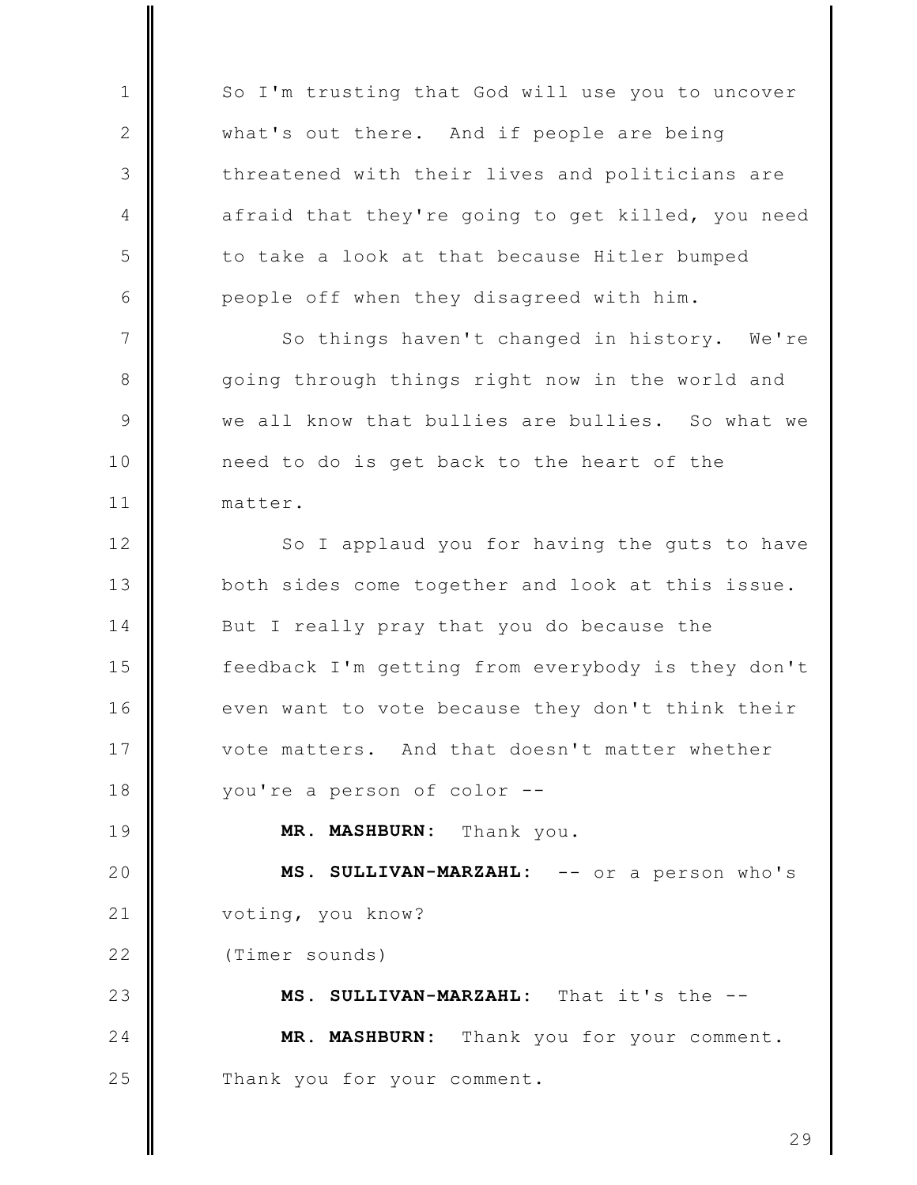So I'm trusting that God will use you to uncover what's out there. And if people are being threatened with their lives and politicians are afraid that they're going to get killed, you need to take a look at that because Hitler bumped people off when they disagreed with him.

So things haven't changed in history. We're going through things right now in the world and we all know that bullies are bullies. So what we need to do is get back to the heart of the matter.

So I applaud you for having the guts to have both sides come together and look at this issue. But I really pray that you do because the feedback I'm getting from everybody is they don't even want to vote because they don't think their vote matters. And that doesn't matter whether you're a person of color --

**MR. MASHBURN:** Thank you.

**MS. SULLIVAN-MARZAHL:** -- or a person who's voting, you know?

(Timer sounds)

**MS. SULLIVAN-MARZAHL:** That it's the --

**MR. MASHBURN:** Thank you for your comment. Thank you for your comment.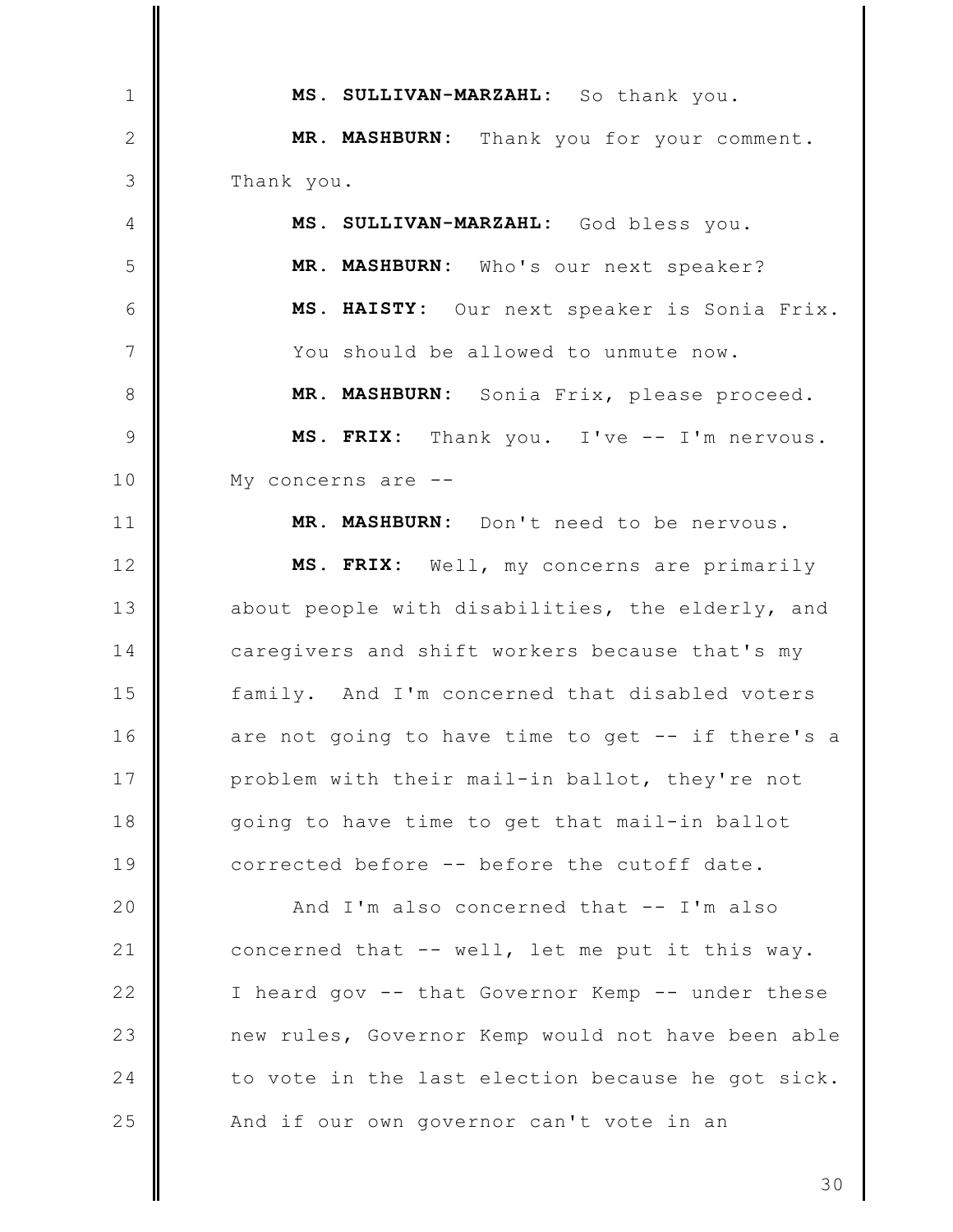**MS. SULLIVAN-MARZAHL:** So thank you.

**MR. MASHBURN:** Thank you for your comment. Thank you.

**MS. SULLIVAN-MARZAHL:** God bless you.

**MR. MASHBURN:** Who's our next speaker?

**MS. HAISTY:** Our next speaker is Sonia Frix. You should be allowed to unmute now.

**MR. MASHBURN:** Sonia Frix, please proceed.

**MS. FRIX:** Thank you. I've -- I'm nervous. My concerns are --

**MR. MASHBURN:** Don't need to be nervous.

**MS. FRIX:** Well, my concerns are primarily about people with disabilities, the elderly, and caregivers and shift workers because that's my family. And I'm concerned that disabled voters are not going to have time to get -- if there's a problem with their mail-in ballot, they're not going to have time to get that mail-in ballot corrected before -- before the cutoff date.

And I'm also concerned that -- I'm also concerned that -- well, let me put it this way. I heard gov -- that Governor Kemp -- under these new rules, Governor Kemp would not have been able to vote in the last election because he got sick. And if our own governor can't vote in an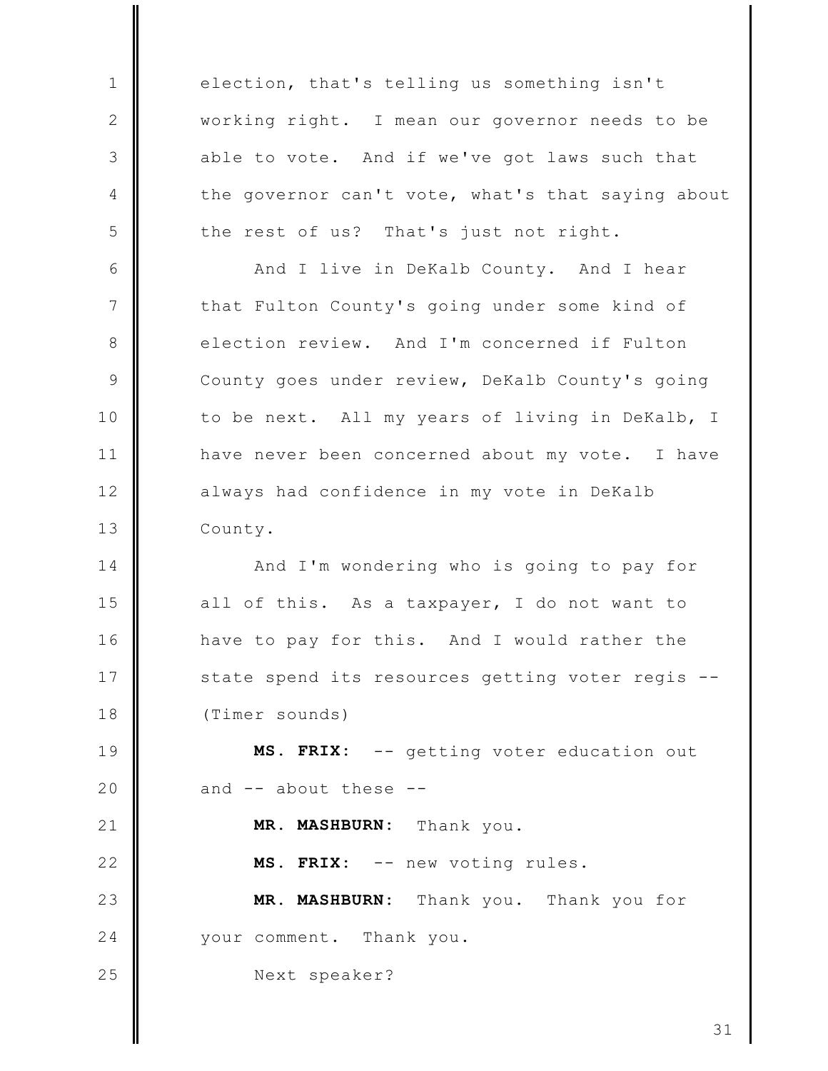election, that's telling us something isn't working right. I mean our governor needs to be able to vote. And if we've got laws such that the governor can't vote, what's that saying about the rest of us? That's just not right.

And I live in DeKalb County. And I hear that Fulton County's going under some kind of election review. And I'm concerned if Fulton County goes under review, DeKalb County's going to be next. All my years of living in DeKalb, I have never been concerned about my vote. I have always had confidence in my vote in DeKalb County.

And I'm wondering who is going to pay for all of this. As a taxpayer, I do not want to have to pay for this. And I would rather the state spend its resources getting voter regis -- (Timer sounds)

**MS. FRIX:** -- getting voter education out and -- about these --

**MR. MASHBURN:** Thank you.

**MS. FRIX:** -- new voting rules.

**MR. MASHBURN:** Thank you. Thank you for your comment. Thank you.

Next speaker?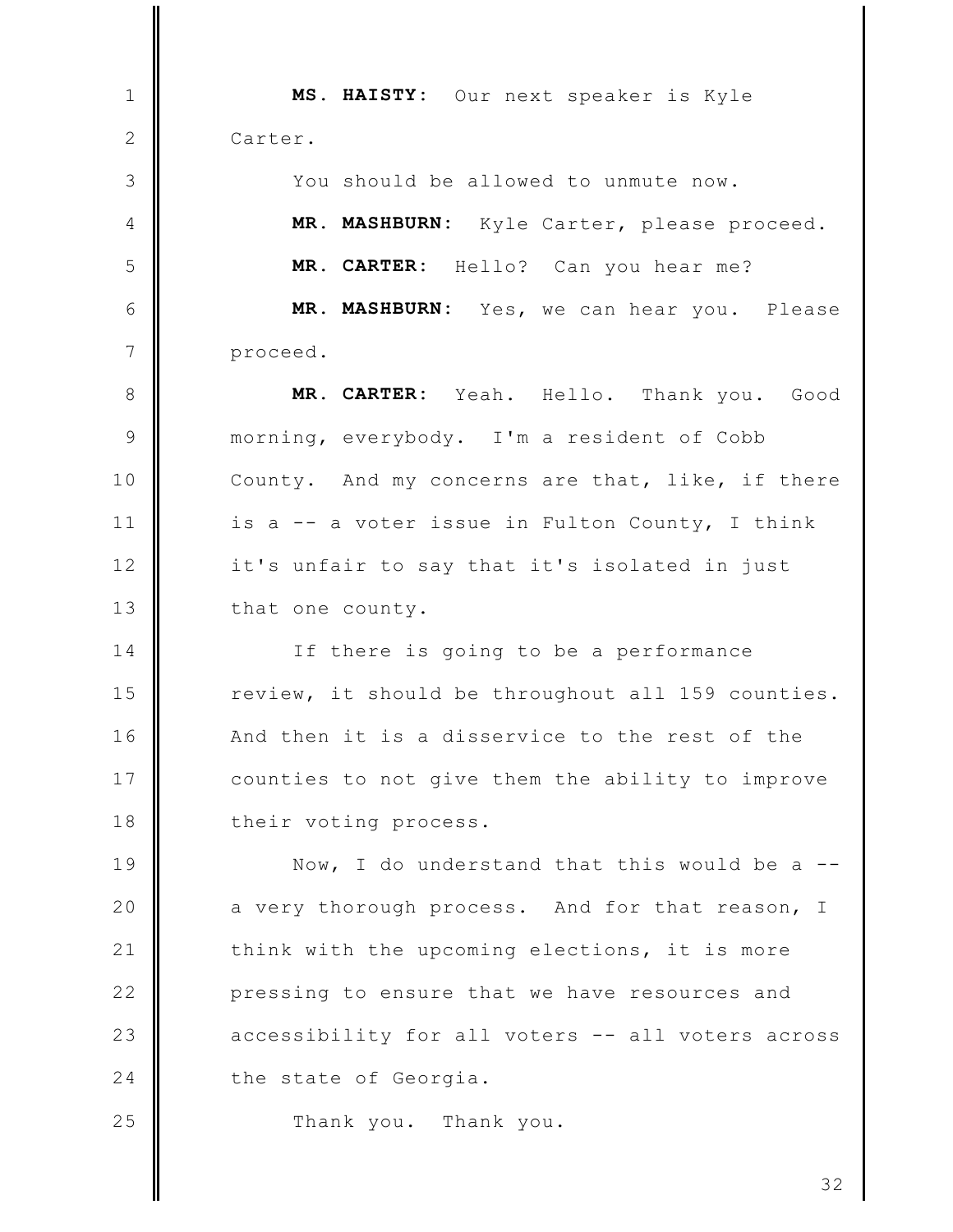**MS. HAISTY:** Our next speaker is Kyle Carter.

You should be allowed to unmute now.

**MR. MASHBURN:** Kyle Carter, please proceed.

**MR. CARTER:** Hello? Can you hear me?

**MR. MASHBURN:** Yes, we can hear you. Please proceed.

**MR. CARTER:** Yeah. Hello. Thank you. Good morning, everybody. I'm a resident of Cobb County. And my concerns are that, like, if there is a -- a voter issue in Fulton County, I think it's unfair to say that it's isolated in just that one county.

If there is going to be a performance review, it should be throughout all 159 counties. And then it is a disservice to the rest of the counties to not give them the ability to improve their voting process.

Now, I do understand that this would be a -- a very thorough process. And for that reason, I think with the upcoming elections, it is more pressing to ensure that we have resources and accessibility for all voters -- all voters across the state of Georgia.

Thank you. Thank you.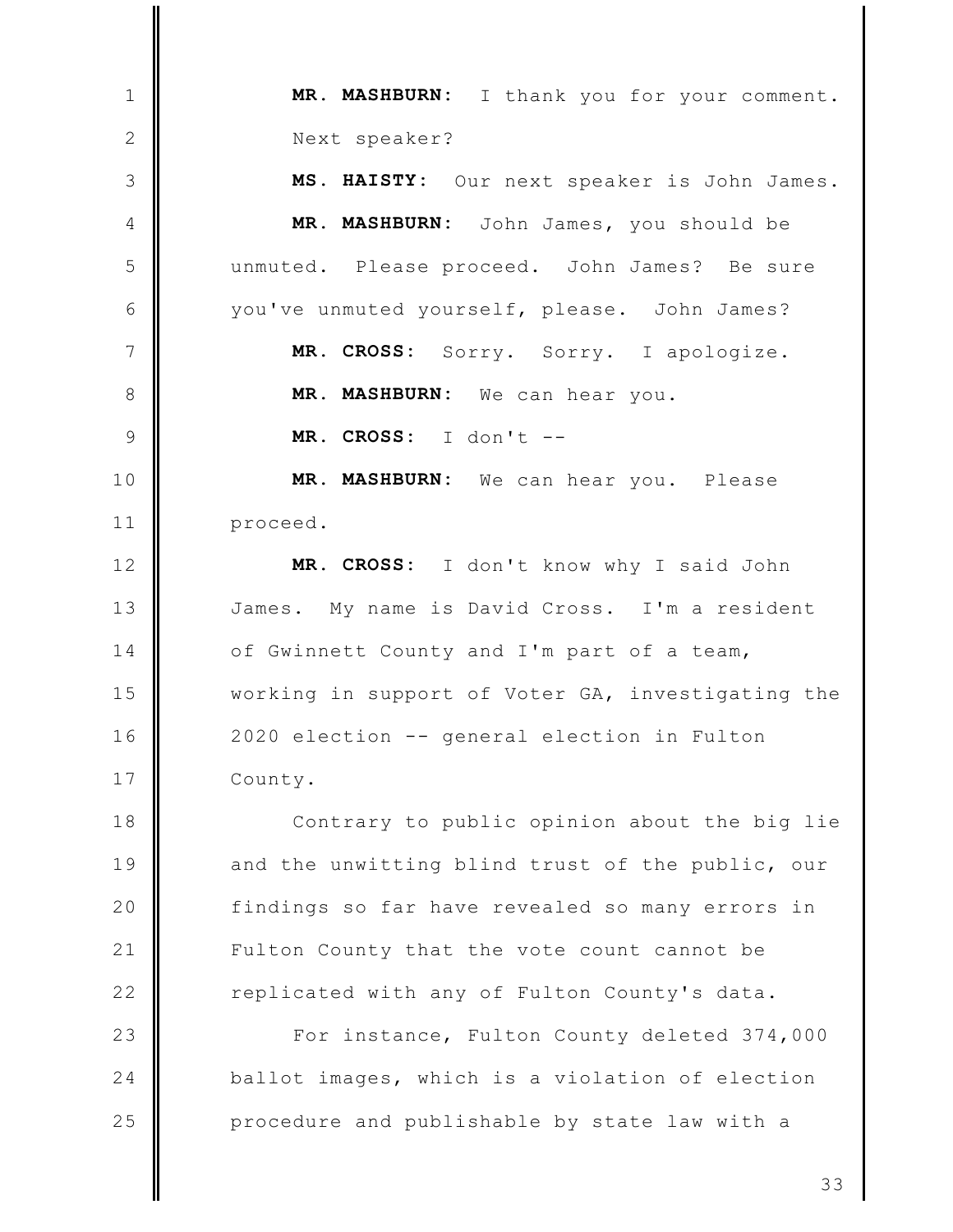**MR. MASHBURN:** I thank you for your comment. Next speaker?

**MS. HAISTY:** Our next speaker is John James.

**MR. MASHBURN:** John James, you should be unmuted. Please proceed. John James? Be sure you've unmuted yourself, please. John James?

**MR. CROSS:** Sorry. Sorry. I apologize.

**MR. MASHBURN:** We can hear you.

**MR. CROSS:** I don't --

**MR. MASHBURN:** We can hear you. Please proceed.

**MR. CROSS:** I don't know why I said John James. My name is David Cross. I'm a resident of Gwinnett County and I'm part of a team, working in support of Voter GA, investigating the 2020 election -- general election in Fulton County.

Contrary to public opinion about the big lie and the unwitting blind trust of the public, our findings so far have revealed so many errors in Fulton County that the vote count cannot be replicated with any of Fulton County's data.

For instance, Fulton County deleted 374,000 ballot images, which is a violation of election procedure and publishable by state law with a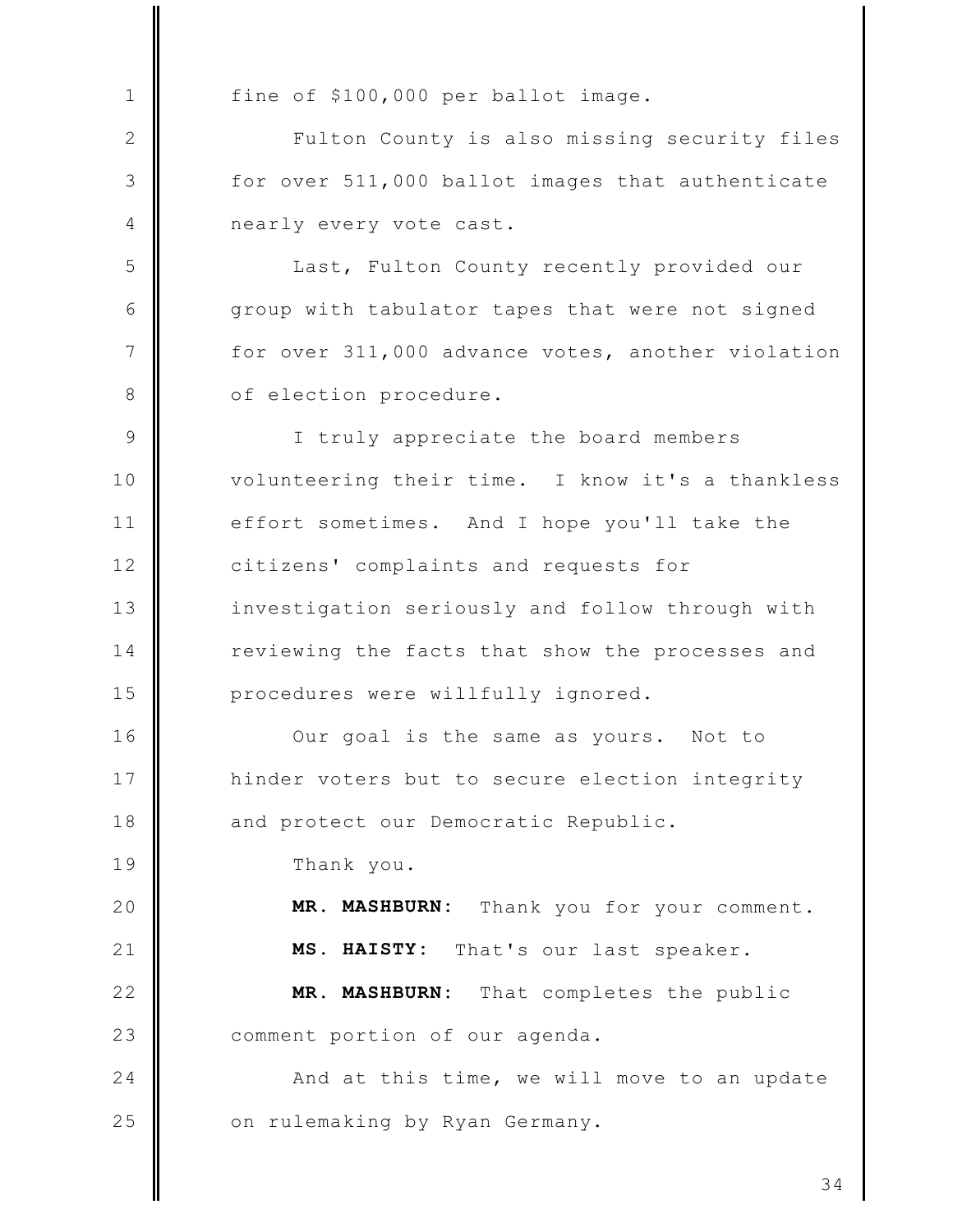fine of $100,000 per ballot image.

Fulton County is also missing security files for over 511,000 ballot images that authenticate nearly every vote cast.

Last, Fulton County recently provided our group with tabulator tapes that were not signed for over 311,000 advance votes, another violation of election procedure.

I truly appreciate the board members volunteering their time. I know it's a thankless effort sometimes. And I hope you'll take the citizens' complaints and requests for investigation seriously and follow through with reviewing the facts that show the processes and procedures were willfully ignored.

Our goal is the same as yours. Not to hinder voters but to secure election integrity and protect our Democratic Republic.

Thank you.

**MR. MASHBURN:** Thank you for your comment.

**MS. HAISTY:** That's our last speaker.

**MR. MASHBURN:** That completes the public comment portion of our agenda.

And at this time, we will move to an update on rulemaking by Ryan Germany.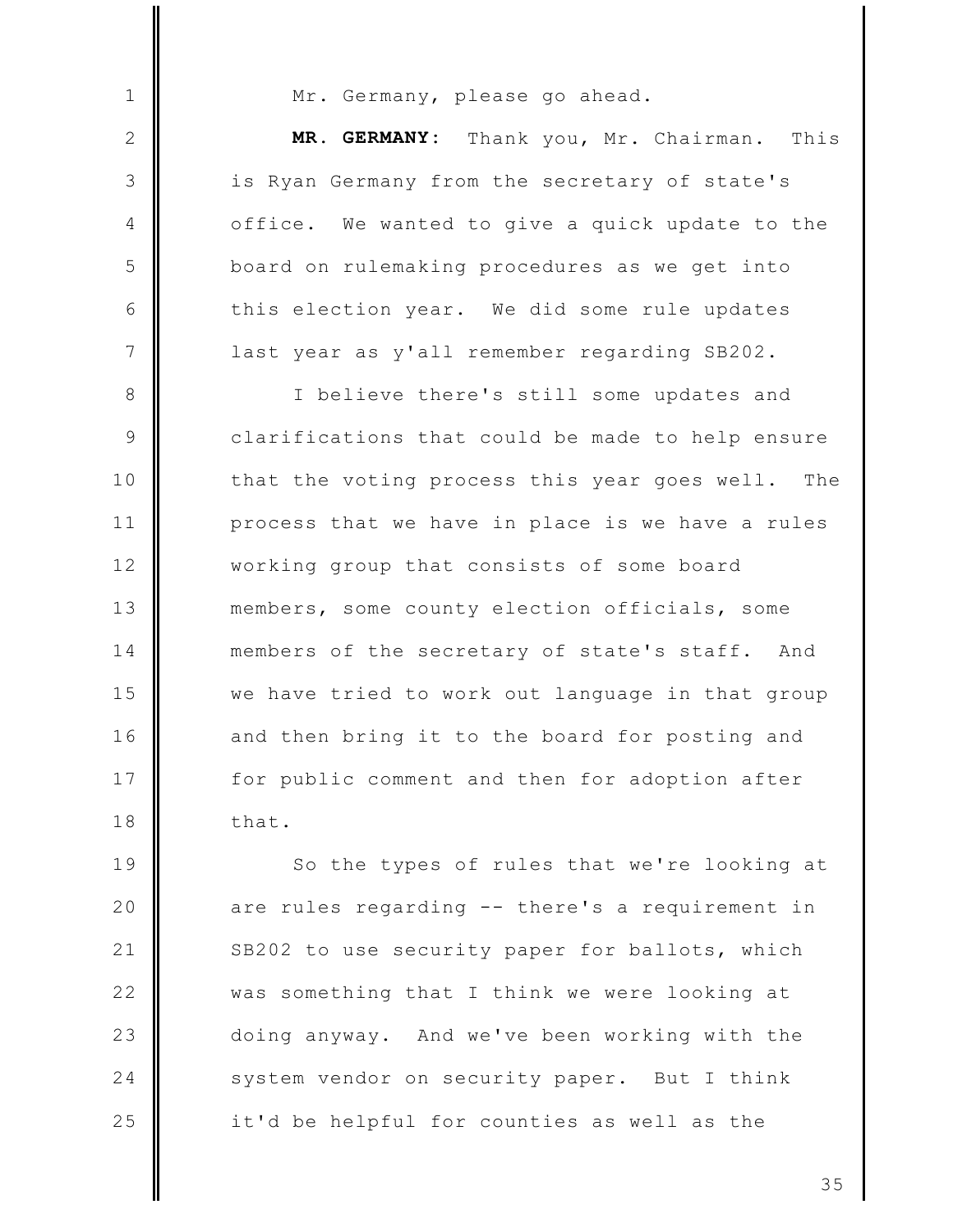Mr. Germany, please go ahead.

**MR. GERMANY:** Thank you, Mr. Chairman. This is Ryan Germany from the secretary of state's office. We wanted to give a quick update to the board on rulemaking procedures as we get into this election year. We did some rule updates last year as y'all remember regarding SB202.

I believe there's still some updates and clarifications that could be made to help ensure that the voting process this year goes well. The process that we have in place is we have a rules working group that consists of some board members, some county election officials, some members of the secretary of state's staff. And we have tried to work out language in that group and then bring it to the board for posting and for public comment and then for adoption after that.

So the types of rules that we're looking at are rules regarding -- there's a requirement in SB202 to use security paper for ballots, which was something that I think we were looking at doing anyway. And we've been working with the system vendor on security paper. But I think it'd be helpful for counties as well as the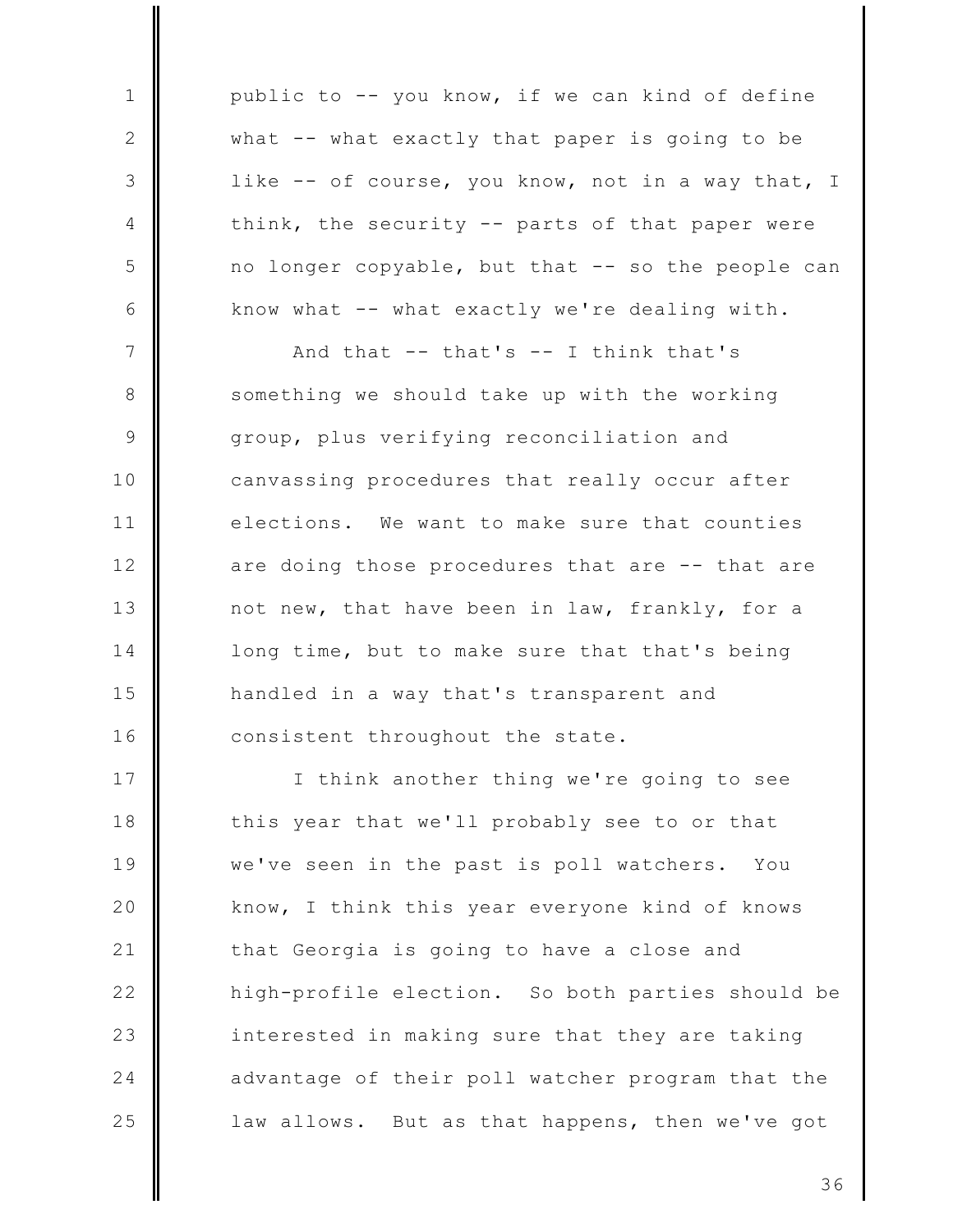public to -- you know, if we can kind of define what -- what exactly that paper is going to be like -- of course, you know, not in a way that, I think, the security -- parts of that paper were no longer copyable, but that -- so the people can know what -- what exactly we're dealing with.

And that -- that's -- I think that's something we should take up with the working group, plus verifying reconciliation and canvassing procedures that really occur after elections. We want to make sure that counties are doing those procedures that are -- that are not new, that have been in law, frankly, for a long time, but to make sure that that's being handled in a way that's transparent and consistent throughout the state.

I think another thing we're going to see this year that we'll probably see to or that we've seen in the past is poll watchers. You know, I think this year everyone kind of knows that Georgia is going to have a close and high-profile election. So both parties should be interested in making sure that they are taking advantage of their poll watcher program that the law allows. But as that happens, then we've got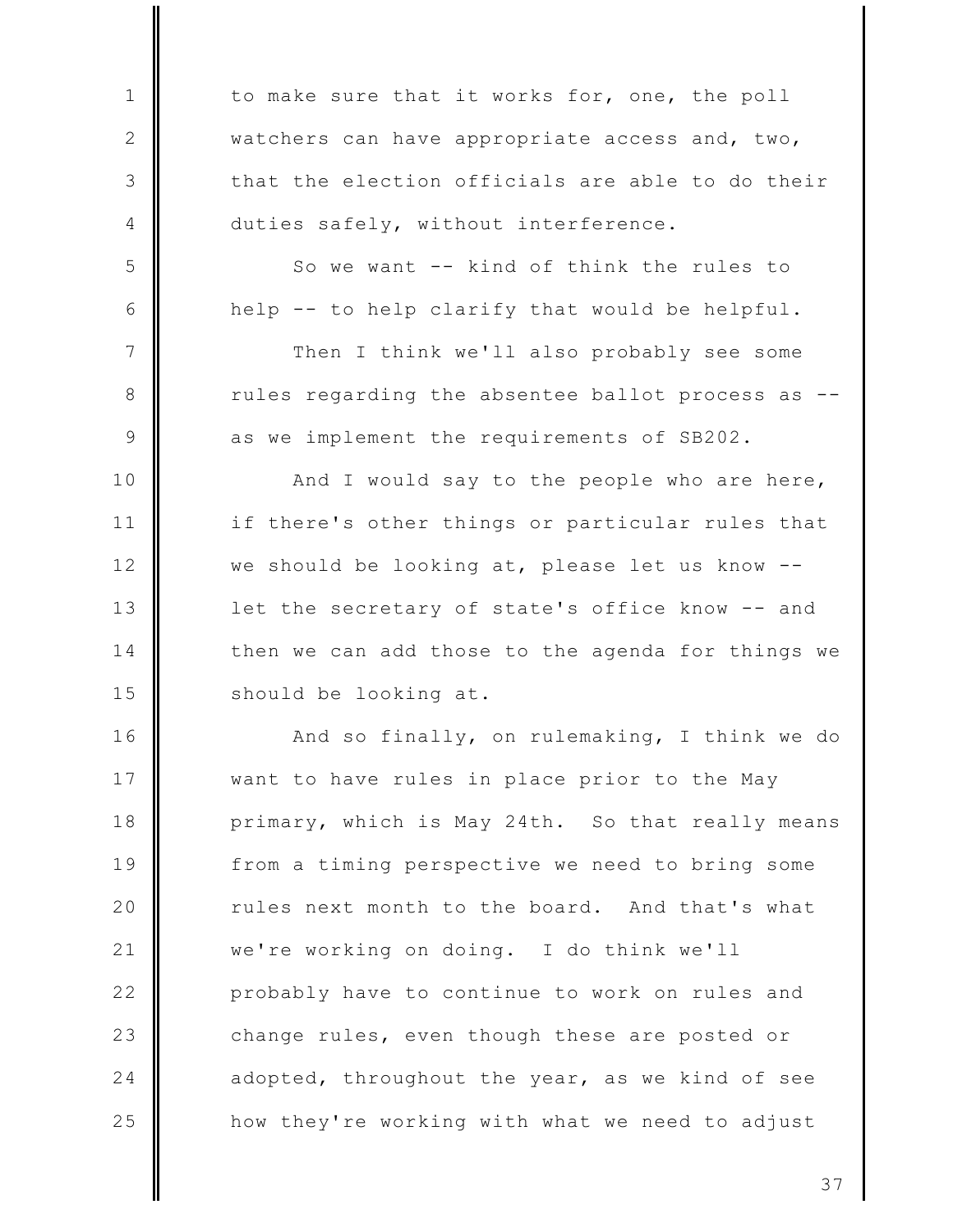to make sure that it works for, one, the poll watchers can have appropriate access and, two, that the election officials are able to do their duties safely, without interference.

So we want -- kind of think the rules to help -- to help clarify that would be helpful.

Then I think we'll also probably see some rules regarding the absentee ballot process as -- as we implement the requirements of SB202.

And I would say to the people who are here, if there's other things or particular rules that we should be looking at, please let us know -- let the secretary of state's office know -- and then we can add those to the agenda for things we should be looking at.

And so finally, on rulemaking, I think we do want to have rules in place prior to the May primary, which is May 24th. So that really means from a timing perspective we need to bring some rules next month to the board. And that's what we're working on doing. I do think we'll probably have to continue to work on rules and change rules, even though these are posted or adopted, throughout the year, as we kind of see how they're working with what we need to adjust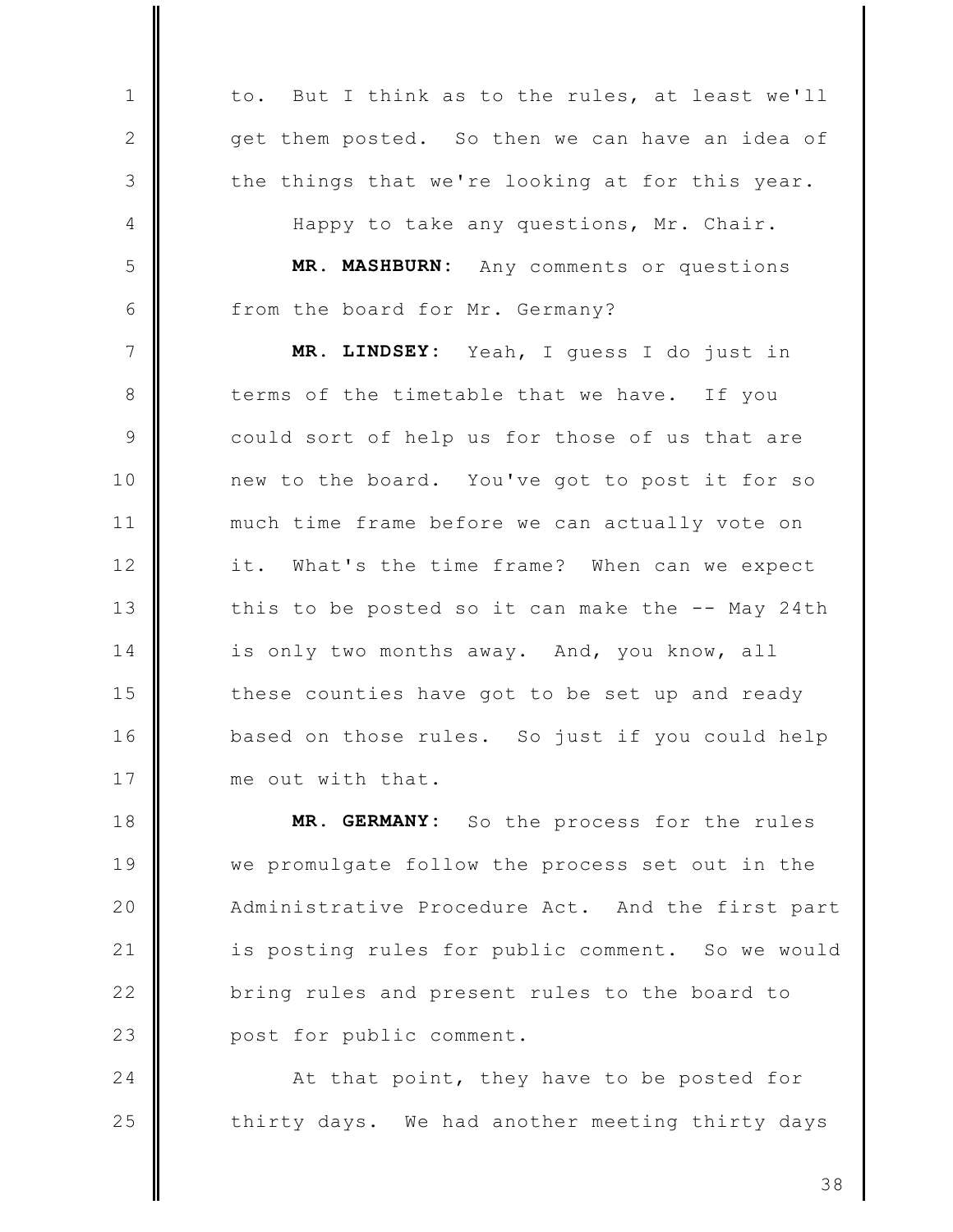to. But I think as to the rules, at least we'll get them posted. So then we can have an idea of the things that we're looking at for this year.

Happy to take any questions, Mr. Chair.

**MR. MASHBURN:** Any comments or questions from the board for Mr. Germany?

**MR. LINDSEY:** Yeah, I guess I do just in terms of the timetable that we have. If you could sort of help us for those of us that are new to the board. You've got to post it for so much time frame before we can actually vote on it. What's the time frame? When can we expect this to be posted so it can make the -- May 24th is only two months away. And, you know, all these counties have got to be set up and ready based on those rules. So just if you could help me out with that.

**MR. GERMANY:** So the process for the rules we promulgate follow the process set out in the Administrative Procedure Act. And the first part is posting rules for public comment. So we would bring rules and present rules to the board to post for public comment.

At that point, they have to be posted for thirty days. We had another meeting thirty days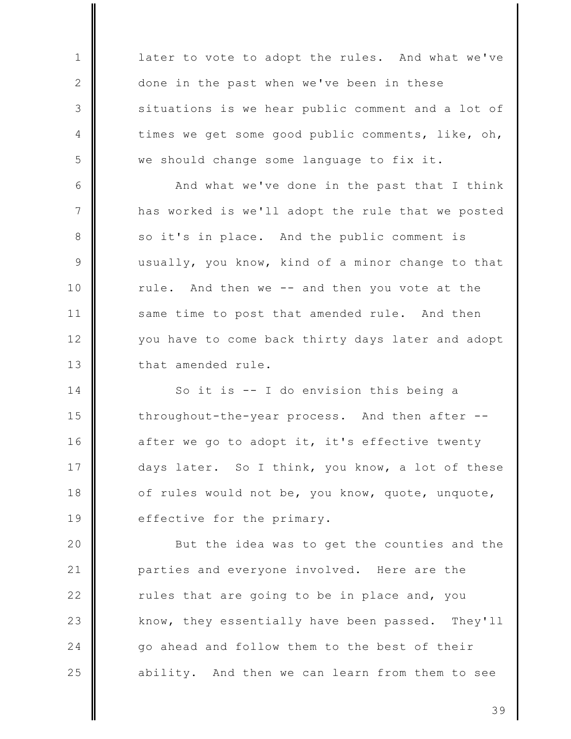later to vote to adopt the rules. And what we've done in the past when we've been in these situations is we hear public comment and a lot of times we get some good public comments, like, oh, we should change some language to fix it.

And what we've done in the past that I think has worked is we'll adopt the rule that we posted so it's in place. And the public comment is usually, you know, kind of a minor change to that rule. And then we -- and then you vote at the same time to post that amended rule. And then you have to come back thirty days later and adopt that amended rule.

So it is -- I do envision this being a throughout-the-year process. And then after -- after we go to adopt it, it's effective twenty days later. So I think, you know, a lot of these of rules would not be, you know, quote, unquote, effective for the primary.

But the idea was to get the counties and the parties and everyone involved. Here are the rules that are going to be in place and, you know, they essentially have been passed. They'll go ahead and follow them to the best of their ability. And then we can learn from them to see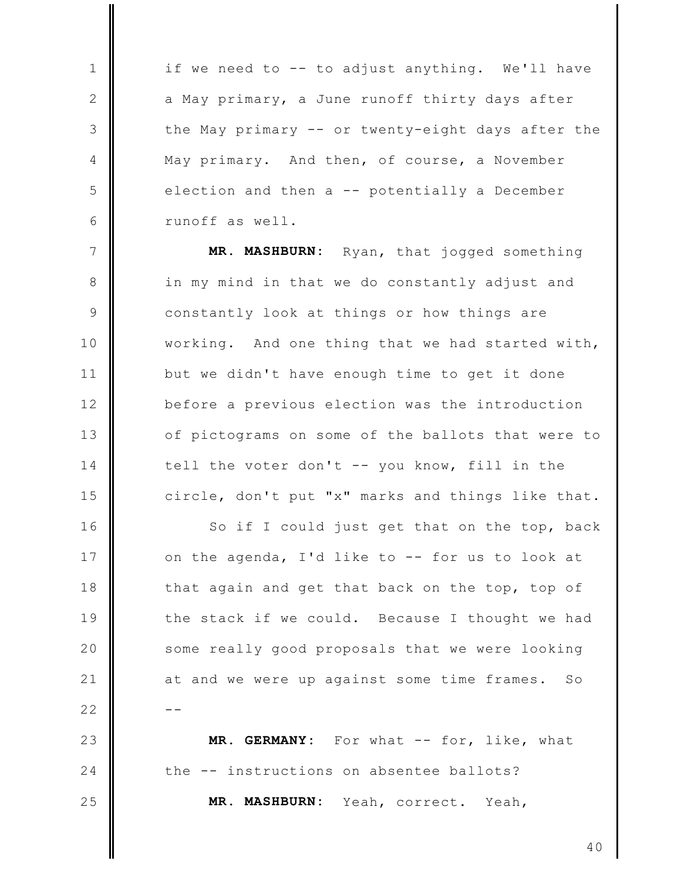if we need to -- to adjust anything. We'll have a May primary, a June runoff thirty days after the May primary -- or twenty-eight days after the May primary. And then, of course, a November election and then a -- potentially a December runoff as well.

**MR. MASHBURN:** Ryan, that jogged something in my mind in that we do constantly adjust and constantly look at things or how things are working. And one thing that we had started with, but we didn't have enough time to get it done before a previous election was the introduction of pictograms on some of the ballots that were to tell the voter don't -- you know, fill in the circle, don't put "x" marks and things like that.

So if I could just get that on the top, back on the agenda, I'd like to -- for us to look at that again and get that back on the top, top of the stack if we could. Because I thought we had some really good proposals that we were looking at and we were up against some time frames. So --

**MR. GERMANY:** For what -- for, like, what the -- instructions on absentee ballots?

**MR. MASHBURN:** Yeah, correct. Yeah,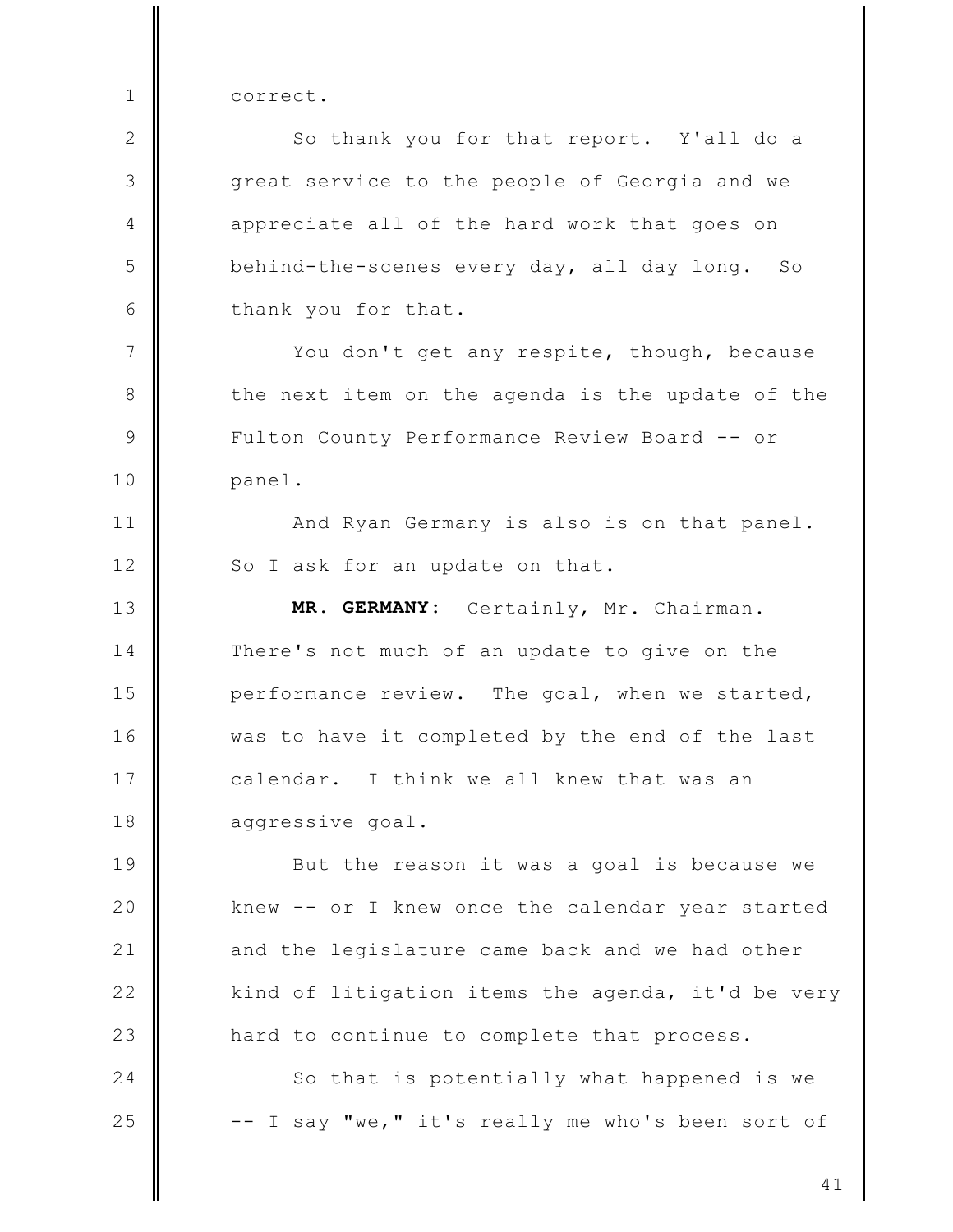correct.

So thank you for that report. Y'all do a great service to the people of Georgia and we appreciate all of the hard work that goes on behind-the-scenes every day, all day long. So thank you for that.

You don't get any respite, though, because the next item on the agenda is the update of the Fulton County Performance Review Board -- or panel.

And Ryan Germany is also is on that panel. So I ask for an update on that.

**MR. GERMANY:** Certainly, Mr. Chairman. There's not much of an update to give on the performance review. The goal, when we started, was to have it completed by the end of the last calendar. I think we all knew that was an aggressive goal.

But the reason it was a goal is because we knew -- or I knew once the calendar year started and the legislature came back and we had other kind of litigation items the agenda, it'd be very hard to continue to complete that process.

So that is potentially what happened is we -- I say "we," it's really me who's been sort of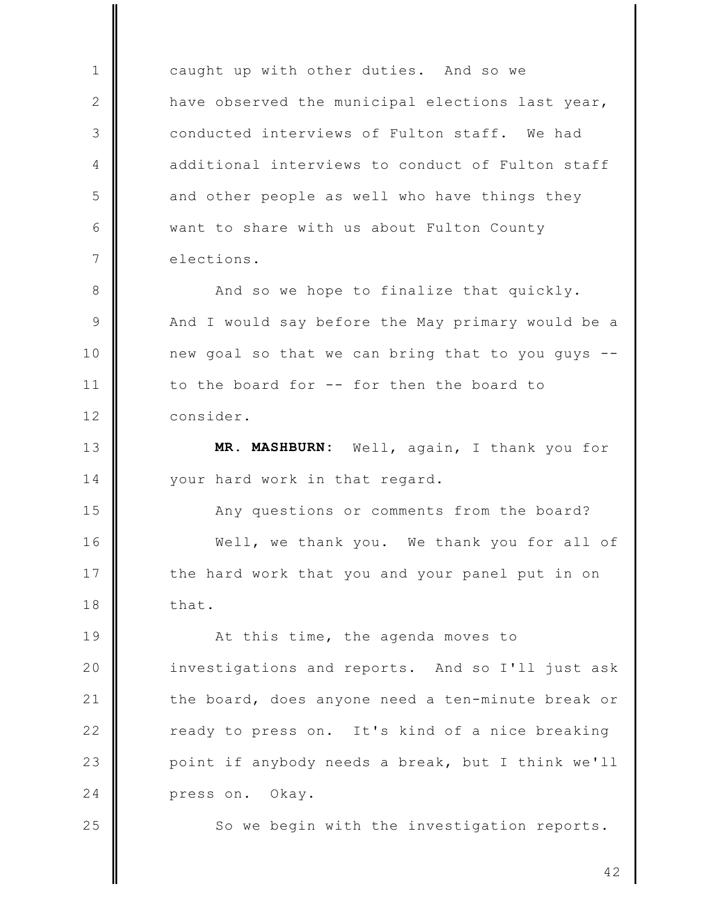caught up with other duties. And so we have observed the municipal elections last year, conducted interviews of Fulton staff. We had additional interviews to conduct of Fulton staff and other people as well who have things they want to share with us about Fulton County elections.

And so we hope to finalize that quickly. And I would say before the May primary would be a new goal so that we can bring that to you guys -- to the board for -- for then the board to consider.

**MR. MASHBURN:** Well, again, I thank you for your hard work in that regard.

Any questions or comments from the board?

Well, we thank you. We thank you for all of the hard work that you and your panel put in on that.

At this time, the agenda moves to investigations and reports. And so I'll just ask the board, does anyone need a ten-minute break or ready to press on. It's kind of a nice breaking point if anybody needs a break, but I think we'll press on. Okay.

So we begin with the investigation reports.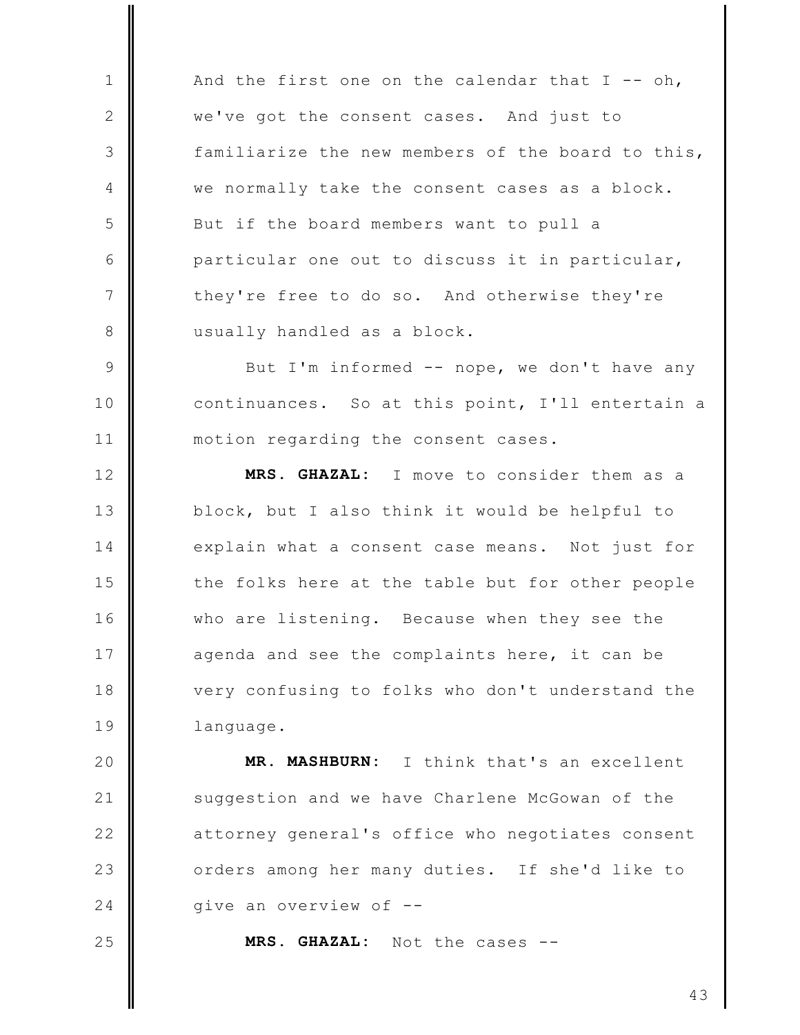And the first one on the calendar that I -- oh, we've got the consent cases. And just to familiarize the new members of the board to this, we normally take the consent cases as a block. But if the board members want to pull a particular one out to discuss it in particular, they're free to do so. And otherwise they're usually handled as a block.

But I'm informed -- nope, we don't have any continuances. So at this point, I'll entertain a motion regarding the consent cases.

**MRS. GHAZAL:** I move to consider them as a block, but I also think it would be helpful to explain what a consent case means. Not just for the folks here at the table but for other people who are listening. Because when they see the agenda and see the complaints here, it can be very confusing to folks who don't understand the language.

**MR. MASHBURN:** I think that's an excellent suggestion and we have Charlene McGowan of the attorney general's office who negotiates consent orders among her many duties. If she'd like to give an overview of --

**MRS. GHAZAL:** Not the cases --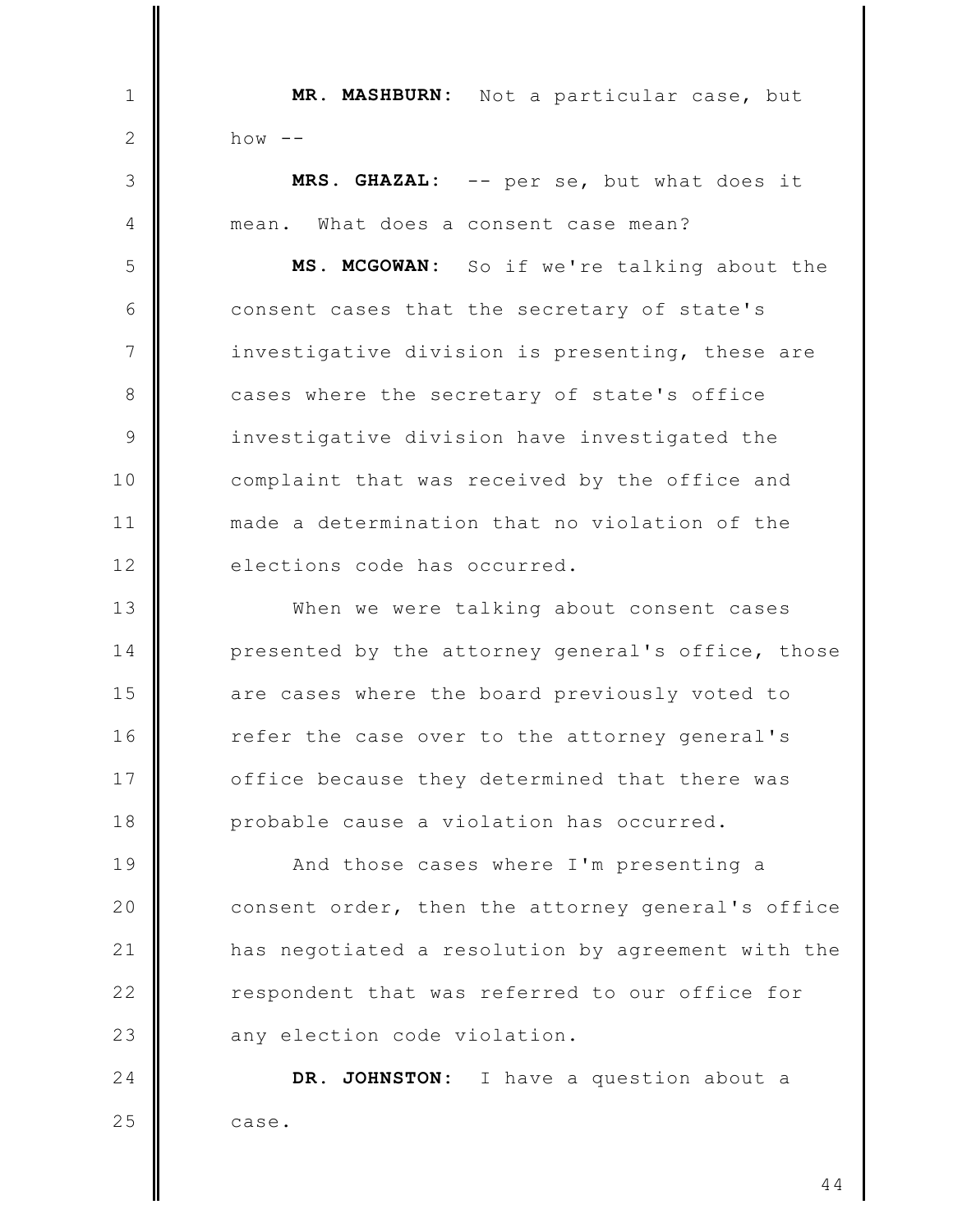**MR. MASHBURN:** Not a particular case, but how --

**MRS. GHAZAL:** -- per se, but what does it mean. What does a consent case mean?

**MS. MCGOWAN:** So if we're talking about the consent cases that the secretary of state's investigative division is presenting, these are cases where the secretary of state's office investigative division have investigated the complaint that was received by the office and made a determination that no violation of the elections code has occurred.

When we were talking about consent cases presented by the attorney general's office, those are cases where the board previously voted to refer the case over to the attorney general's office because they determined that there was probable cause a violation has occurred.

And those cases where I'm presenting a consent order, then the attorney general's office has negotiated a resolution by agreement with the respondent that was referred to our office for any election code violation.

**DR. JOHNSTON:** I have a question about a case.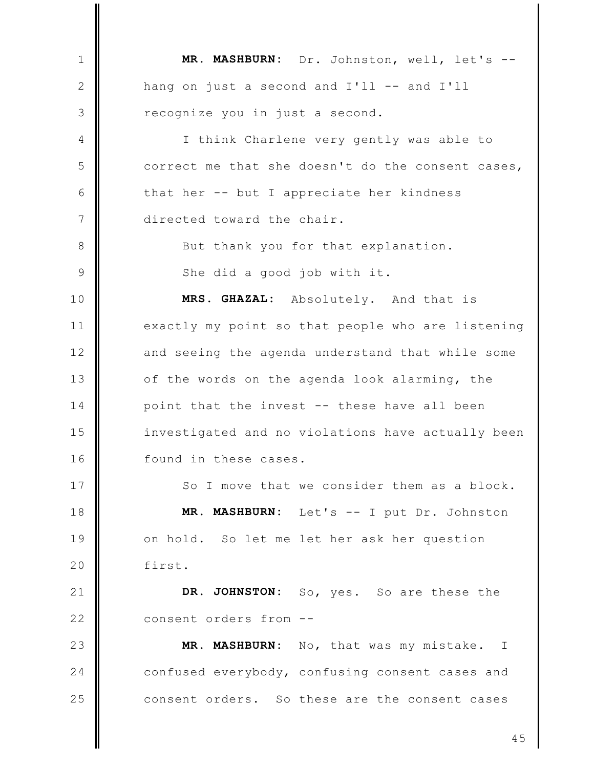**MR. MASHBURN:** Dr. Johnston, well, let's -- hang on just a second and I'll -- and I'll recognize you in just a second.

I think Charlene very gently was able to correct me that she doesn't do the consent cases, that her -- but I appreciate her kindness directed toward the chair.

But thank you for that explanation.

She did a good job with it.

**MRS. GHAZAL:** Absolutely. And that is exactly my point so that people who are listening and seeing the agenda understand that while some of the words on the agenda look alarming, the point that the invest -- these have all been investigated and no violations have actually been found in these cases.

So I move that we consider them as a block.

**MR. MASHBURN:** Let's -- I put Dr. Johnston on hold. So let me let her ask her question first.

**DR. JOHNSTON:** So, yes. So are these the consent orders from --

**MR. MASHBURN:** No, that was my mistake. I confused everybody, confusing consent cases and consent orders. So these are the consent cases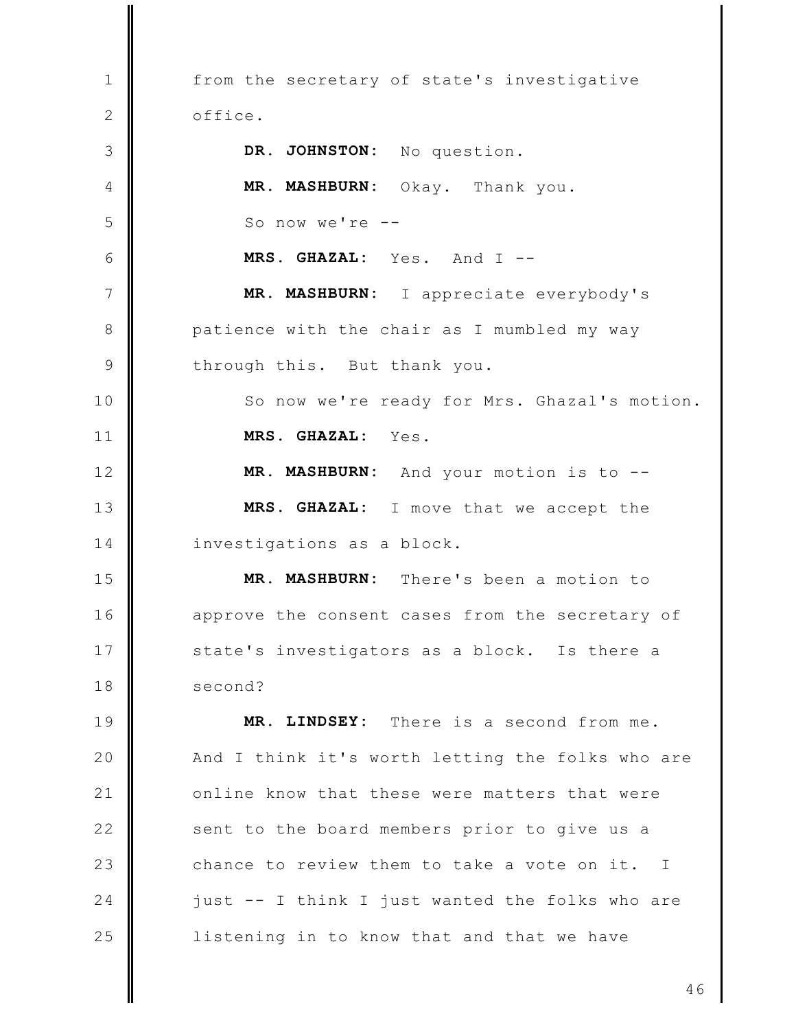from the secretary of state's investigative office.

**DR. JOHNSTON:** No question.

**MR. MASHBURN:** Okay. Thank you.

So now we're --

**MRS. GHAZAL:** Yes. And I --

**MR. MASHBURN:** I appreciate everybody's patience with the chair as I mumbled my way through this. But thank you.

So now we're ready for Mrs. Ghazal's motion.

**MRS. GHAZAL:** Yes.

**MR. MASHBURN:** And your motion is to --

**MRS. GHAZAL:** I move that we accept the investigations as a block.

**MR. MASHBURN:** There's been a motion to approve the consent cases from the secretary of state's investigators as a block. Is there a second?

**MR. LINDSEY:** There is a second from me. And I think it's worth letting the folks who are online know that these were matters that were sent to the board members prior to give us a chance to review them to take a vote on it. I just -- I think I just wanted the folks who are listening in to know that and that we have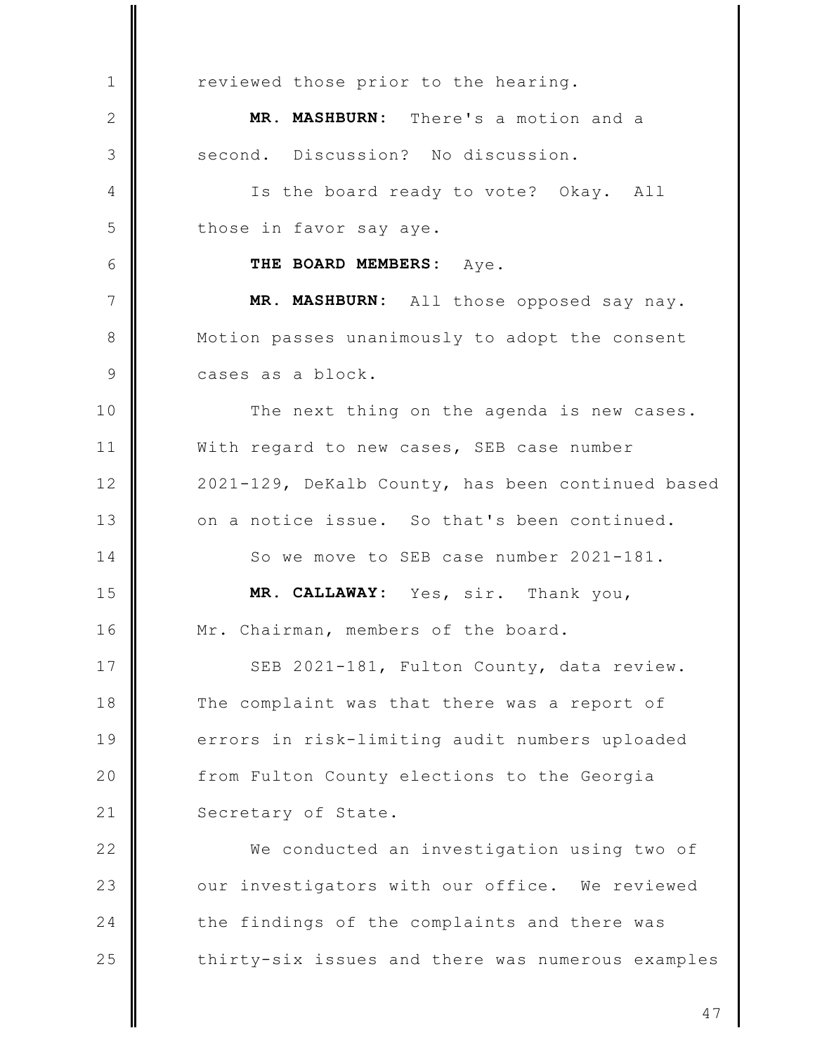reviewed those prior to the hearing.

**MR. MASHBURN:** There's a motion and a second. Discussion? No discussion.

Is the board ready to vote? Okay. All those in favor say aye.

**THE BOARD MEMBERS:** Aye.

**MR. MASHBURN:** All those opposed say nay. Motion passes unanimously to adopt the consent cases as a block.

The next thing on the agenda is new cases. With regard to new cases, SEB case number 2021-129, DeKalb County, has been continued based on a notice issue. So that's been continued.

So we move to SEB case number 2021-181.

**MR. CALLAWAY:** Yes, sir. Thank you, Mr. Chairman, members of the board.

SEB 2021-181, Fulton County, data review. The complaint was that there was a report of errors in risk-limiting audit numbers uploaded from Fulton County elections to the Georgia Secretary of State.

We conducted an investigation using two of our investigators with our office. We reviewed the findings of the complaints and there was thirty-six issues and there was numerous examples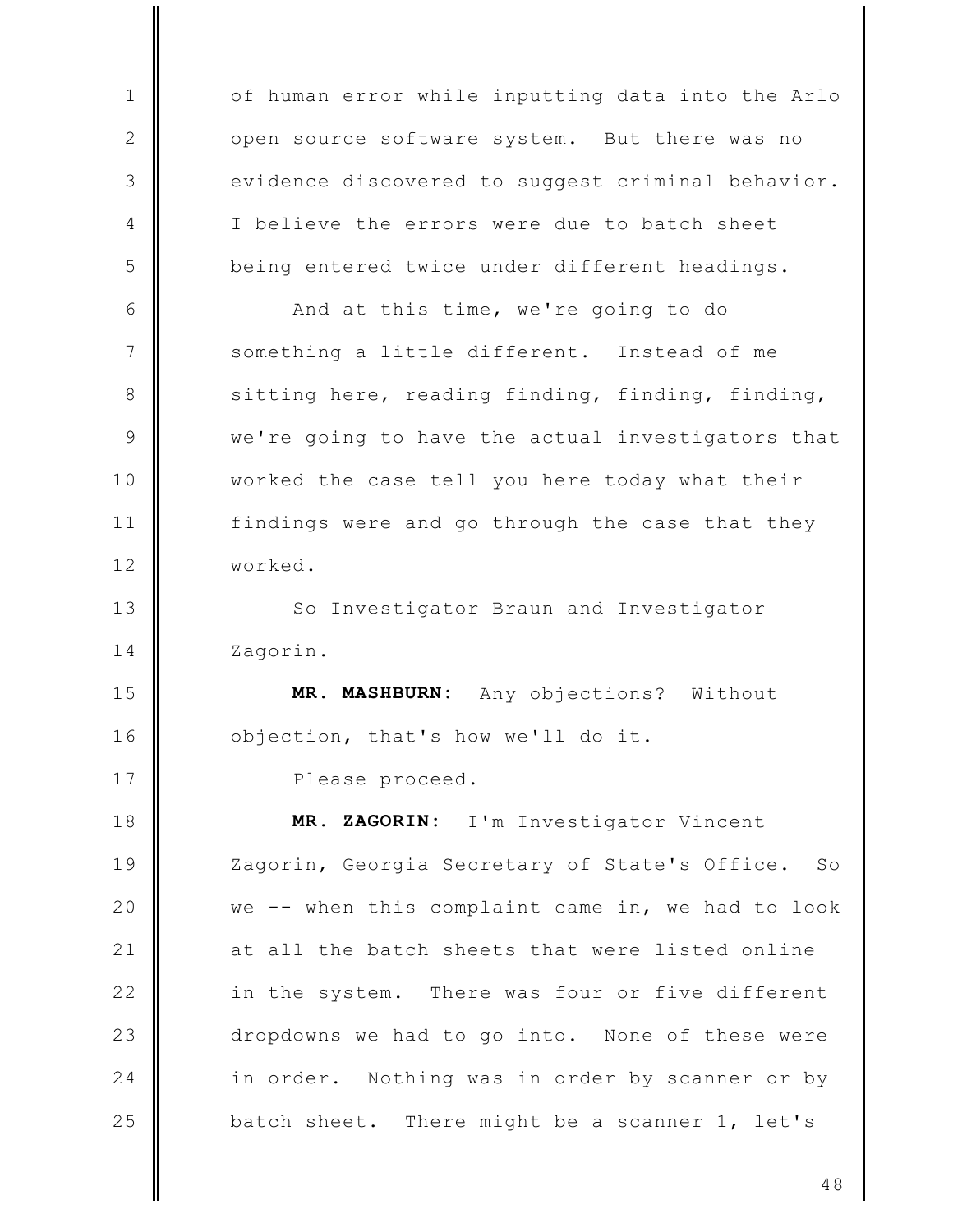of human error while inputting data into the Arlo open source software system. But there was no evidence discovered to suggest criminal behavior. I believe the errors were due to batch sheet being entered twice under different headings.

And at this time, we're going to do something a little different. Instead of me sitting here, reading finding, finding, finding, we're going to have the actual investigators that worked the case tell you here today what their findings were and go through the case that they worked.

So Investigator Braun and Investigator Zagorin.

**MR. MASHBURN:** Any objections? Without objection, that's how we'll do it.

Please proceed.

**MR. ZAGORIN:** I'm Investigator Vincent Zagorin, Georgia Secretary of State's Office. So we -- when this complaint came in, we had to look at all the batch sheets that were listed online in the system. There was four or five different dropdowns we had to go into. None of these were in order. Nothing was in order by scanner or by batch sheet. There might be a scanner 1, let's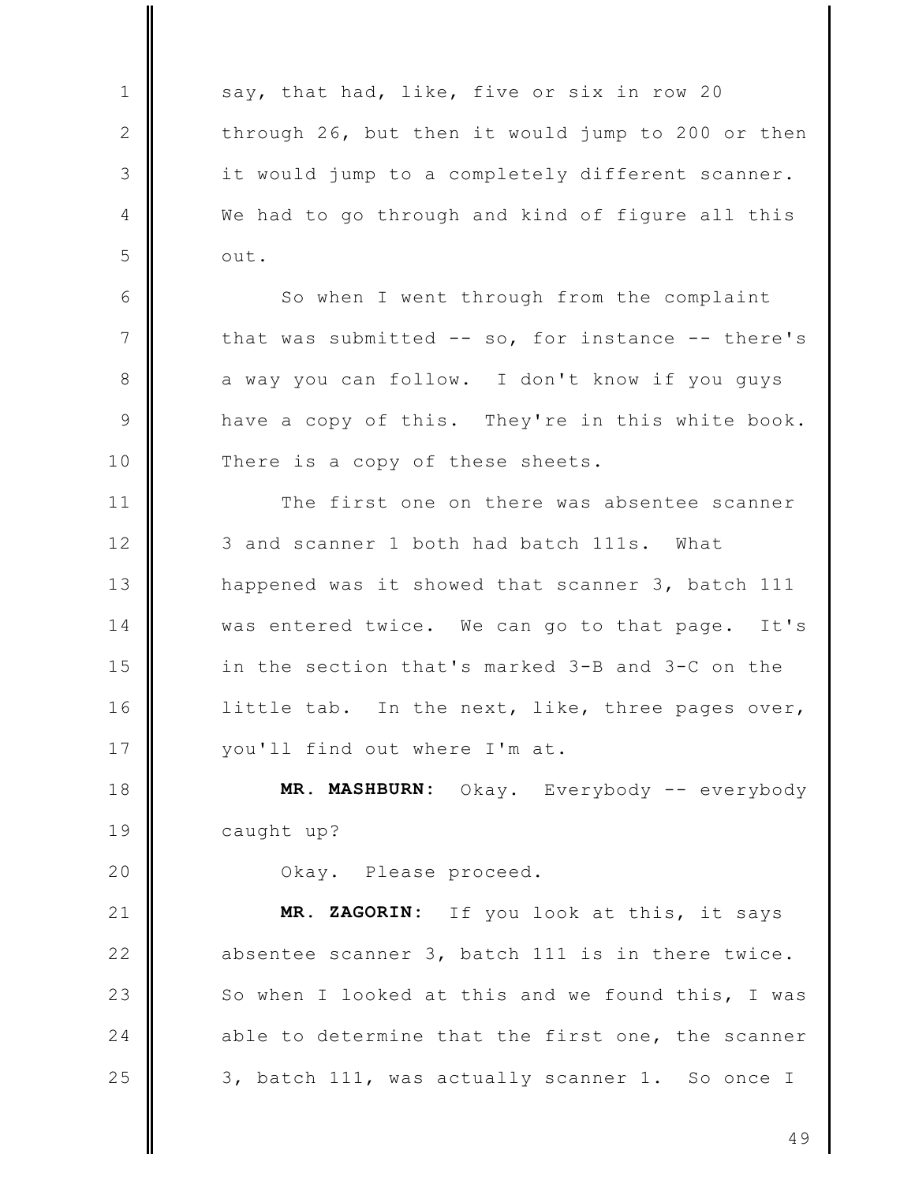say, that had, like, five or six in row 20 through 26, but then it would jump to 200 or then it would jump to a completely different scanner. We had to go through and kind of figure all this out.

So when I went through from the complaint that was submitted -- so, for instance -- there's a way you can follow. I don't know if you guys have a copy of this. They're in this white book. There is a copy of these sheets.

The first one on there was absentee scanner 3 and scanner 1 both had batch 111s. What happened was it showed that scanner 3, batch 111 was entered twice. We can go to that page. It's in the section that's marked 3-B and 3-C on the little tab. In the next, like, three pages over, you'll find out where I'm at.

**MR. MASHBURN:** Okay. Everybody -- everybody caught up?

Okay. Please proceed.

**MR. ZAGORIN:** If you look at this, it says absentee scanner 3, batch 111 is in there twice. So when I looked at this and we found this, I was able to determine that the first one, the scanner 3, batch 111, was actually scanner 1. So once I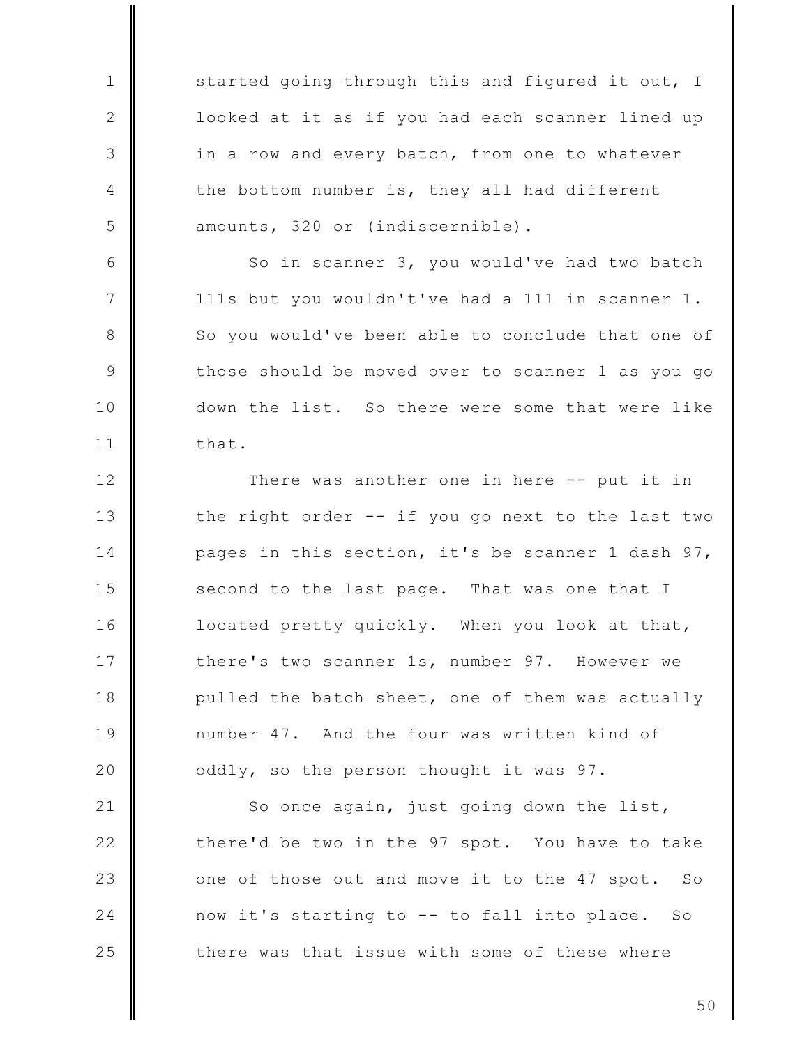started going through this and figured it out, I looked at it as if you had each scanner lined up in a row and every batch, from one to whatever the bottom number is, they all had different amounts, 320 or (indiscernible).

So in scanner 3, you would've had two batch 111s but you wouldn't've had a 111 in scanner 1. So you would've been able to conclude that one of those should be moved over to scanner 1 as you go down the list. So there were some that were like that.

There was another one in here -- put it in the right order -- if you go next to the last two pages in this section, it's be scanner 1 dash 97, second to the last page. That was one that I located pretty quickly. When you look at that, there's two scanner 1s, number 97. However we pulled the batch sheet, one of them was actually number 47. And the four was written kind of oddly, so the person thought it was 97.

So once again, just going down the list, there'd be two in the 97 spot. You have to take one of those out and move it to the 47 spot. So now it's starting to -- to fall into place. So there was that issue with some of these where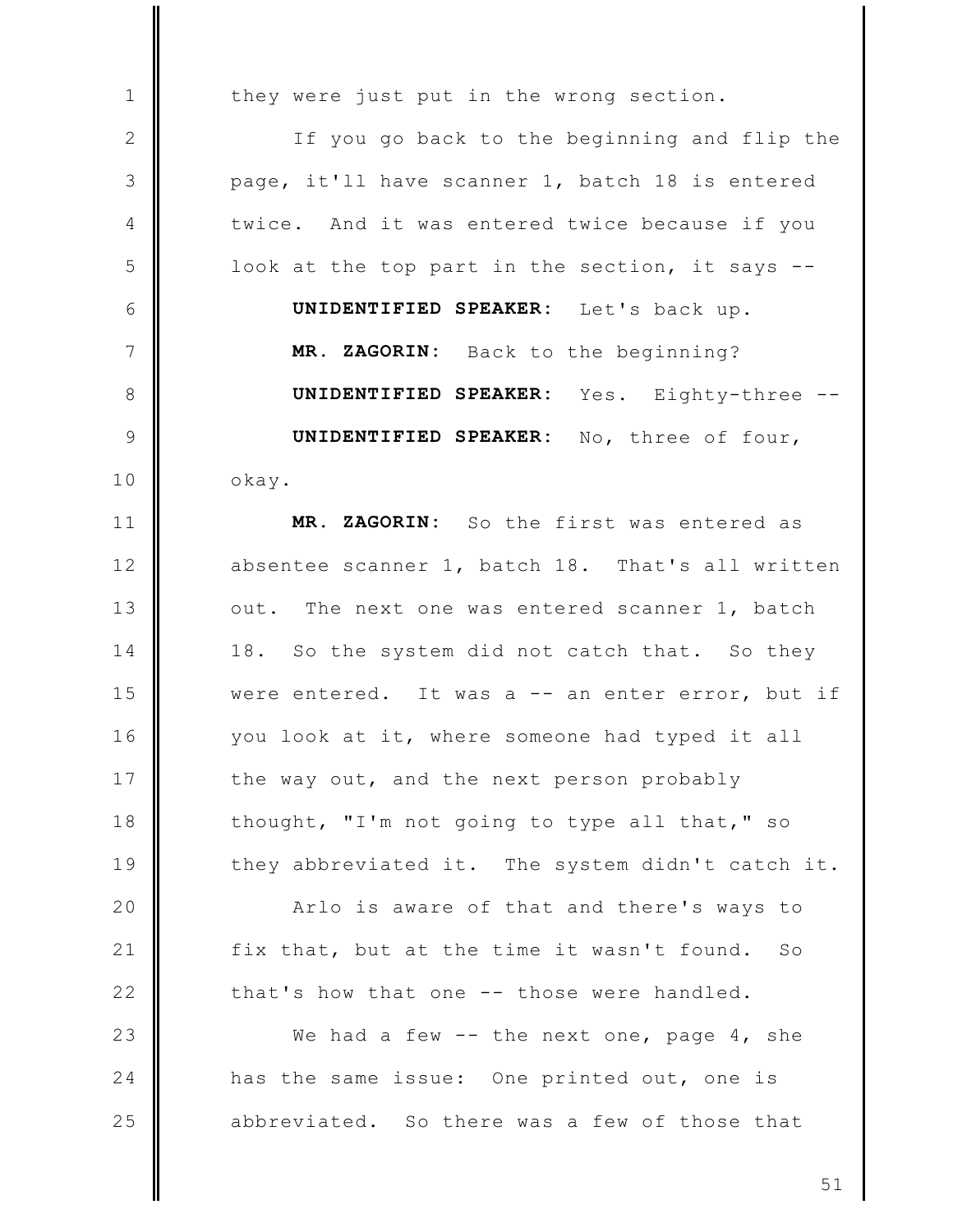they were just put in the wrong section.

If you go back to the beginning and flip the page, it'll have scanner 1, batch 18 is entered twice. And it was entered twice because if you look at the top part in the section, it says --

**UNIDENTIFIED SPEAKER:** Let's back up.

**MR. ZAGORIN:** Back to the beginning?

**UNIDENTIFIED SPEAKER:** Yes. Eighty-three --

**UNIDENTIFIED SPEAKER:** No, three of four, okay.

**MR. ZAGORIN:** So the first was entered as absentee scanner 1, batch 18. That's all written out. The next one was entered scanner 1, batch 18. So the system did not catch that. So they were entered. It was a -- an enter error, but if you look at it, where someone had typed it all the way out, and the next person probably thought, "I'm not going to type all that," so they abbreviated it. The system didn't catch it.

Arlo is aware of that and there's ways to fix that, but at the time it wasn't found. So that's how that one -- those were handled.

We had a few -- the next one, page 4, she has the same issue: One printed out, one is abbreviated. So there was a few of those that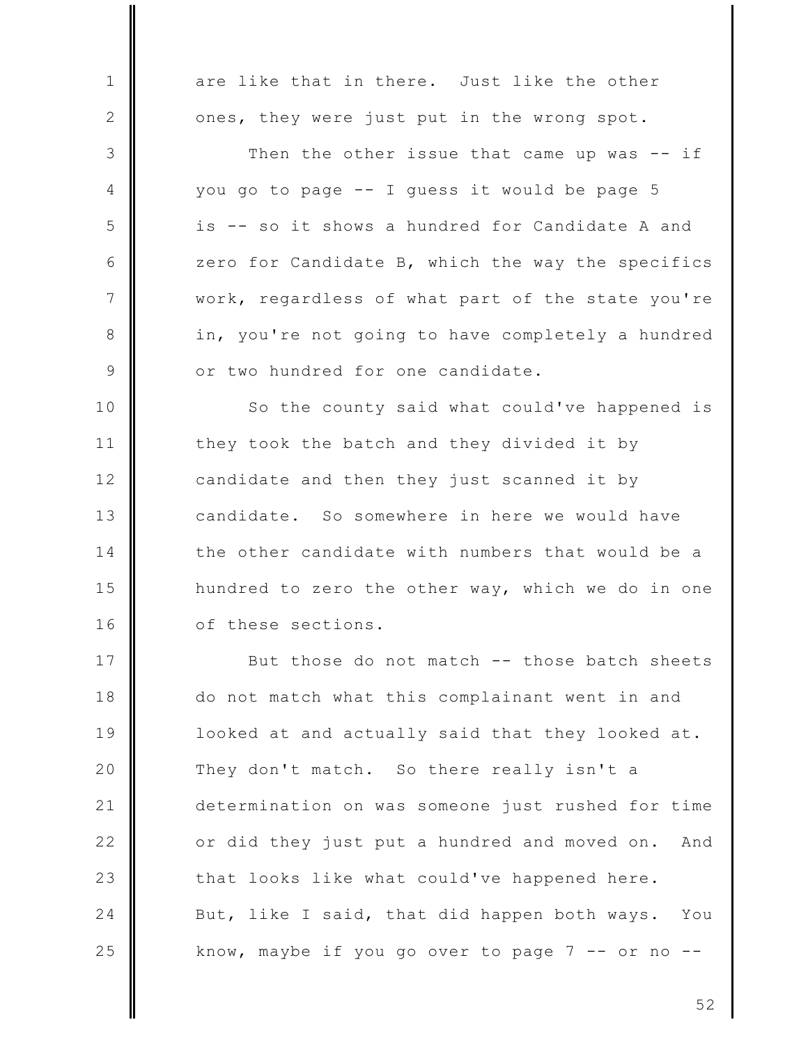are like that in there. Just like the other ones, they were just put in the wrong spot.

Then the other issue that came up was -- if you go to page -- I guess it would be page 5 is -- so it shows a hundred for Candidate A and zero for Candidate B, which the way the specifics work, regardless of what part of the state you're in, you're not going to have completely a hundred or two hundred for one candidate.

So the county said what could've happened is they took the batch and they divided it by candidate and then they just scanned it by candidate. So somewhere in here we would have the other candidate with numbers that would be a hundred to zero the other way, which we do in one of these sections.

But those do not match -- those batch sheets do not match what this complainant went in and looked at and actually said that they looked at. They don't match. So there really isn't a determination on was someone just rushed for time or did they just put a hundred and moved on. And that looks like what could've happened here. But, like I said, that did happen both ways. You know, maybe if you go over to page 7 -- or no --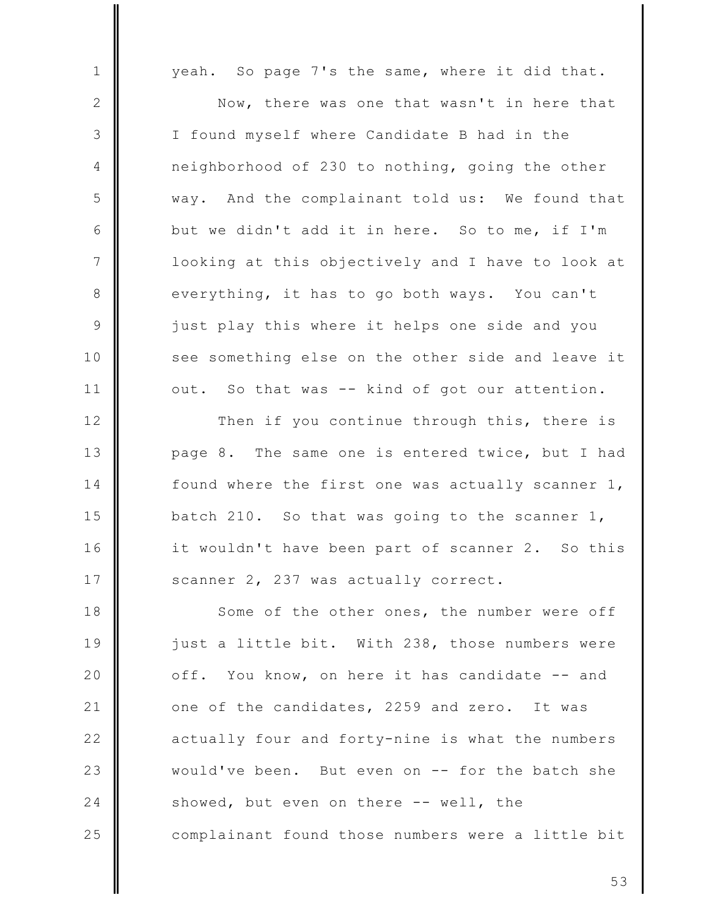yeah. So page 7's the same, where it did that.

Now, there was one that wasn't in here that I found myself where Candidate B had in the neighborhood of 230 to nothing, going the other way. And the complainant told us: We found that but we didn't add it in here. So to me, if I'm looking at this objectively and I have to look at everything, it has to go both ways. You can't just play this where it helps one side and you see something else on the other side and leave it out. So that was -- kind of got our attention.

Then if you continue through this, there is page 8. The same one is entered twice, but I had found where the first one was actually scanner 1, batch 210. So that was going to the scanner 1, it wouldn't have been part of scanner 2. So this scanner 2, 237 was actually correct.

Some of the other ones, the number were off just a little bit. With 238, those numbers were off. You know, on here it has candidate -- and one of the candidates, 2259 and zero. It was actually four and forty-nine is what the numbers would've been. But even on -- for the batch she showed, but even on there -- well, the complainant found those numbers were a little bit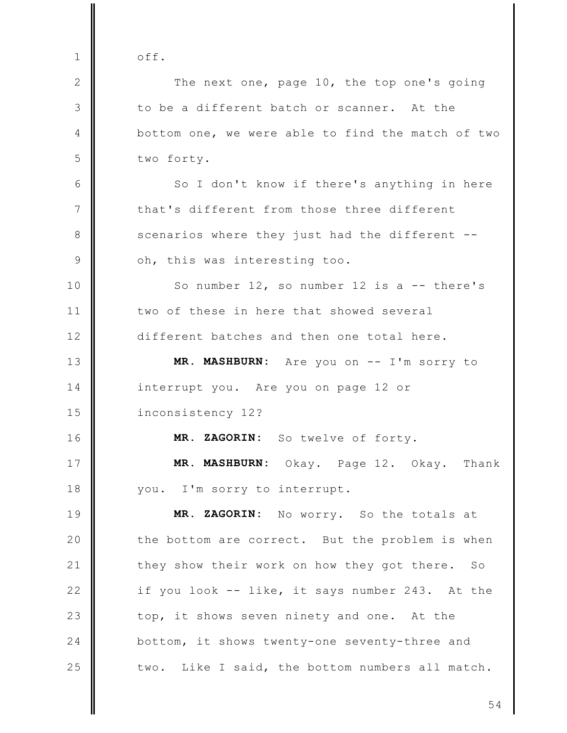off.

The next one, page 10, the top one's going to be a different batch or scanner. At the bottom one, we were able to find the match of two two forty.

So I don't know if there's anything in here that's different from those three different scenarios where they just had the different -- oh, this was interesting too.

So number 12, so number 12 is a -- there's two of these in here that showed several different batches and then one total here.

**MR. MASHBURN:** Are you on -- I'm sorry to interrupt you. Are you on page 12 or inconsistency 12?

**MR. ZAGORIN:** So twelve of forty.

**MR. MASHBURN:** Okay. Page 12. Okay. Thank you. I'm sorry to interrupt.

**MR. ZAGORIN:** No worry. So the totals at the bottom are correct. But the problem is when they show their work on how they got there. So if you look -- like, it says number 243. At the top, it shows seven ninety and one. At the bottom, it shows twenty-one seventy-three and two. Like I said, the bottom numbers all match.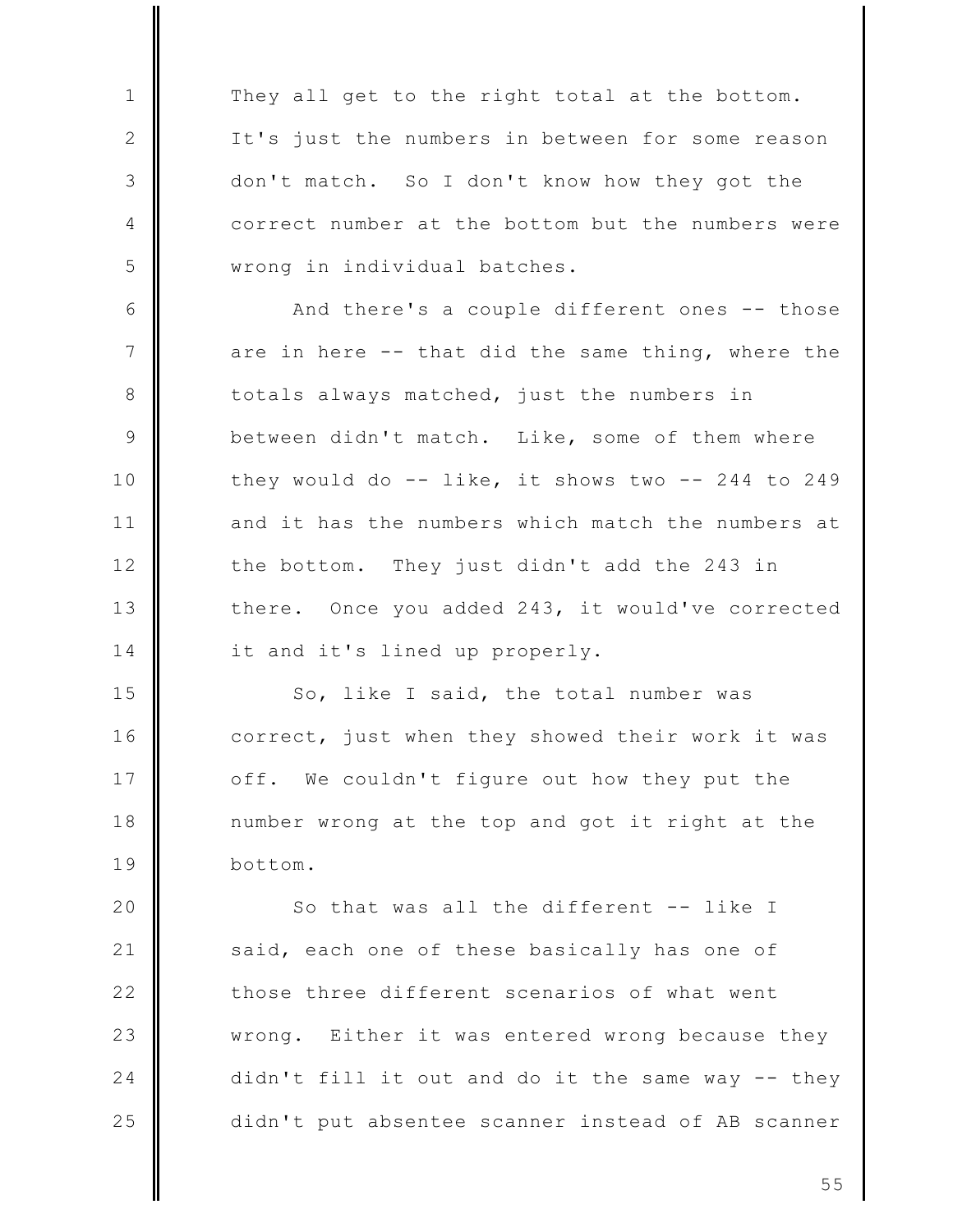They all get to the right total at the bottom. It's just the numbers in between for some reason don't match. So I don't know how they got the correct number at the bottom but the numbers were wrong in individual batches.

And there's a couple different ones -- those are in here -- that did the same thing, where the totals always matched, just the numbers in between didn't match. Like, some of them where they would do -- like, it shows two -- 244 to 249 and it has the numbers which match the numbers at the bottom. They just didn't add the 243 in there. Once you added 243, it would've corrected it and it's lined up properly.

So, like I said, the total number was correct, just when they showed their work it was off. We couldn't figure out how they put the number wrong at the top and got it right at the bottom.

So that was all the different -- like I said, each one of these basically has one of those three different scenarios of what went wrong. Either it was entered wrong because they didn't fill it out and do it the same way -- they didn't put absentee scanner instead of AB scanner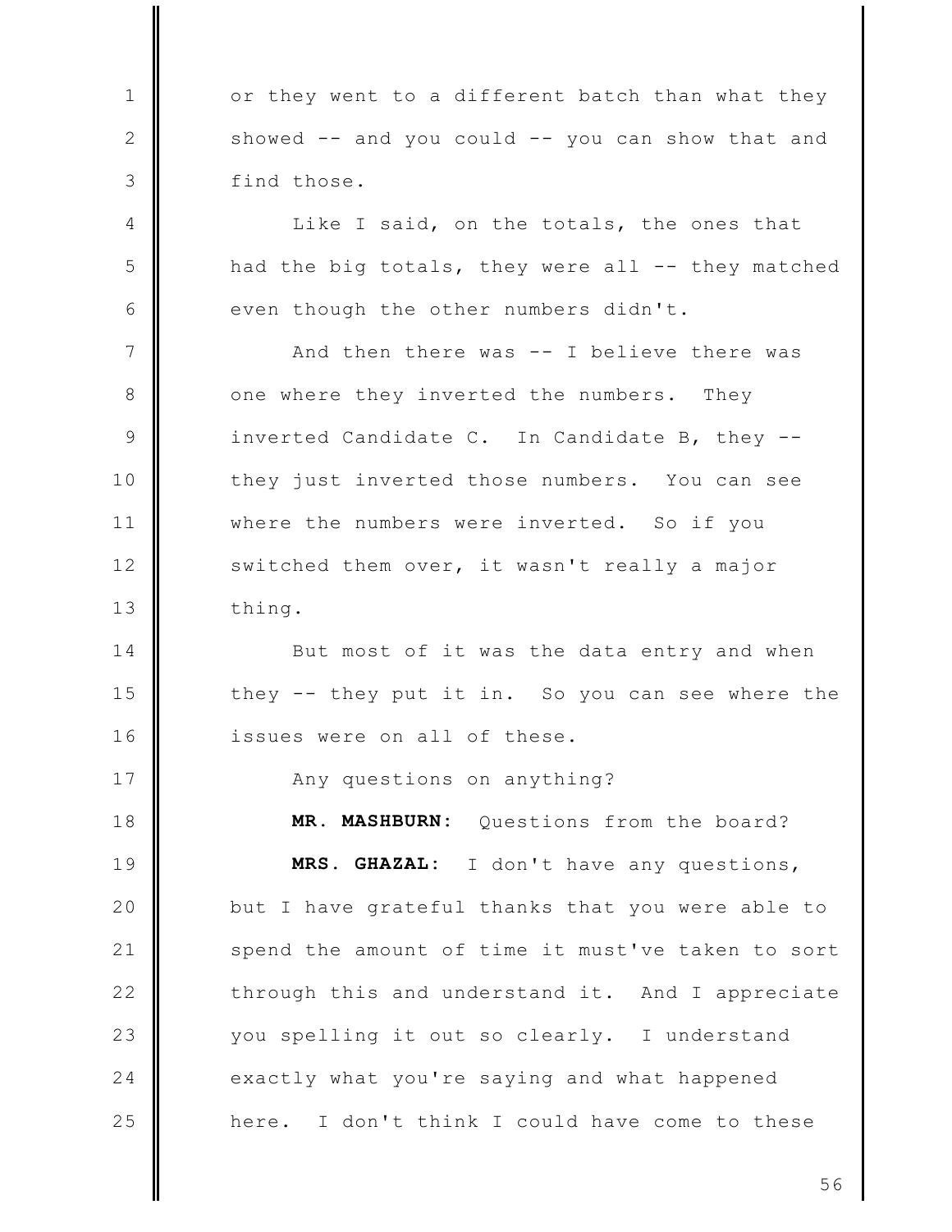or they went to a different batch than what they showed -- and you could -- you can show that and find those.

Like I said, on the totals, the ones that had the big totals, they were all -- they matched even though the other numbers didn't.

And then there was -- I believe there was one where they inverted the numbers. They inverted Candidate C. In Candidate B, they -- they just inverted those numbers. You can see where the numbers were inverted. So if you switched them over, it wasn't really a major thing.

But most of it was the data entry and when they -- they put it in. So you can see where the issues were on all of these.

Any questions on anything?

**MR. MASHBURN:** Questions from the board?

**MRS. GHAZAL:** I don't have any questions, but I have grateful thanks that you were able to spend the amount of time it must've taken to sort through this and understand it. And I appreciate you spelling it out so clearly. I understand exactly what you're saying and what happened here. I don't think I could have come to these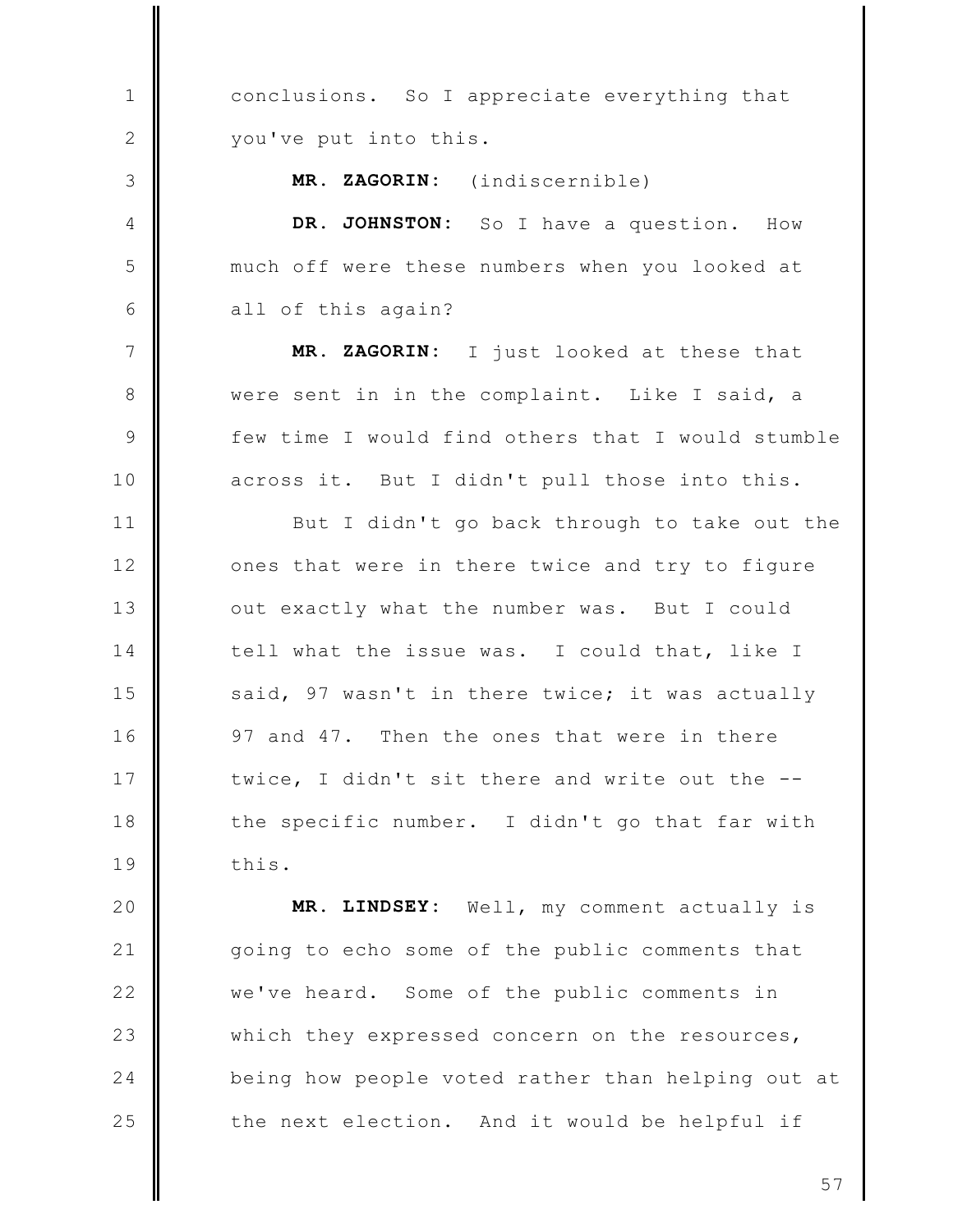conclusions. So I appreciate everything that you've put into this.

**MR. ZAGORIN:** (indiscernible)

**DR. JOHNSTON:** So I have a question. How much off were these numbers when you looked at all of this again?

**MR. ZAGORIN:** I just looked at these that were sent in in the complaint. Like I said, a few time I would find others that I would stumble across it. But I didn't pull those into this.

But I didn't go back through to take out the ones that were in there twice and try to figure out exactly what the number was. But I could tell what the issue was. I could that, like I said, 97 wasn't in there twice; it was actually 97 and 47. Then the ones that were in there twice, I didn't sit there and write out the -- the specific number. I didn't go that far with this.

**MR. LINDSEY:** Well, my comment actually is going to echo some of the public comments that we've heard. Some of the public comments in which they expressed concern on the resources, being how people voted rather than helping out at the next election. And it would be helpful if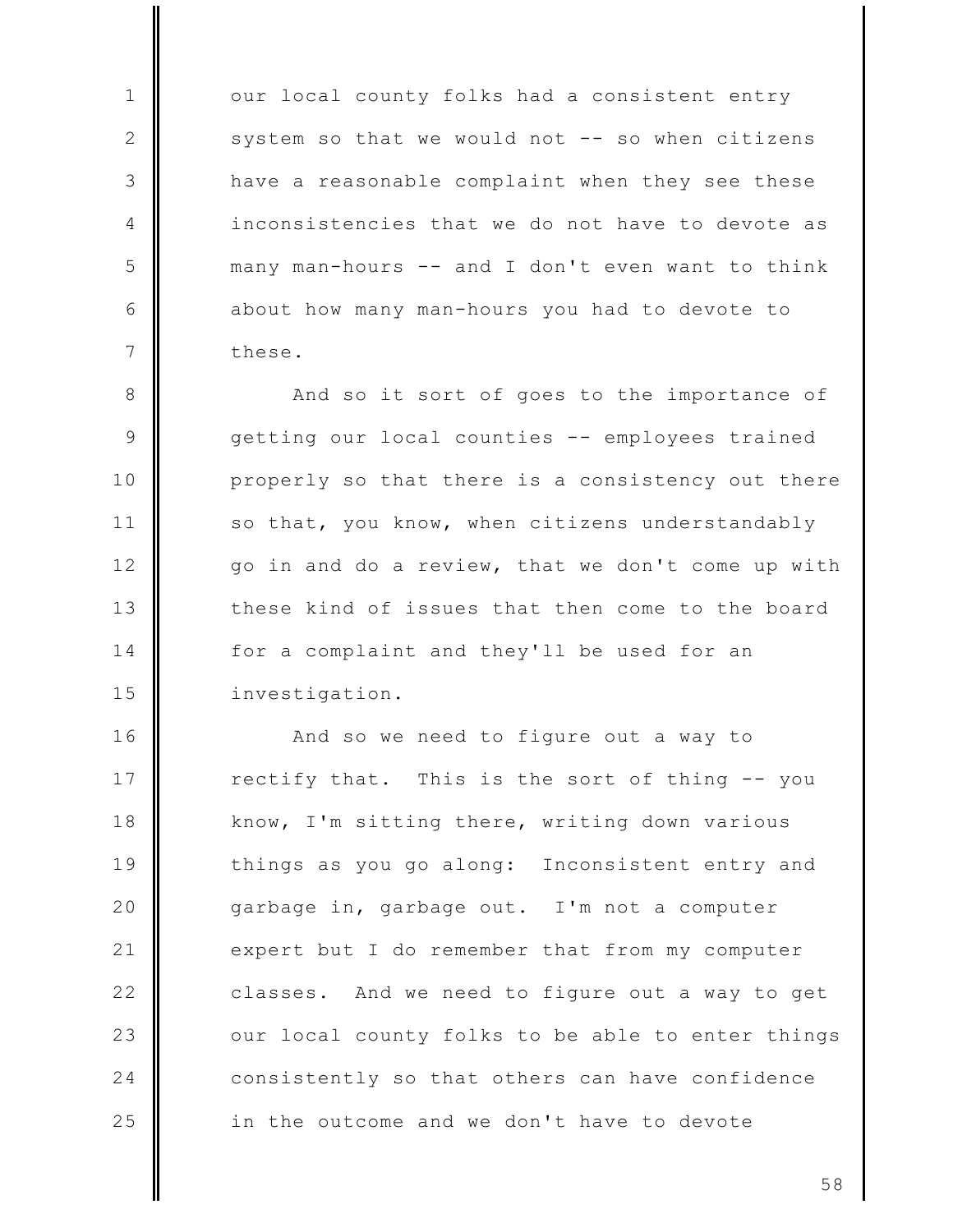our local county folks had a consistent entry system so that we would not -- so when citizens have a reasonable complaint when they see these inconsistencies that we do not have to devote as many man-hours -- and I don't even want to think about how many man-hours you had to devote to these.

And so it sort of goes to the importance of getting our local counties -- employees trained properly so that there is a consistency out there so that, you know, when citizens understandably go in and do a review, that we don't come up with these kind of issues that then come to the board for a complaint and they'll be used for an investigation.

And so we need to figure out a way to rectify that. This is the sort of thing -- you know, I'm sitting there, writing down various things as you go along: Inconsistent entry and garbage in, garbage out. I'm not a computer expert but I do remember that from my computer classes. And we need to figure out a way to get our local county folks to be able to enter things consistently so that others can have confidence in the outcome and we don't have to devote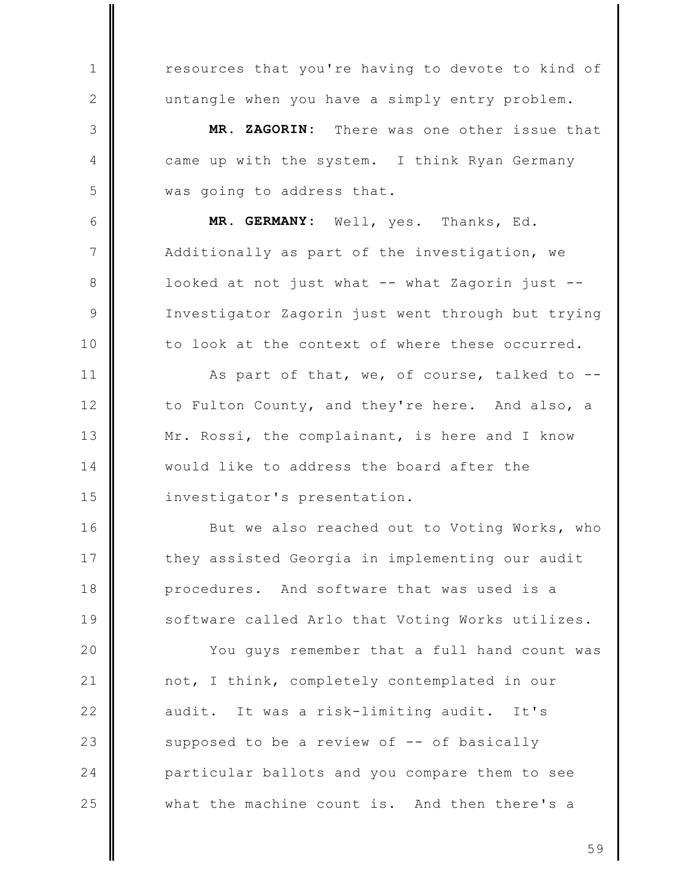resources that you're having to devote to kind of untangle when you have a simply entry problem.

**MR. ZAGORIN:** There was one other issue that came up with the system. I think Ryan Germany was going to address that.

**MR. GERMANY:** Well, yes. Thanks, Ed. Additionally as part of the investigation, we looked at not just what -- what Zagorin just -- Investigator Zagorin just went through but trying to look at the context of where these occurred.

As part of that, we, of course, talked to -- to Fulton County, and they're here. And also, a Mr. Rossi, the complainant, is here and I know would like to address the board after the investigator's presentation.

But we also reached out to Voting Works, who they assisted Georgia in implementing our audit procedures. And software that was used is a software called Arlo that Voting Works utilizes.

You guys remember that a full hand count was not, I think, completely contemplated in our audit. It was a risk-limiting audit. It's supposed to be a review of -- of basically particular ballots and you compare them to see what the machine count is. And then there's a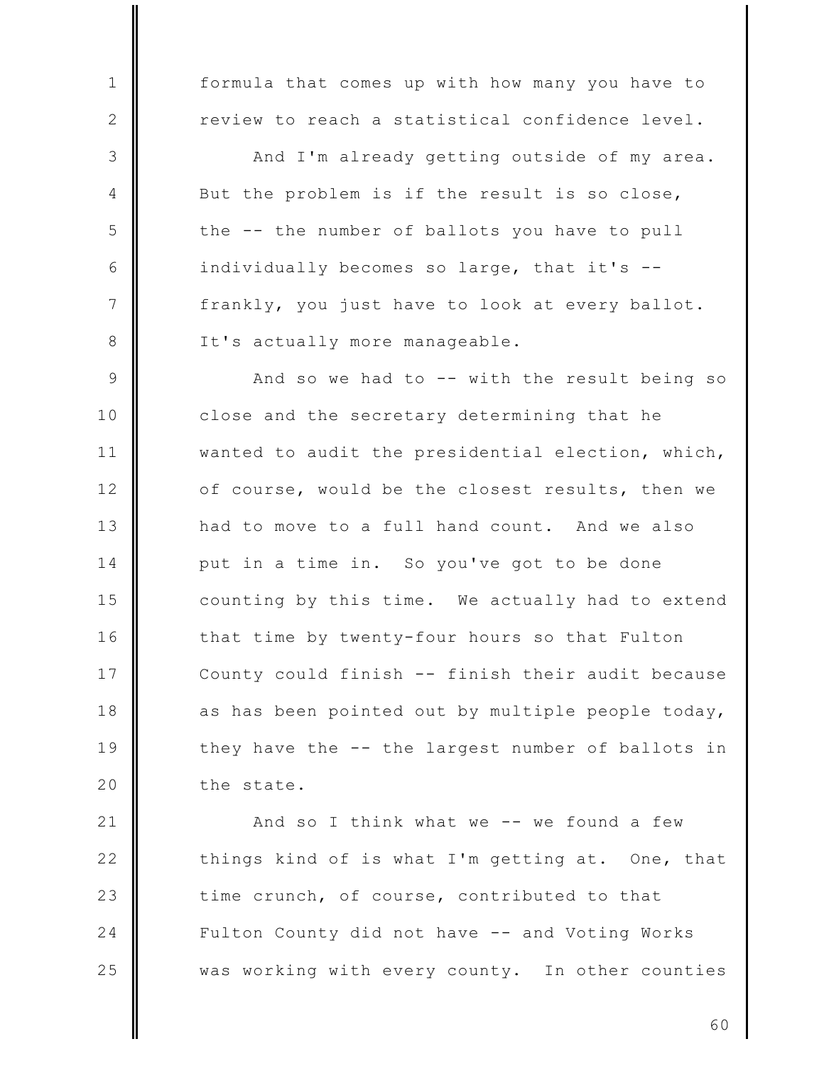formula that comes up with how many you have to review to reach a statistical confidence level.

And I'm already getting outside of my area. But the problem is if the result is so close, the -- the number of ballots you have to pull individually becomes so large, that it's -- frankly, you just have to look at every ballot. It's actually more manageable.

And so we had to -- with the result being so close and the secretary determining that he wanted to audit the presidential election, which, of course, would be the closest results, then we had to move to a full hand count. And we also put in a time in. So you've got to be done counting by this time. We actually had to extend that time by twenty-four hours so that Fulton County could finish -- finish their audit because as has been pointed out by multiple people today, they have the -- the largest number of ballots in the state.

And so I think what we -- we found a few things kind of is what I'm getting at. One, that time crunch, of course, contributed to that Fulton County did not have -- and Voting Works was working with every county. In other counties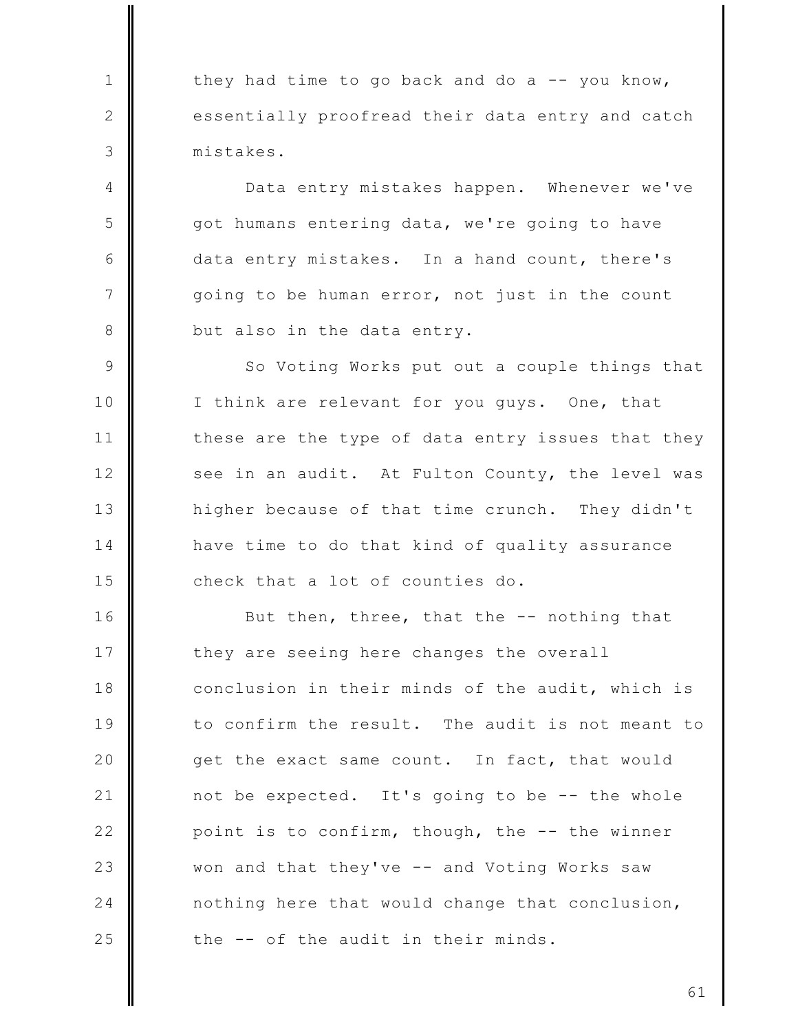they had time to go back and do a -- you know, essentially proofread their data entry and catch mistakes.

Data entry mistakes happen. Whenever we've got humans entering data, we're going to have data entry mistakes. In a hand count, there's going to be human error, not just in the count but also in the data entry.

So Voting Works put out a couple things that I think are relevant for you guys. One, that these are the type of data entry issues that they see in an audit. At Fulton County, the level was higher because of that time crunch. They didn't have time to do that kind of quality assurance check that a lot of counties do.

But then, three, that the -- nothing that they are seeing here changes the overall conclusion in their minds of the audit, which is to confirm the result. The audit is not meant to get the exact same count. In fact, that would not be expected. It's going to be -- the whole point is to confirm, though, the -- the winner won and that they've -- and Voting Works saw nothing here that would change that conclusion, the -- of the audit in their minds.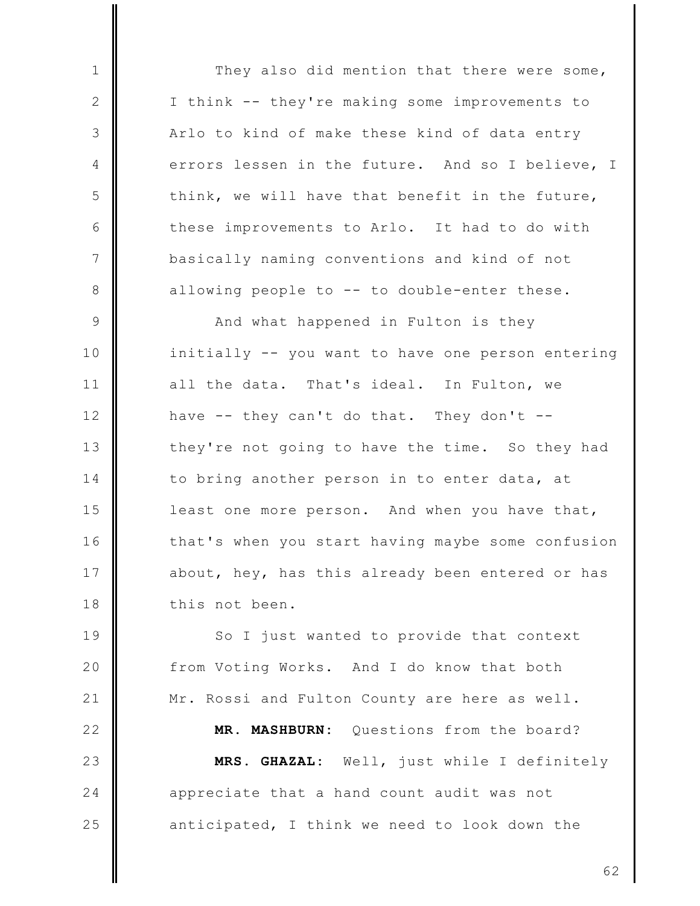They also did mention that there were some, I think -- they're making some improvements to Arlo to kind of make these kind of data entry errors lessen in the future. And so I believe, I think, we will have that benefit in the future, these improvements to Arlo. It had to do with basically naming conventions and kind of not allowing people to -- to double-enter these.

And what happened in Fulton is they initially -- you want to have one person entering all the data. That's ideal. In Fulton, we have -- they can't do that. They don't -- they're not going to have the time. So they had to bring another person in to enter data, at least one more person. And when you have that, that's when you start having maybe some confusion about, hey, has this already been entered or has this not been.

So I just wanted to provide that context from Voting Works. And I do know that both Mr. Rossi and Fulton County are here as well.

**MR. MASHBURN:** Questions from the board?

**MRS. GHAZAL:** Well, just while I definitely appreciate that a hand count audit was not anticipated, I think we need to look down the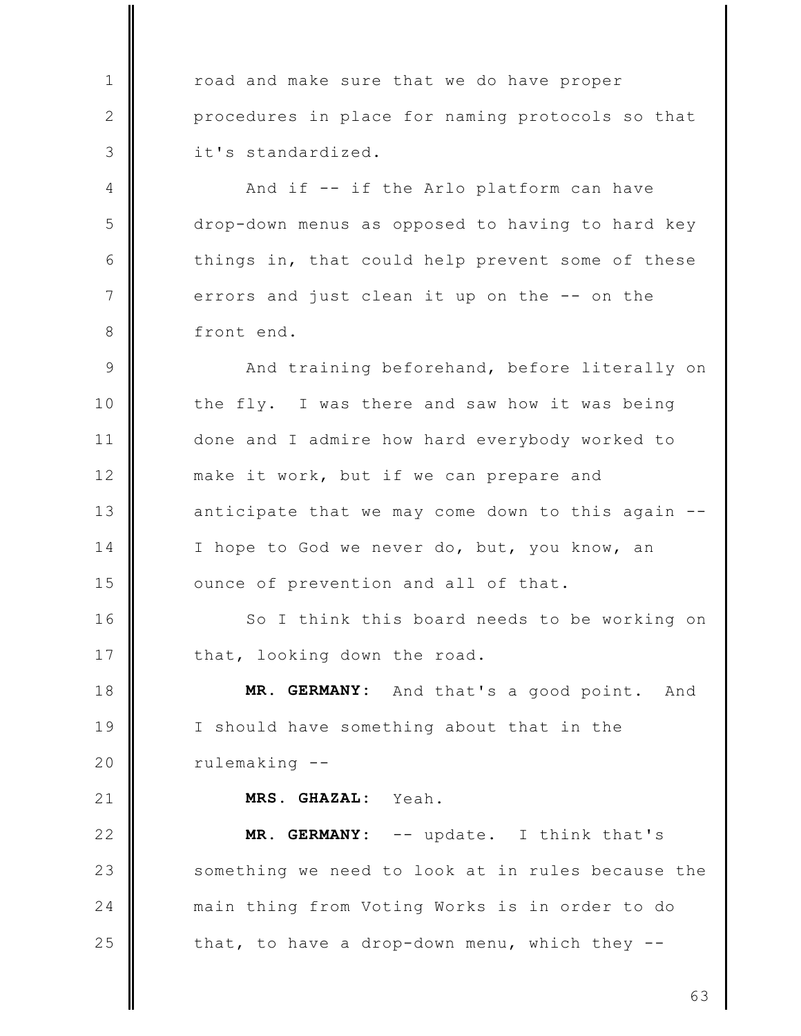road and make sure that we do have proper procedures in place for naming protocols so that it's standardized.

And if -- if the Arlo platform can have drop-down menus as opposed to having to hard key things in, that could help prevent some of these errors and just clean it up on the -- on the front end.

And training beforehand, before literally on the fly. I was there and saw how it was being done and I admire how hard everybody worked to make it work, but if we can prepare and anticipate that we may come down to this again -- I hope to God we never do, but, you know, an ounce of prevention and all of that.

So I think this board needs to be working on that, looking down the road.

**MR. GERMANY:** And that's a good point. And I should have something about that in the rulemaking --

**MRS. GHAZAL:** Yeah.

**MR. GERMANY:** -- update. I think that's something we need to look at in rules because the main thing from Voting Works is in order to do that, to have a drop-down menu, which they --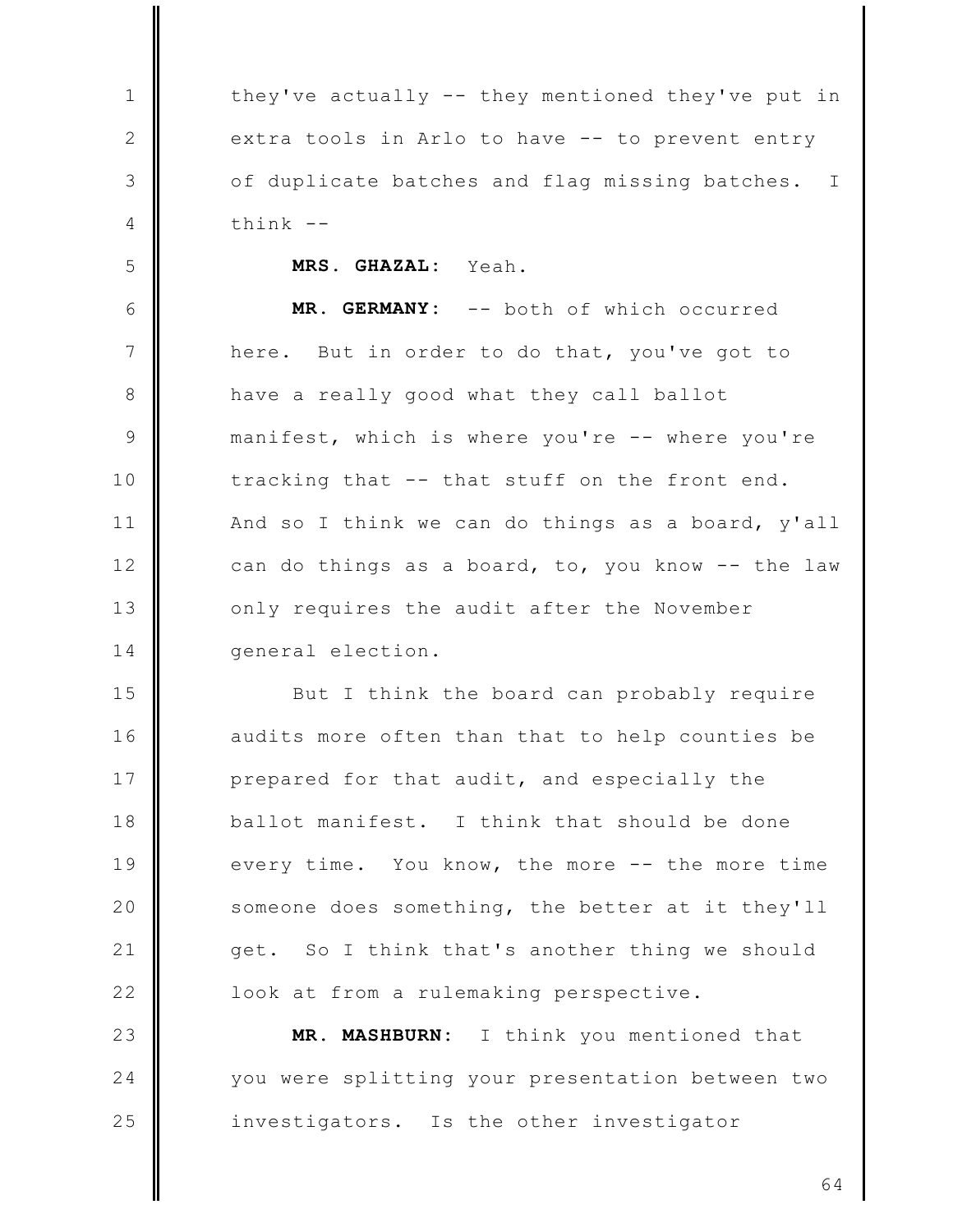they've actually -- they mentioned they've put in extra tools in Arlo to have -- to prevent entry of duplicate batches and flag missing batches. I think --

**MRS. GHAZAL:** Yeah.

**MR. GERMANY:** -- both of which occurred here. But in order to do that, you've got to have a really good what they call ballot manifest, which is where you're -- where you're tracking that -- that stuff on the front end. And so I think we can do things as a board, y'all can do things as a board, to, you know -- the law only requires the audit after the November general election.

But I think the board can probably require audits more often than that to help counties be prepared for that audit, and especially the ballot manifest. I think that should be done every time. You know, the more -- the more time someone does something, the better at it they'll get. So I think that's another thing we should look at from a rulemaking perspective.

**MR. MASHBURN:** I think you mentioned that you were splitting your presentation between two investigators. Is the other investigator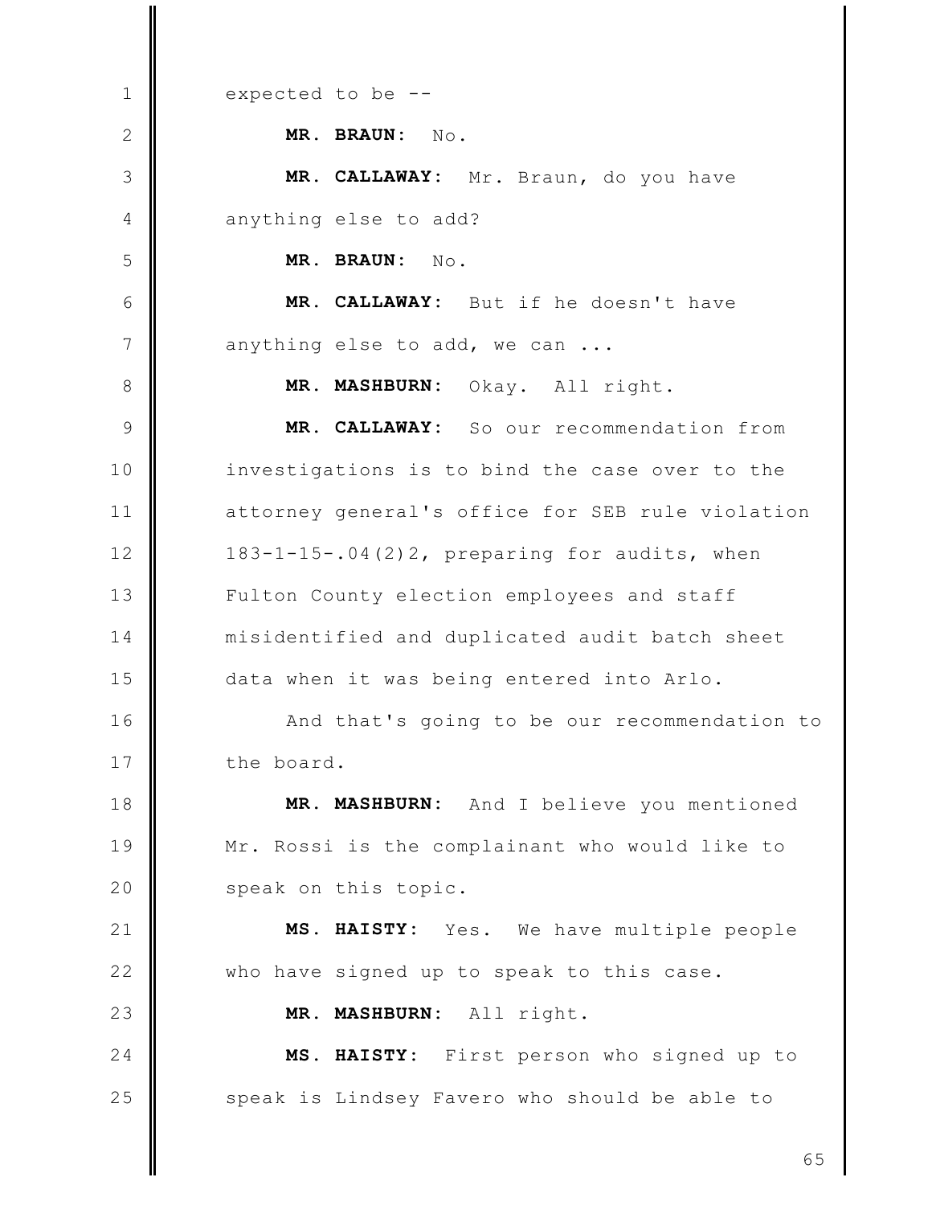expected to be --

**MR. BRAUN:** No.

**MR. CALLAWAY:** Mr. Braun, do you have anything else to add?

**MR. BRAUN:** No.

**MR. CALLAWAY:** But if he doesn't have anything else to add, we can ...

**MR. MASHBURN:** Okay. All right.

**MR. CALLAWAY:** So our recommendation from investigations is to bind the case over to the attorney general's office for SEB rule violation 183-1-15-.04(2)2, preparing for audits, when Fulton County election employees and staff misidentified and duplicated audit batch sheet data when it was being entered into Arlo.

And that's going to be our recommendation to the board.

**MR. MASHBURN:** And I believe you mentioned Mr. Rossi is the complainant who would like to speak on this topic.

**MS. HAISTY:** Yes. We have multiple people who have signed up to speak to this case.

**MR. MASHBURN:** All right.

**MS. HAISTY:** First person who signed up to speak is Lindsey Favero who should be able to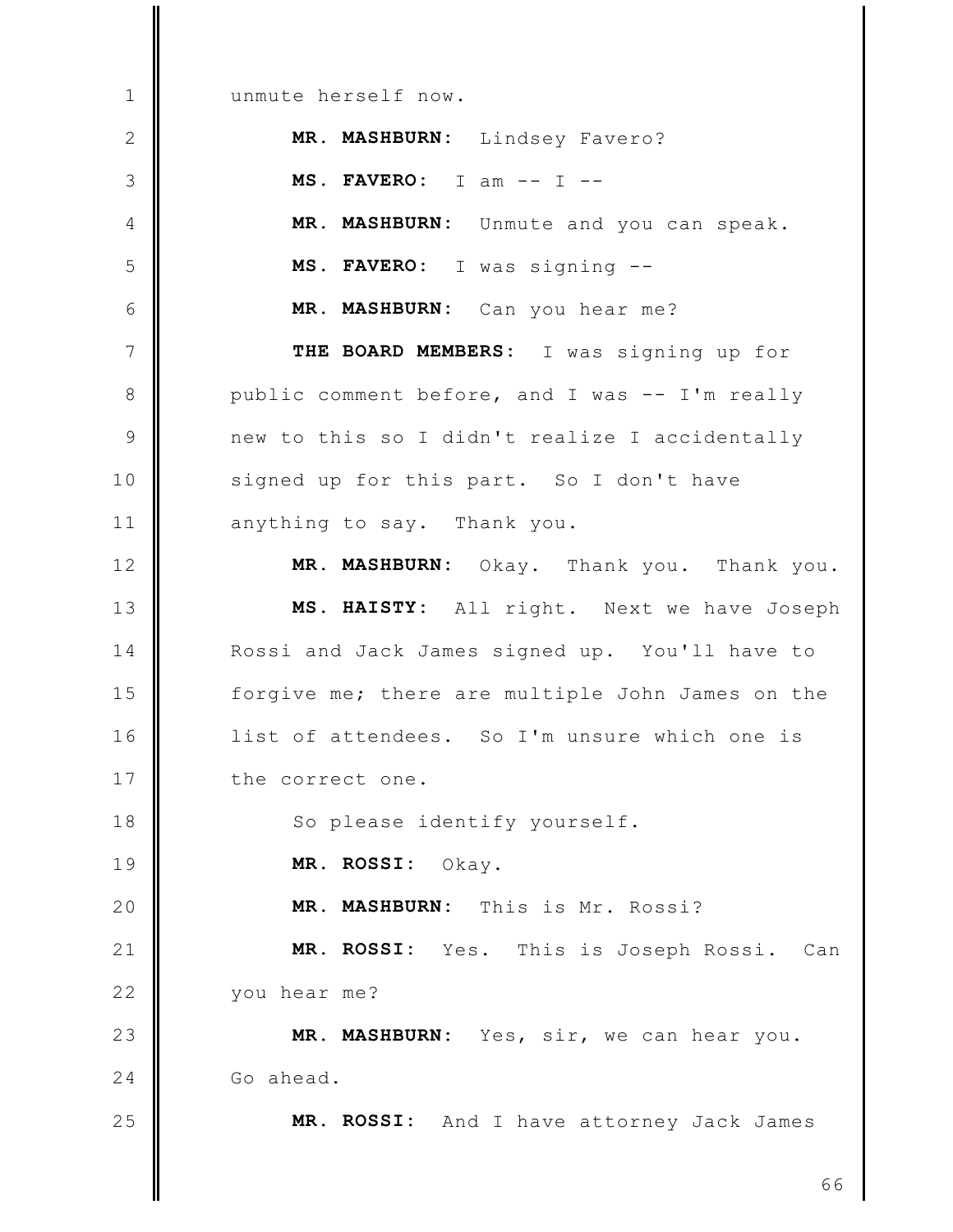unmute herself now.

**MR. MASHBURN:** Lindsey Favero?

**MS. FAVERO:** I am -- I --

**MR. MASHBURN:** Unmute and you can speak.

**MS. FAVERO:** I was signing --

**MR. MASHBURN:** Can you hear me?

**THE BOARD MEMBERS:** I was signing up for public comment before, and I was -- I'm really new to this so I didn't realize I accidentally signed up for this part. So I don't have anything to say. Thank you.

**MR. MASHBURN:** Okay. Thank you. Thank you.

**MS. HAISTY:** All right. Next we have Joseph Rossi and Jack James signed up. You'll have to forgive me; there are multiple John James on the list of attendees. So I'm unsure which one is the correct one.

So please identify yourself.

**MR. ROSSI:** Okay.

**MR. MASHBURN:** This is Mr. Rossi?

**MR. ROSSI:** Yes. This is Joseph Rossi. Can you hear me?

**MR. MASHBURN:** Yes, sir, we can hear you. Go ahead.

**MR. ROSSI:** And I have attorney Jack James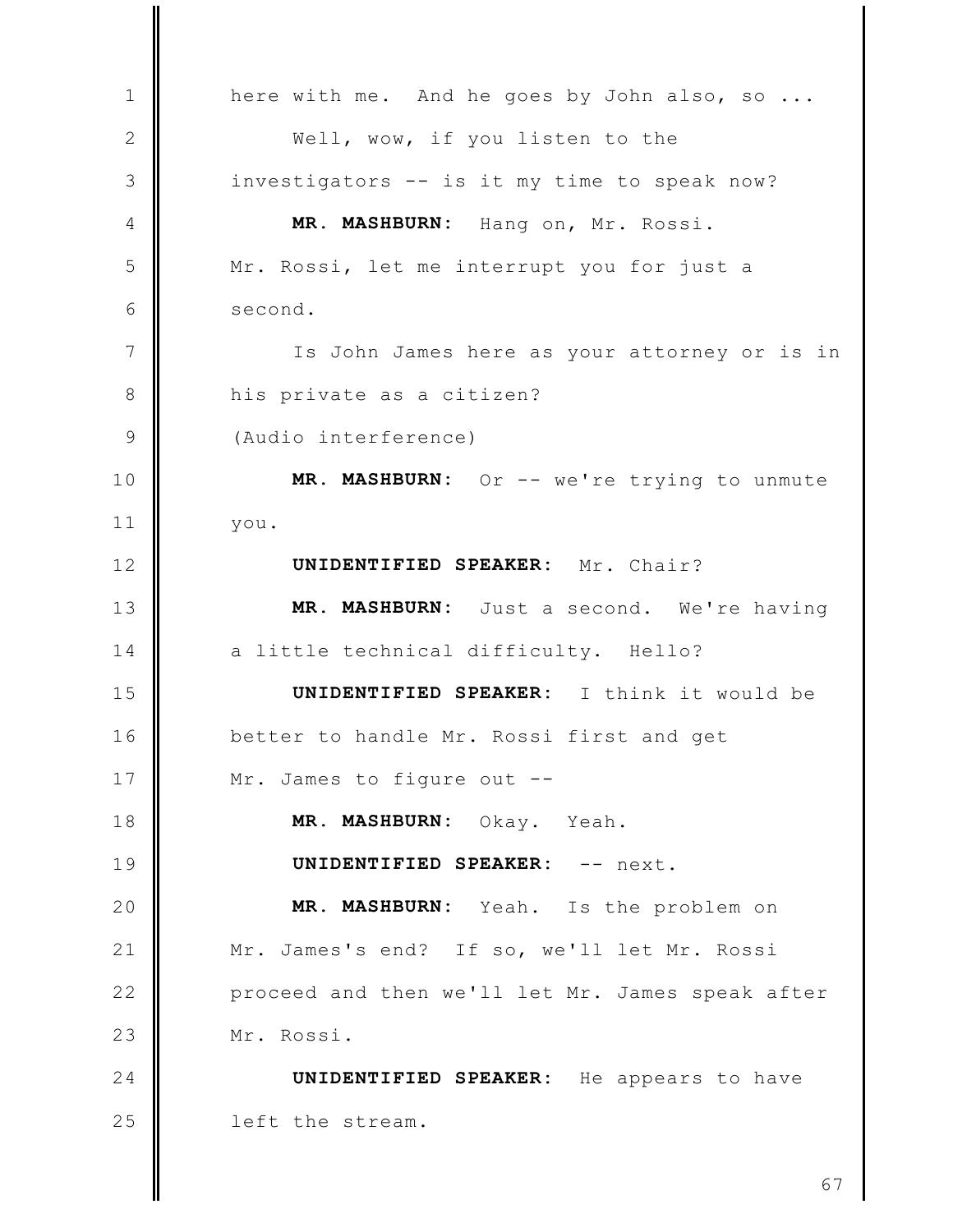here with me. And he goes by John also, so ...

Well, wow, if you listen to the investigators -- is it my time to speak now?

**MR. MASHBURN:** Hang on, Mr. Rossi. Mr. Rossi, let me interrupt you for just a second.

Is John James here as your attorney or is in his private as a citizen?

(Audio interference)

**MR. MASHBURN:** Or -- we're trying to unmute you.

**UNIDENTIFIED SPEAKER:** Mr. Chair?

**MR. MASHBURN:** Just a second. We're having a little technical difficulty. Hello?

**UNIDENTIFIED SPEAKER:** I think it would be better to handle Mr. Rossi first and get Mr. James to figure out --

**MR. MASHBURN:** Okay. Yeah.

**UNIDENTIFIED SPEAKER:** -- next.

**MR. MASHBURN:** Yeah. Is the problem on Mr. James's end? If so, we'll let Mr. Rossi proceed and then we'll let Mr. James speak after Mr. Rossi.

**UNIDENTIFIED SPEAKER:** He appears to have left the stream.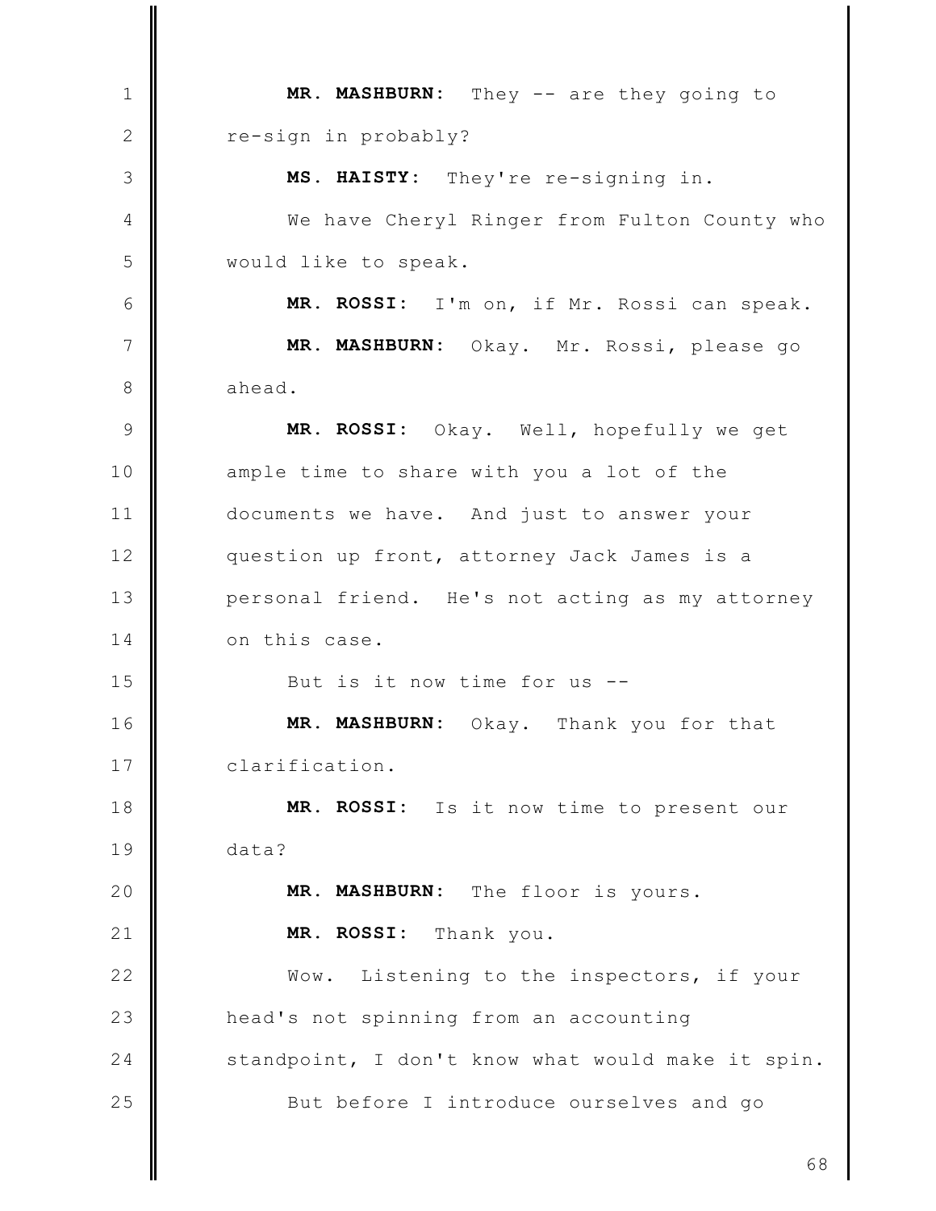**MR. MASHBURN:** They -- are they going to re-sign in probably?

**MS. HAISTY:** They're re-signing in.

We have Cheryl Ringer from Fulton County who would like to speak.

**MR. ROSSI:** I'm on, if Mr. Rossi can speak.

**MR. MASHBURN:** Okay. Mr. Rossi, please go ahead.

**MR. ROSSI:** Okay. Well, hopefully we get ample time to share with you a lot of the documents we have. And just to answer your question up front, attorney Jack James is a personal friend. He's not acting as my attorney on this case.

But is it now time for us --

**MR. MASHBURN:** Okay. Thank you for that clarification.

**MR. ROSSI:** Is it now time to present our data?

**MR. MASHBURN:** The floor is yours.

**MR. ROSSI:** Thank you.

Wow. Listening to the inspectors, if your head's not spinning from an accounting standpoint, I don't know what would make it spin.

But before I introduce ourselves and go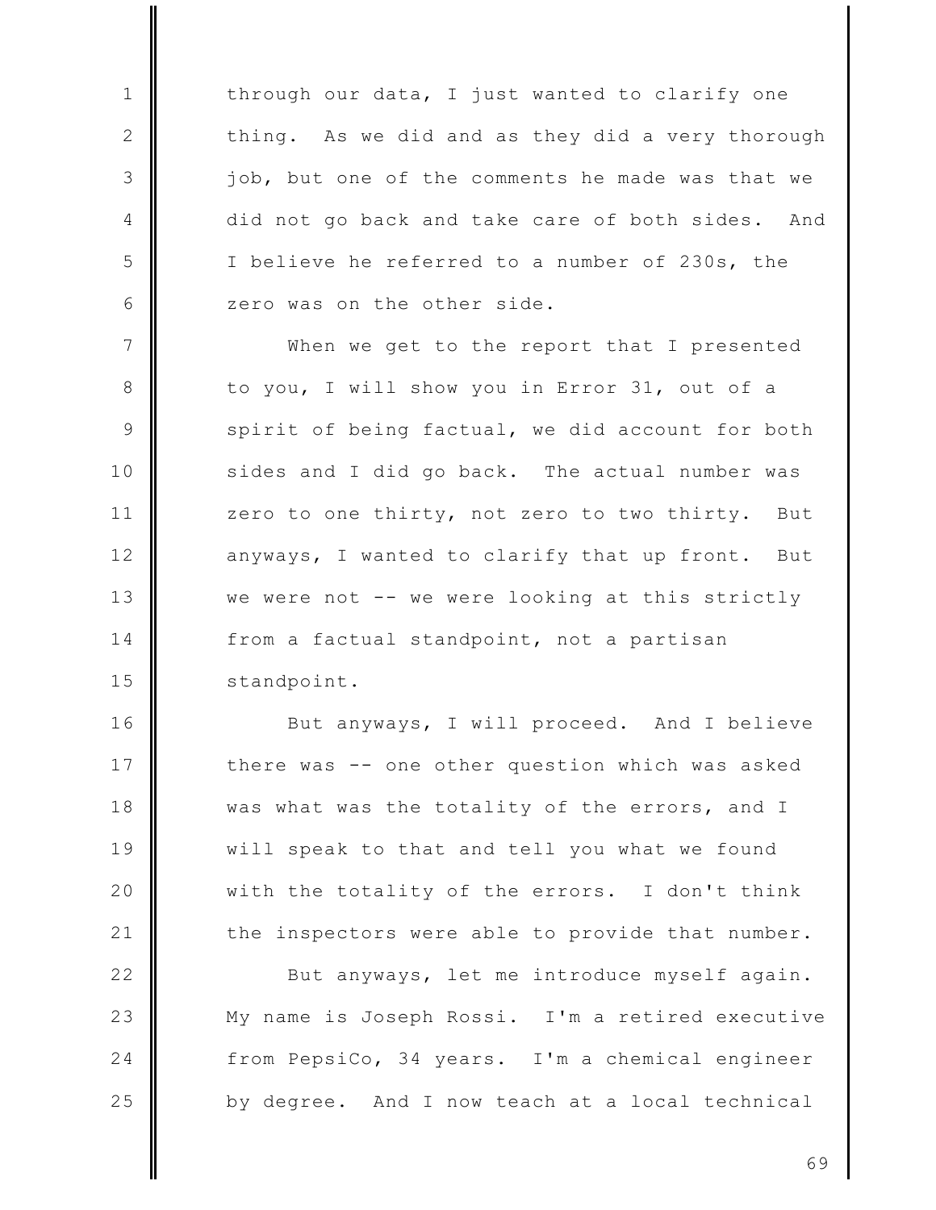through our data, I just wanted to clarify one thing. As we did and as they did a very thorough job, but one of the comments he made was that we did not go back and take care of both sides. And I believe he referred to a number of 230s, the zero was on the other side.

When we get to the report that I presented to you, I will show you in Error 31, out of a spirit of being factual, we did account for both sides and I did go back. The actual number was zero to one thirty, not zero to two thirty. But anyways, I wanted to clarify that up front. But we were not -- we were looking at this strictly from a factual standpoint, not a partisan standpoint.

But anyways, I will proceed. And I believe there was -- one other question which was asked was what was the totality of the errors, and I will speak to that and tell you what we found with the totality of the errors. I don't think the inspectors were able to provide that number.

But anyways, let me introduce myself again. My name is Joseph Rossi. I'm a retired executive from PepsiCo, 34 years. I'm a chemical engineer by degree. And I now teach at a local technical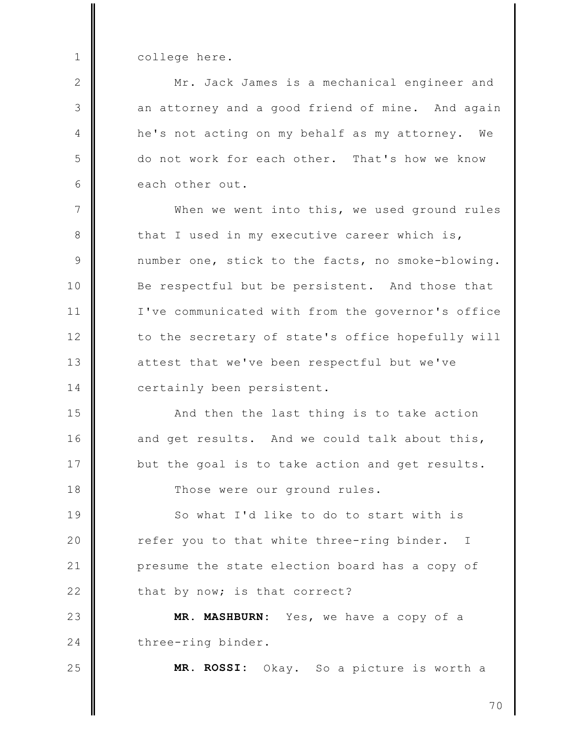college here.

Mr. Jack James is a mechanical engineer and an attorney and a good friend of mine. And again he's not acting on my behalf as my attorney. We do not work for each other. That's how we know each other out.

When we went into this, we used ground rules that I used in my executive career which is, number one, stick to the facts, no smoke-blowing. Be respectful but be persistent. And those that I've communicated with from the governor's office to the secretary of state's office hopefully will attest that we've been respectful but we've certainly been persistent.

And then the last thing is to take action and get results. And we could talk about this, but the goal is to take action and get results.

Those were our ground rules.

So what I'd like to do to start with is refer you to that white three-ring binder. I presume the state election board has a copy of that by now; is that correct?

**MR. MASHBURN:** Yes, we have a copy of a three-ring binder.

**MR. ROSSI:** Okay. So a picture is worth a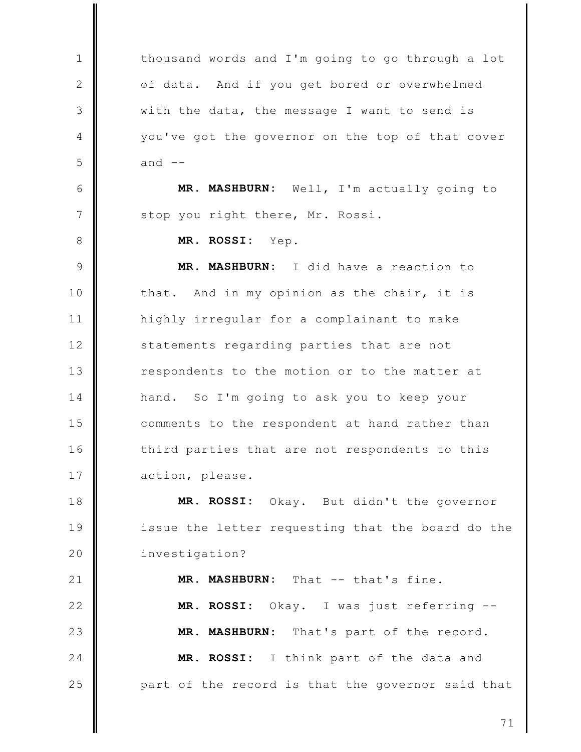thousand words and I'm going to go through a lot of data. And if you get bored or overwhelmed with the data, the message I want to send is you've got the governor on the top of that cover and --

**MR. MASHBURN:** Well, I'm actually going to stop you right there, Mr. Rossi.

**MR. ROSSI:** Yep.

**MR. MASHBURN:** I did have a reaction to that. And in my opinion as the chair, it is highly irregular for a complainant to make statements regarding parties that are not respondents to the motion or to the matter at hand. So I'm going to ask you to keep your comments to the respondent at hand rather than third parties that are not respondents to this action, please.

**MR. ROSSI:** Okay. But didn't the governor issue the letter requesting that the board do the investigation?

**MR. MASHBURN:** That -- that's fine.

**MR. ROSSI:** Okay. I was just referring --

**MR. MASHBURN:** That's part of the record.

**MR. ROSSI:** I think part of the data and part of the record is that the governor said that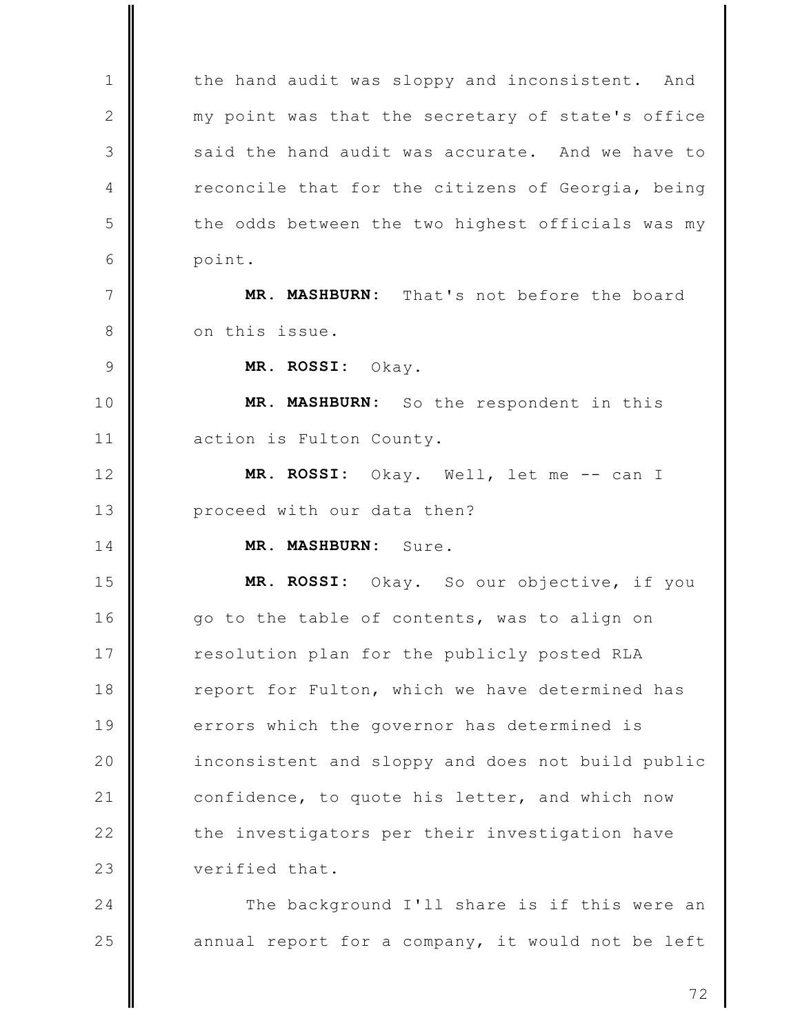the hand audit was sloppy and inconsistent. And my point was that the secretary of state's office said the hand audit was accurate. And we have to reconcile that for the citizens of Georgia, being the odds between the two highest officials was my point.

**MR. MASHBURN:** That's not before the board on this issue.

**MR. ROSSI:** Okay.

**MR. MASHBURN:** So the respondent in this action is Fulton County.

**MR. ROSSI:** Okay. Well, let me -- can I proceed with our data then?

**MR. MASHBURN:** Sure.

**MR. ROSSI:** Okay. So our objective, if you go to the table of contents, was to align on resolution plan for the publicly posted RLA report for Fulton, which we have determined has errors which the governor has determined is inconsistent and sloppy and does not build public confidence, to quote his letter, and which now the investigators per their investigation have verified that.

The background I'll share is if this were an annual report for a company, it would not be left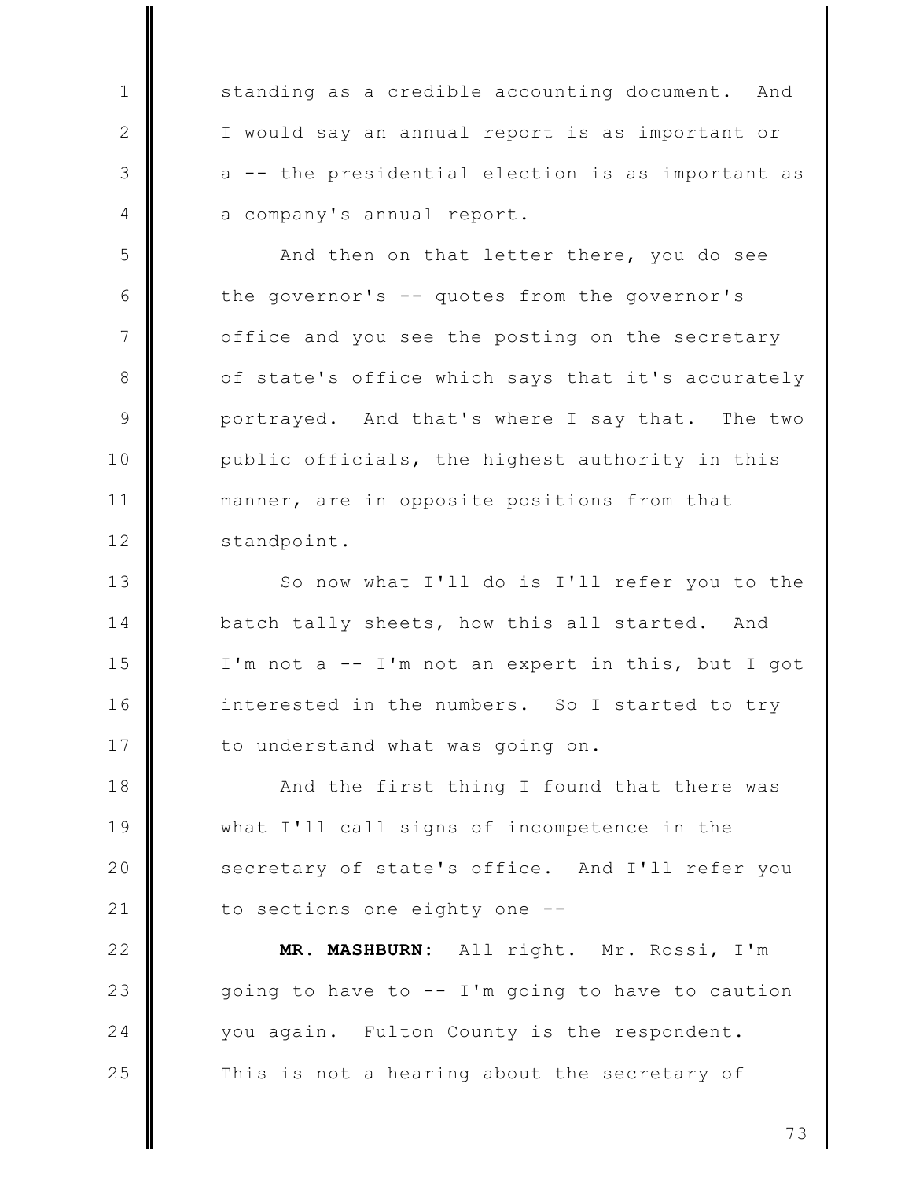standing as a credible accounting document. And I would say an annual report is as important or a -- the presidential election is as important as a company's annual report.

And then on that letter there, you do see the governor's -- quotes from the governor's office and you see the posting on the secretary of state's office which says that it's accurately portrayed. And that's where I say that. The two public officials, the highest authority in this manner, are in opposite positions from that standpoint.

So now what I'll do is I'll refer you to the batch tally sheets, how this all started. And I'm not a -- I'm not an expert in this, but I got interested in the numbers. So I started to try to understand what was going on.

And the first thing I found that there was what I'll call signs of incompetence in the secretary of state's office. And I'll refer you to sections one eighty one --

**MR. MASHBURN:** All right. Mr. Rossi, I'm going to have to -- I'm going to have to caution you again. Fulton County is the respondent. This is not a hearing about the secretary of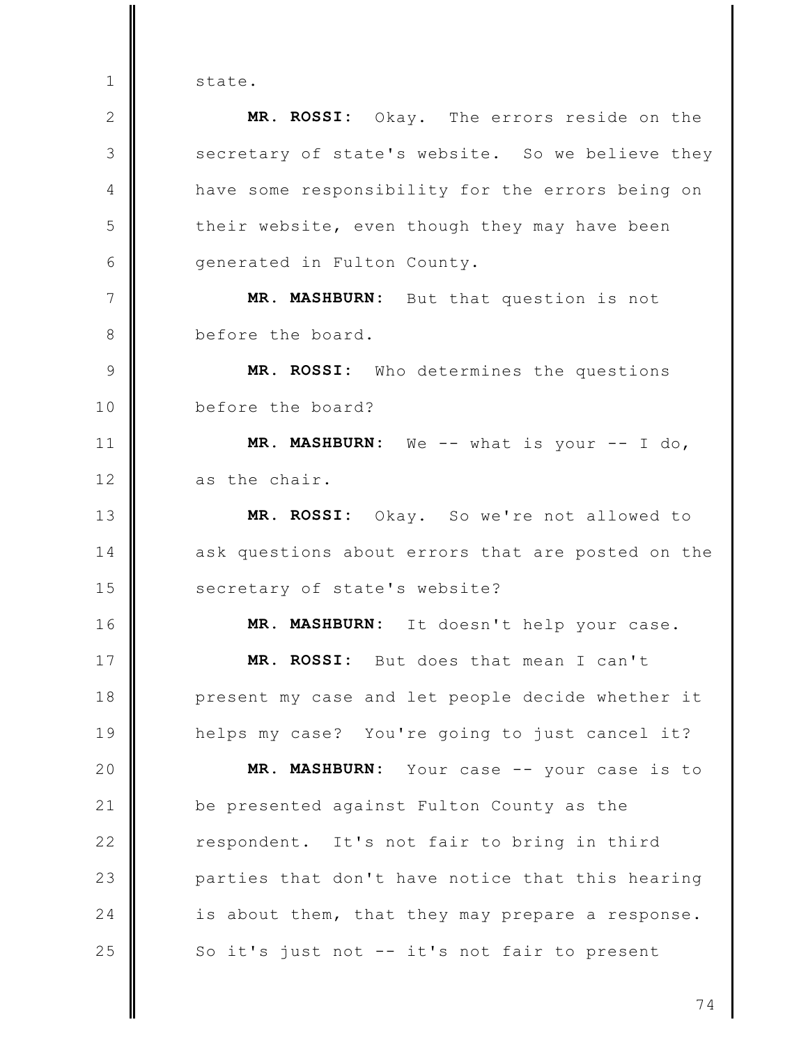state.

**MR. ROSSI:** Okay. The errors reside on the secretary of state's website. So we believe they have some responsibility for the errors being on their website, even though they may have been generated in Fulton County.

**MR. MASHBURN:** But that question is not before the board.

**MR. ROSSI:** Who determines the questions before the board?

**MR. MASHBURN:** We -- what is your -- I do, as the chair.

**MR. ROSSI:** Okay. So we're not allowed to ask questions about errors that are posted on the secretary of state's website?

**MR. MASHBURN:** It doesn't help your case.

**MR. ROSSI:** But does that mean I can't present my case and let people decide whether it helps my case? You're going to just cancel it?

**MR. MASHBURN:** Your case -- your case is to be presented against Fulton County as the respondent. It's not fair to bring in third parties that don't have notice that this hearing is about them, that they may prepare a response. So it's just not -- it's not fair to present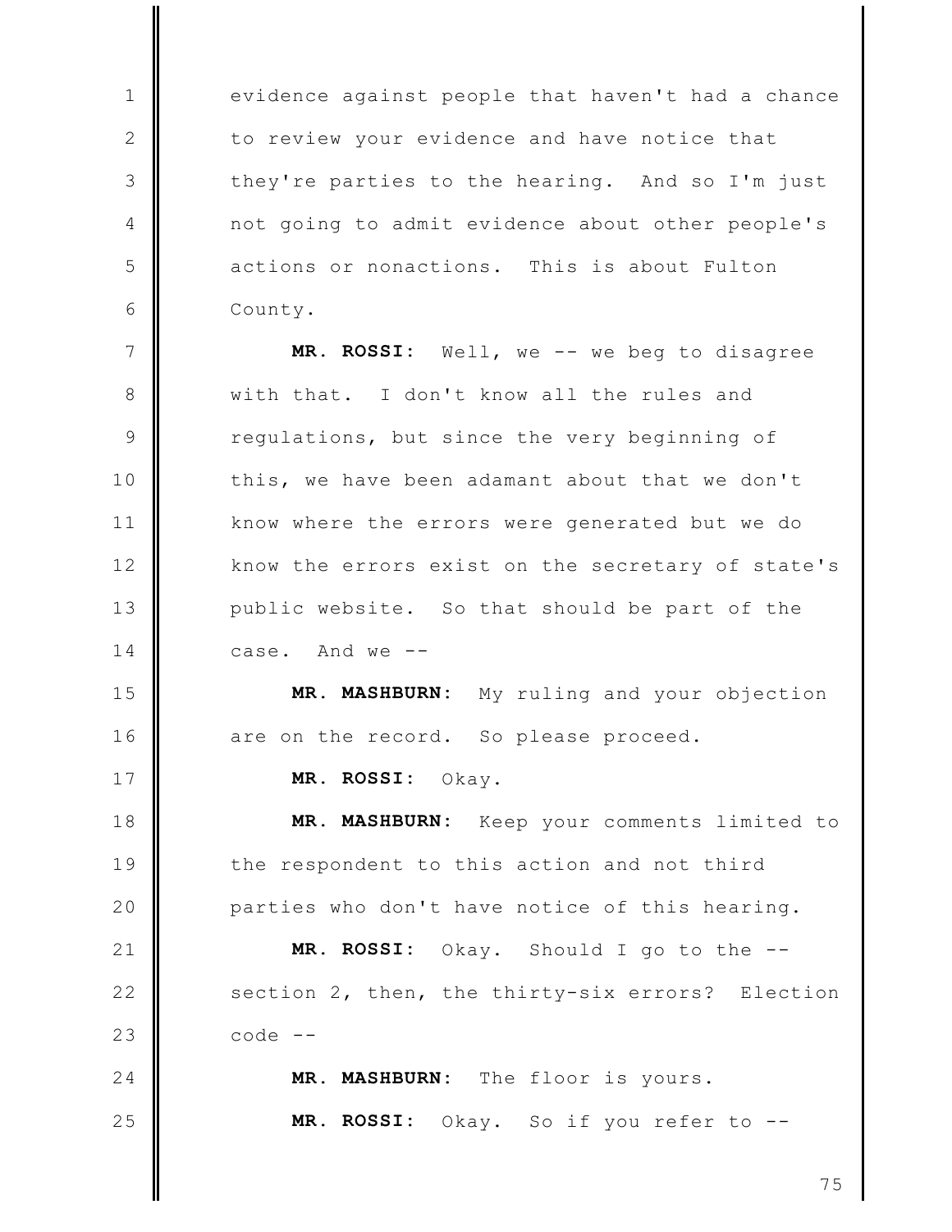evidence against people that haven't had a chance to review your evidence and have notice that they're parties to the hearing. And so I'm just not going to admit evidence about other people's actions or nonactions. This is about Fulton County.

**MR. ROSSI:** Well, we -- we beg to disagree with that. I don't know all the rules and regulations, but since the very beginning of this, we have been adamant about that we don't know where the errors were generated but we do know the errors exist on the secretary of state's public website. So that should be part of the case. And we --

**MR. MASHBURN:** My ruling and your objection are on the record. So please proceed.

**MR. ROSSI:** Okay.

**MR. MASHBURN:** Keep your comments limited to the respondent to this action and not third parties who don't have notice of this hearing.

**MR. ROSSI:** Okay. Should I go to the -- section 2, then, the thirty-six errors? Election code --

**MR. MASHBURN:** The floor is yours.

**MR. ROSSI:** Okay. So if you refer to --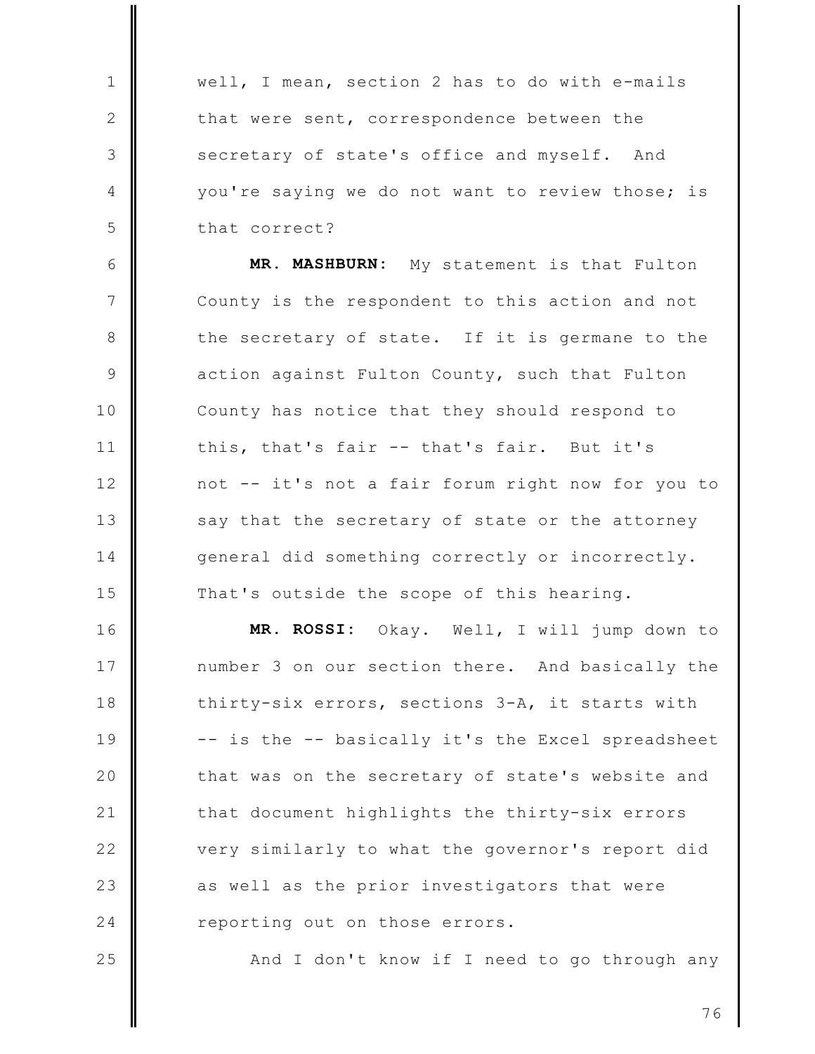well, I mean, section 2 has to do with e-mails that were sent, correspondence between the secretary of state's office and myself. And you're saying we do not want to review those; is that correct?

**MR. MASHBURN:** My statement is that Fulton County is the respondent to this action and not the secretary of state. If it is germane to the action against Fulton County, such that Fulton County has notice that they should respond to this, that's fair -- that's fair. But it's not -- it's not a fair forum right now for you to say that the secretary of state or the attorney general did something correctly or incorrectly. That's outside the scope of this hearing.

**MR. ROSSI:** Okay. Well, I will jump down to number 3 on our section there. And basically the thirty-six errors, sections 3-A, it starts with -- is the -- basically it's the Excel spreadsheet that was on the secretary of state's website and that document highlights the thirty-six errors very similarly to what the governor's report did as well as the prior investigators that were reporting out on those errors.

And I don't know if I need to go through any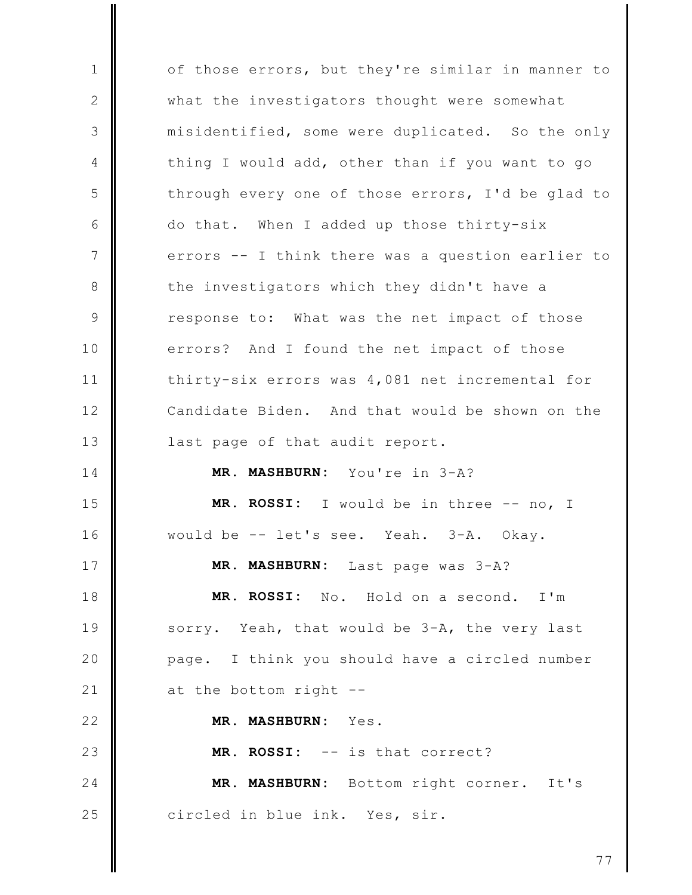of those errors, but they're similar in manner to what the investigators thought were somewhat misidentified, some were duplicated. So the only thing I would add, other than if you want to go through every one of those errors, I'd be glad to do that. When I added up those thirty-six errors -- I think there was a question earlier to the investigators which they didn't have a response to: What was the net impact of those errors? And I found the net impact of those thirty-six errors was 4,081 net incremental for Candidate Biden. And that would be shown on the last page of that audit report.

**MR. MASHBURN:** You're in 3-A?

**MR. ROSSI:** I would be in three -- no, I would be -- let's see. Yeah. 3-A. Okay.

**MR. MASHBURN:** Last page was 3-A?

**MR. ROSSI:** No. Hold on a second. I'm sorry. Yeah, that would be 3-A, the very last page. I think you should have a circled number at the bottom right --

**MR. MASHBURN:** Yes.

**MR. ROSSI:** -- is that correct?

**MR. MASHBURN:** Bottom right corner. It's circled in blue ink. Yes, sir.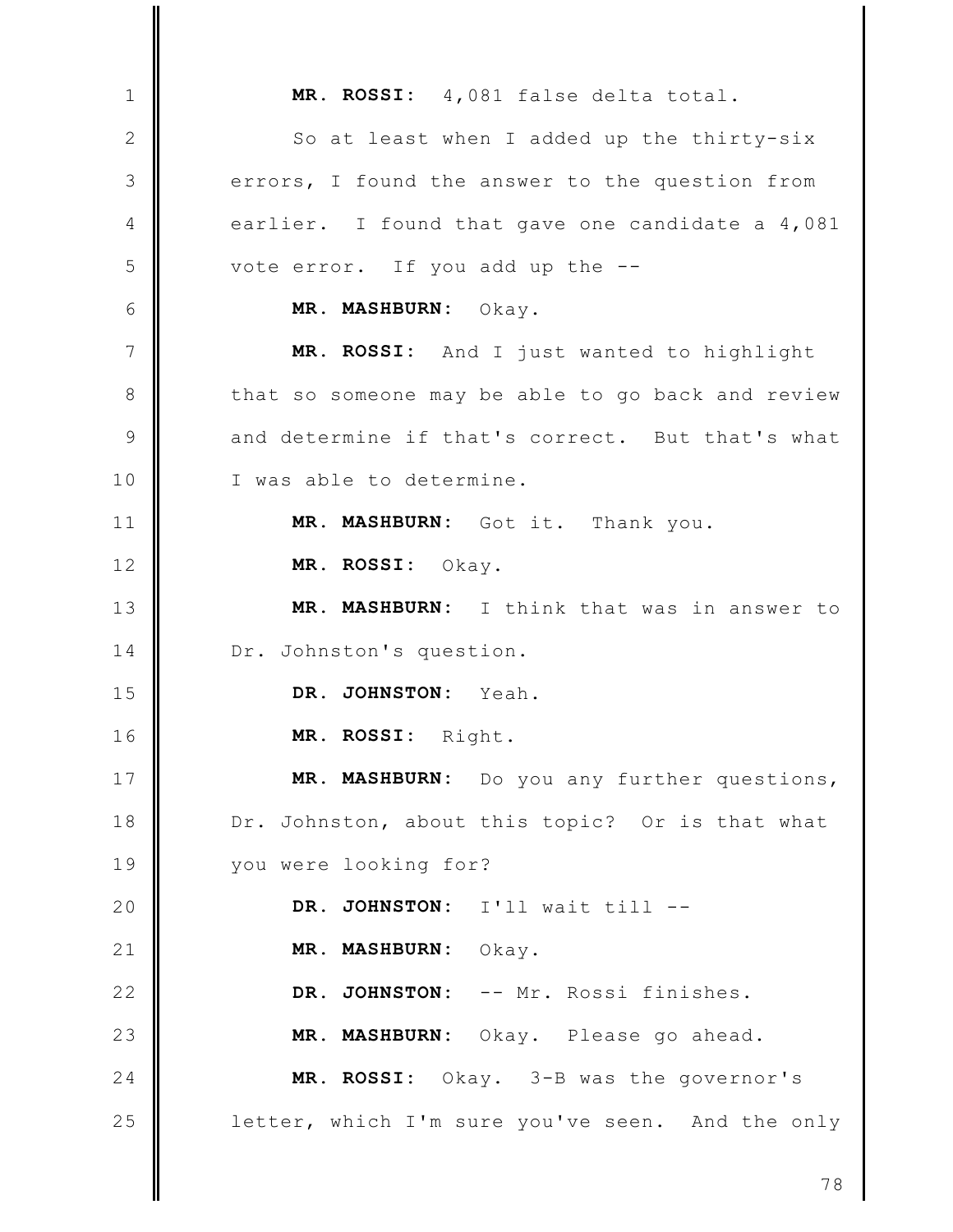**MR. ROSSI:** 4,081 false delta total.

So at least when I added up the thirty-six errors, I found the answer to the question from earlier. I found that gave one candidate a 4,081 vote error. If you add up the --

**MR. MASHBURN:** Okay.

**MR. ROSSI:** And I just wanted to highlight that so someone may be able to go back and review and determine if that's correct. But that's what I was able to determine.

**MR. MASHBURN:** Got it. Thank you.

**MR. ROSSI:** Okay.

**MR. MASHBURN:** I think that was in answer to Dr. Johnston's question.

**DR. JOHNSTON:** Yeah.

**MR. ROSSI:** Right.

**MR. MASHBURN:** Do you any further questions, Dr. Johnston, about this topic? Or is that what you were looking for?

**DR. JOHNSTON:** I'll wait till --

**MR. MASHBURN:** Okay.

**DR. JOHNSTON:** -- Mr. Rossi finishes.

**MR. MASHBURN:** Okay. Please go ahead.

**MR. ROSSI:** Okay. 3-B was the governor's letter, which I'm sure you've seen. And the only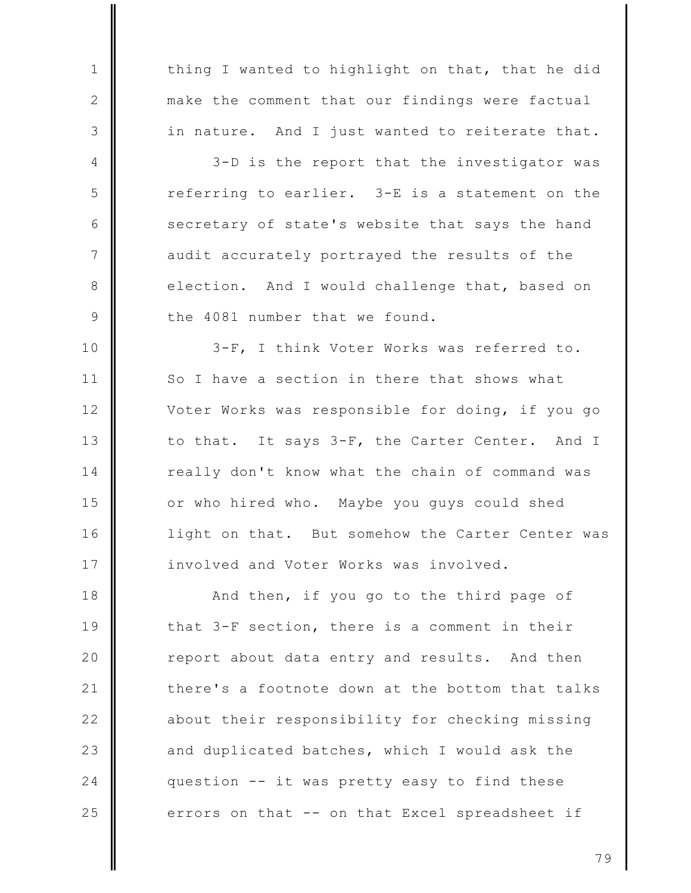thing I wanted to highlight on that, that he did make the comment that our findings were factual in nature. And I just wanted to reiterate that.

3-D is the report that the investigator was referring to earlier. 3-E is a statement on the secretary of state's website that says the hand audit accurately portrayed the results of the election. And I would challenge that, based on the 4081 number that we found.

3-F, I think Voter Works was referred to. So I have a section in there that shows what Voter Works was responsible for doing, if you go to that. It says 3-F, the Carter Center. And I really don't know what the chain of command was or who hired who. Maybe you guys could shed light on that. But somehow the Carter Center was involved and Voter Works was involved.

And then, if you go to the third page of that 3-F section, there is a comment in their report about data entry and results. And then there's a footnote down at the bottom that talks about their responsibility for checking missing and duplicated batches, which I would ask the question -- it was pretty easy to find these errors on that -- on that Excel spreadsheet if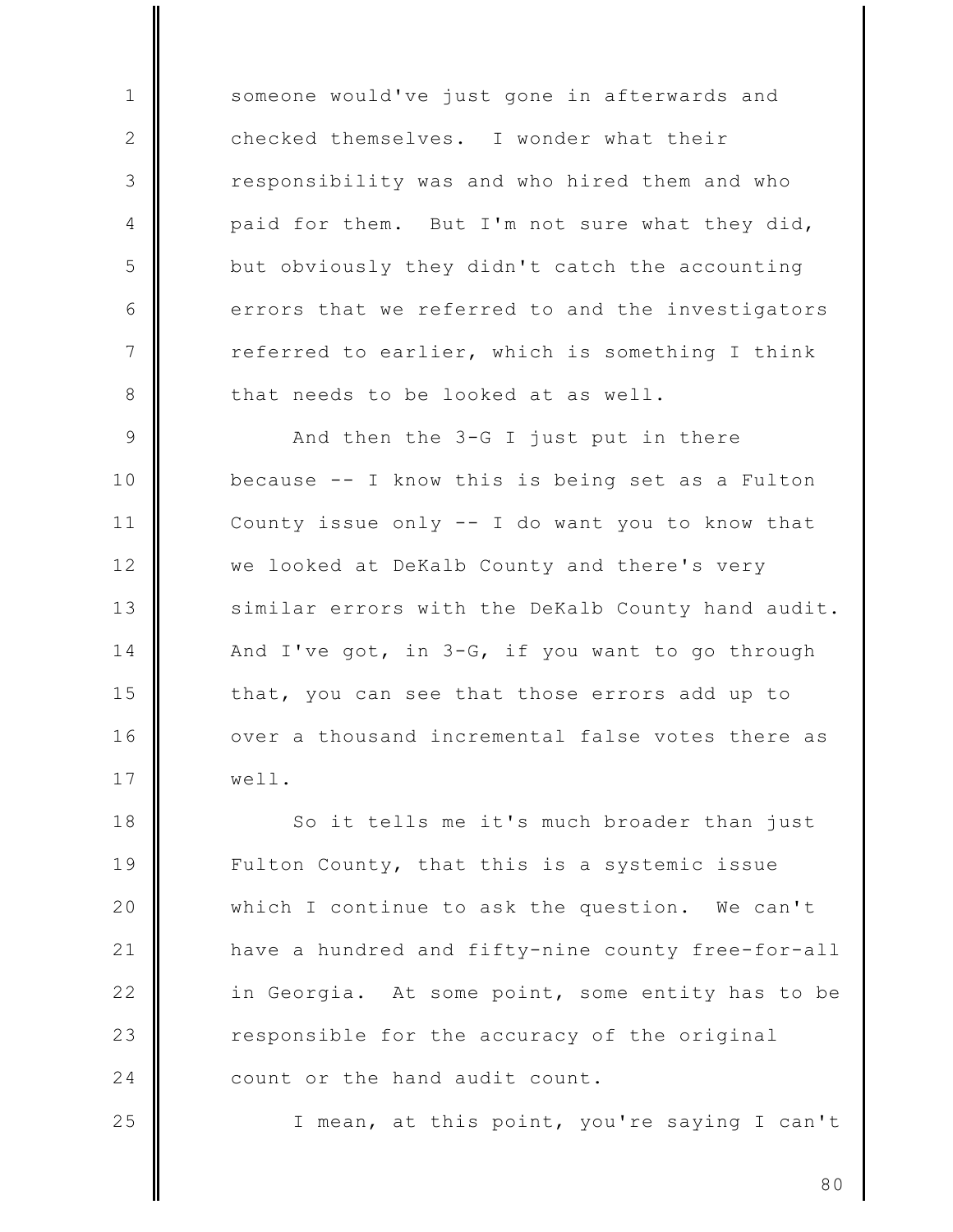someone would've just gone in afterwards and checked themselves. I wonder what their responsibility was and who hired them and who paid for them. But I'm not sure what they did, but obviously they didn't catch the accounting errors that we referred to and the investigators referred to earlier, which is something I think that needs to be looked at as well.

And then the 3-G I just put in there because -- I know this is being set as a Fulton County issue only -- I do want you to know that we looked at DeKalb County and there's very similar errors with the DeKalb County hand audit. And I've got, in 3-G, if you want to go through that, you can see that those errors add up to over a thousand incremental false votes there as well.

So it tells me it's much broader than just Fulton County, that this is a systemic issue which I continue to ask the question. We can't have a hundred and fifty-nine county free-for-all in Georgia. At some point, some entity has to be responsible for the accuracy of the original count or the hand audit count.

I mean, at this point, you're saying I can't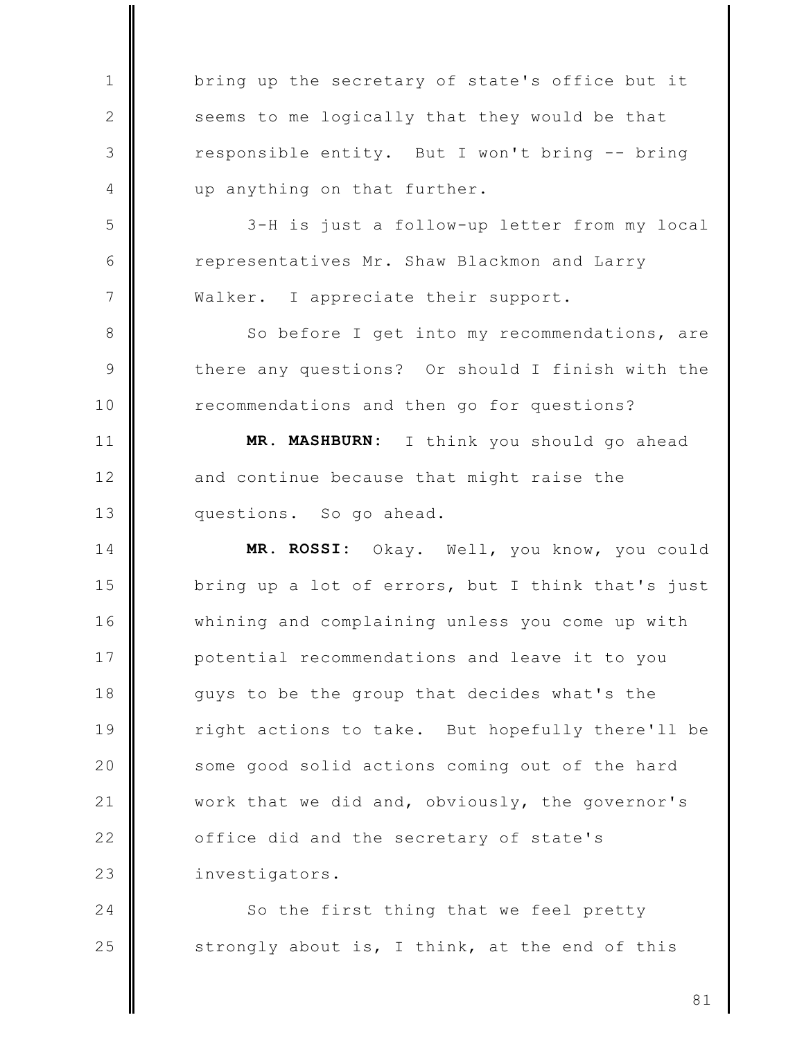bring up the secretary of state's office but it seems to me logically that they would be that responsible entity. But I won't bring -- bring up anything on that further.

3-H is just a follow-up letter from my local representatives Mr. Shaw Blackmon and Larry Walker. I appreciate their support.

So before I get into my recommendations, are there any questions? Or should I finish with the recommendations and then go for questions?

**MR. MASHBURN:** I think you should go ahead and continue because that might raise the questions. So go ahead.

**MR. ROSSI:** Okay. Well, you know, you could bring up a lot of errors, but I think that's just whining and complaining unless you come up with potential recommendations and leave it to you guys to be the group that decides what's the right actions to take. But hopefully there'll be some good solid actions coming out of the hard work that we did and, obviously, the governor's office did and the secretary of state's investigators.

So the first thing that we feel pretty strongly about is, I think, at the end of this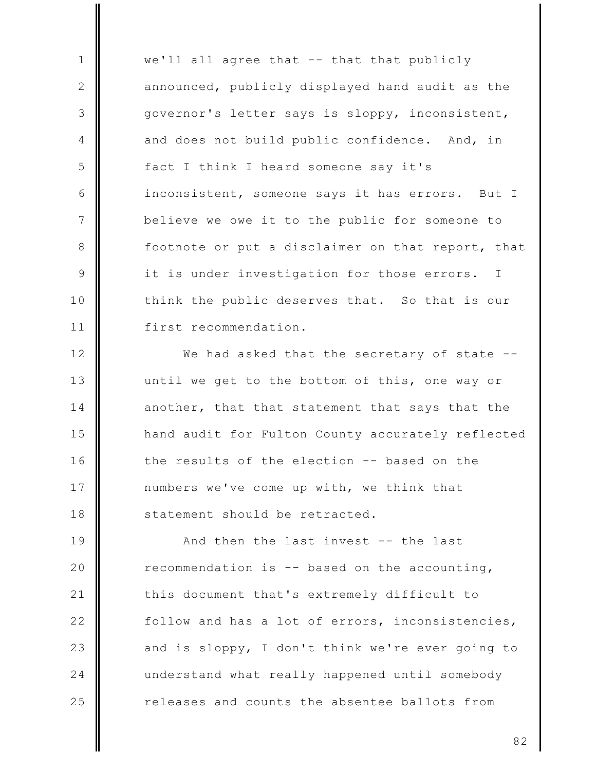we'll all agree that -- that that publicly announced, publicly displayed hand audit as the governor's letter says is sloppy, inconsistent, and does not build public confidence. And, in fact I think I heard someone say it's inconsistent, someone says it has errors. But I believe we owe it to the public for someone to footnote or put a disclaimer on that report, that it is under investigation for those errors. I think the public deserves that. So that is our first recommendation.

We had asked that the secretary of state -- until we get to the bottom of this, one way or another, that that statement that says that the hand audit for Fulton County accurately reflected the results of the election -- based on the numbers we've come up with, we think that statement should be retracted.

And then the last invest -- the last recommendation is -- based on the accounting, this document that's extremely difficult to follow and has a lot of errors, inconsistencies, and is sloppy, I don't think we're ever going to understand what really happened until somebody releases and counts the absentee ballots from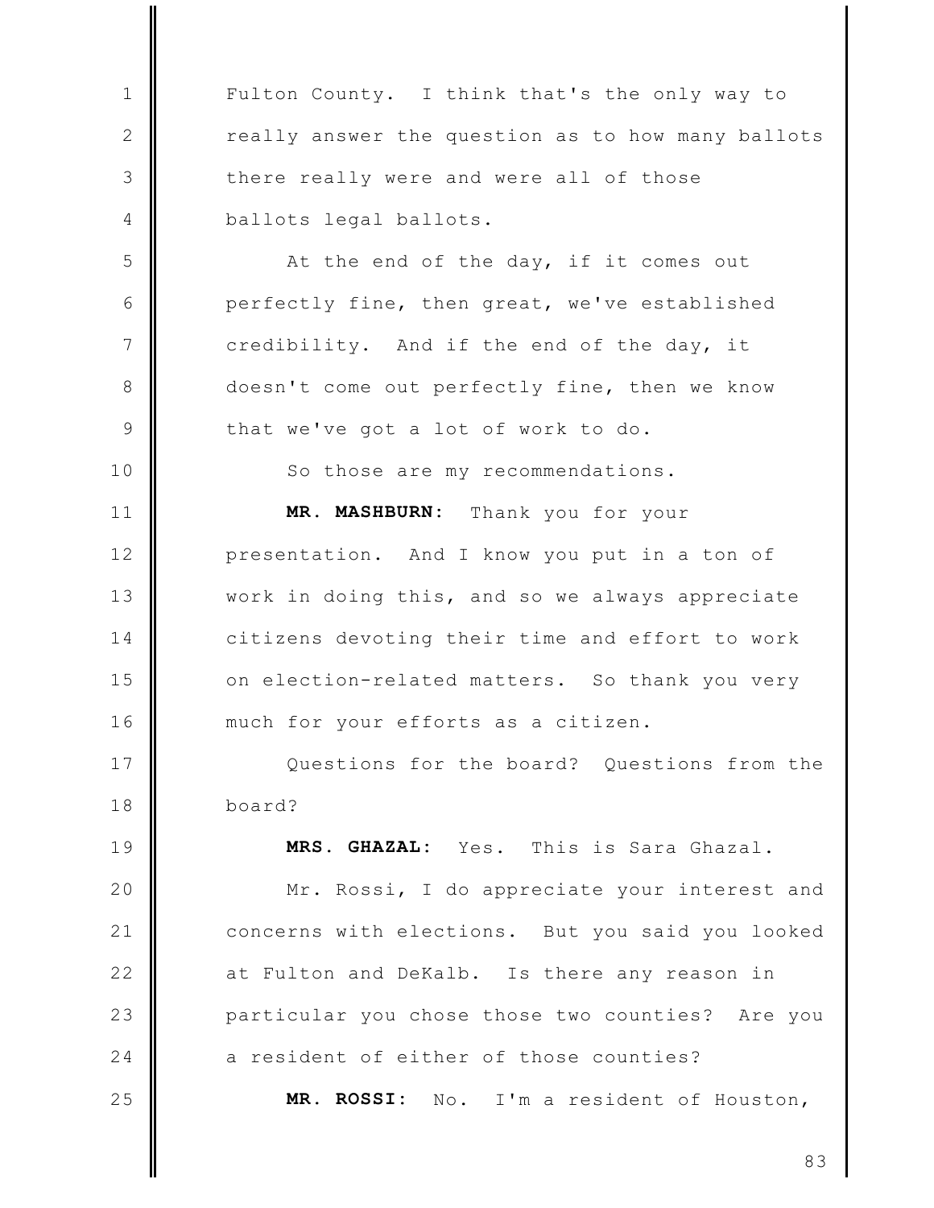Fulton County. I think that's the only way to really answer the question as to how many ballots there really were and were all of those ballots legal ballots.

At the end of the day, if it comes out perfectly fine, then great, we've established credibility. And if the end of the day, it doesn't come out perfectly fine, then we know that we've got a lot of work to do.

So those are my recommendations.

**MR. MASHBURN:** Thank you for your presentation. And I know you put in a ton of work in doing this, and so we always appreciate citizens devoting their time and effort to work on election-related matters. So thank you very much for your efforts as a citizen.

Questions for the board? Questions from the board?

**MRS. GHAZAL:** Yes. This is Sara Ghazal.

Mr. Rossi, I do appreciate your interest and concerns with elections. But you said you looked at Fulton and DeKalb. Is there any reason in particular you chose those two counties? Are you a resident of either of those counties?

**MR. ROSSI:** No. I'm a resident of Houston,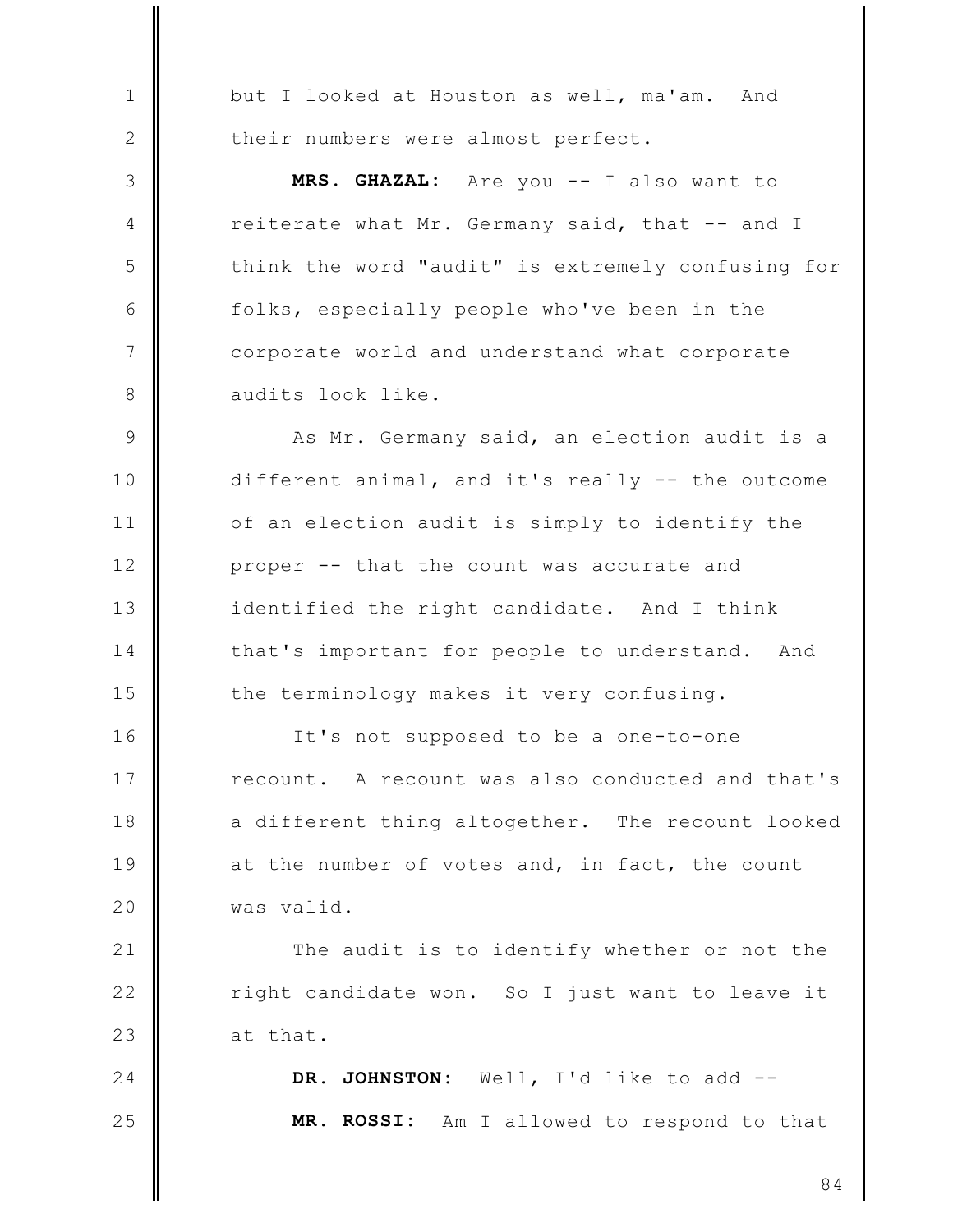but I looked at Houston as well, ma'am. And their numbers were almost perfect.

**MRS. GHAZAL:** Are you -- I also want to reiterate what Mr. Germany said, that -- and I think the word "audit" is extremely confusing for folks, especially people who've been in the corporate world and understand what corporate audits look like.

As Mr. Germany said, an election audit is a different animal, and it's really -- the outcome of an election audit is simply to identify the proper -- that the count was accurate and identified the right candidate. And I think that's important for people to understand. And the terminology makes it very confusing.

It's not supposed to be a one-to-one recount. A recount was also conducted and that's a different thing altogether. The recount looked at the number of votes and, in fact, the count was valid.

The audit is to identify whether or not the right candidate won. So I just want to leave it at that.

**DR. JOHNSTON:** Well, I'd like to add --

**MR. ROSSI:** Am I allowed to respond to that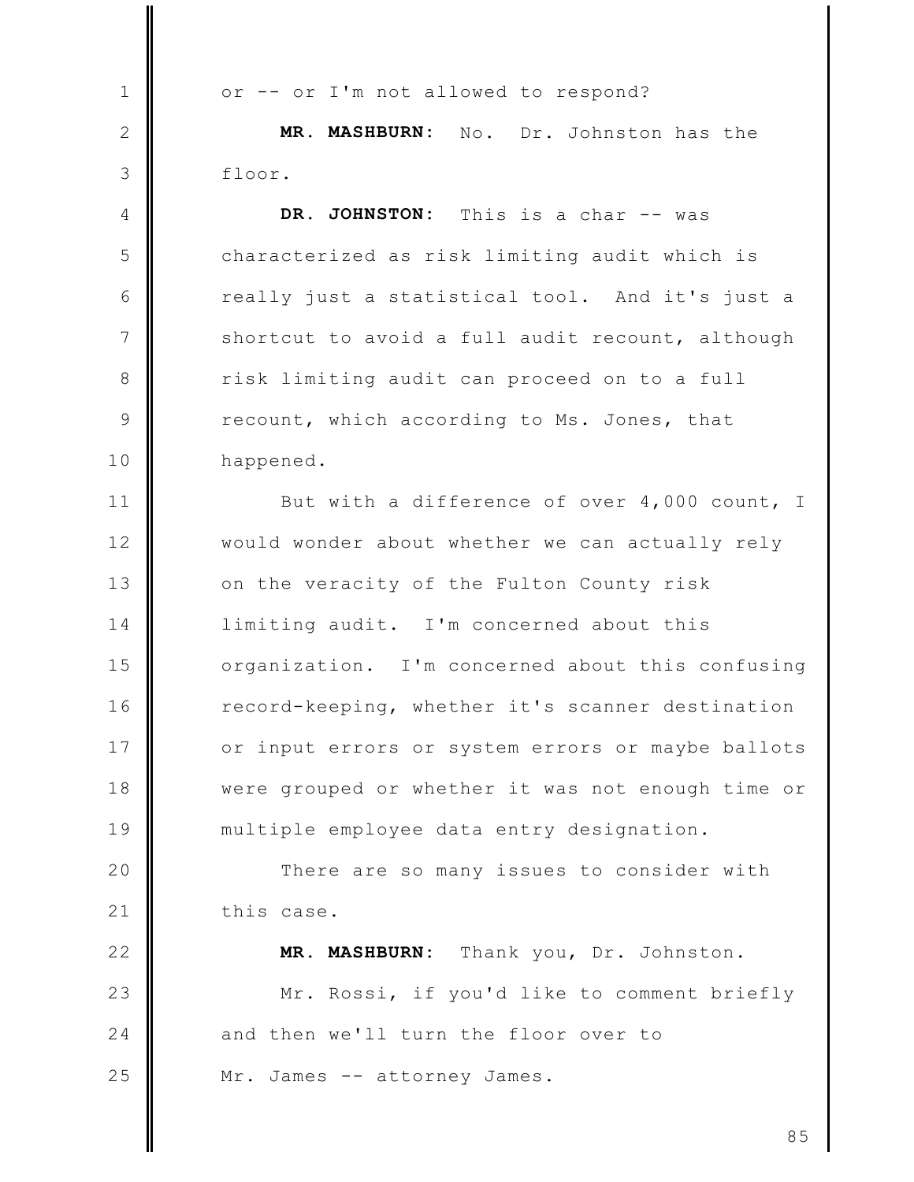or -- or I'm not allowed to respond?

**MR. MASHBURN:** No. Dr. Johnston has the floor.

**DR. JOHNSTON:** This is a char -- was characterized as risk limiting audit which is really just a statistical tool. And it's just a shortcut to avoid a full audit recount, although risk limiting audit can proceed on to a full recount, which according to Ms. Jones, that happened.

But with a difference of over 4,000 count, I would wonder about whether we can actually rely on the veracity of the Fulton County risk limiting audit. I'm concerned about this organization. I'm concerned about this confusing record-keeping, whether it's scanner destination or input errors or system errors or maybe ballots were grouped or whether it was not enough time or multiple employee data entry designation.

There are so many issues to consider with this case.

**MR. MASHBURN:** Thank you, Dr. Johnston.

Mr. Rossi, if you'd like to comment briefly and then we'll turn the floor over to Mr. James -- attorney James.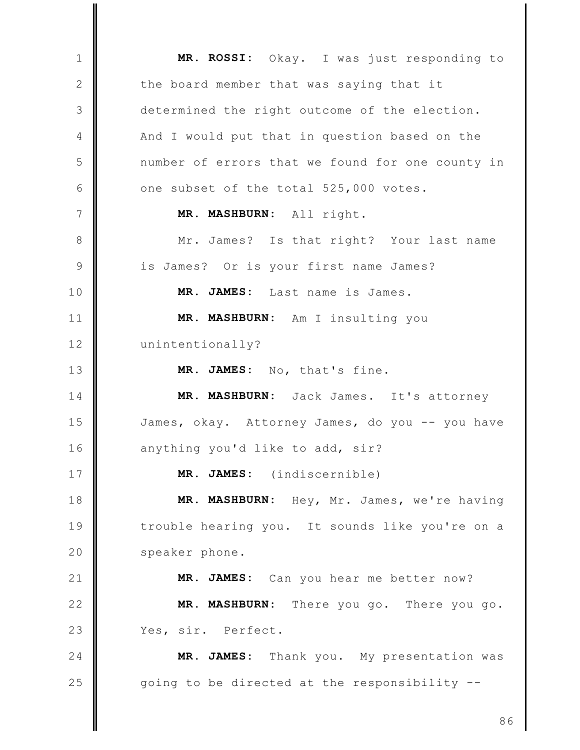**MR. ROSSI:** Okay. I was just responding to the board member that was saying that it determined the right outcome of the election. And I would put that in question based on the number of errors that we found for one county in one subset of the total 525,000 votes.

**MR. MASHBURN:** All right.

Mr. James? Is that right? Your last name is James? Or is your first name James?

**MR. JAMES:** Last name is James.

**MR. MASHBURN:** Am I insulting you unintentionally?

**MR. JAMES:** No, that's fine.

**MR. MASHBURN:** Jack James. It's attorney James, okay. Attorney James, do you -- you have anything you'd like to add, sir?

**MR. JAMES:** (indiscernible)

**MR. MASHBURN:** Hey, Mr. James, we're having trouble hearing you. It sounds like you're on a speaker phone.

**MR. JAMES:** Can you hear me better now?

**MR. MASHBURN:** There you go. There you go. Yes, sir. Perfect.

**MR. JAMES:** Thank you. My presentation was going to be directed at the responsibility --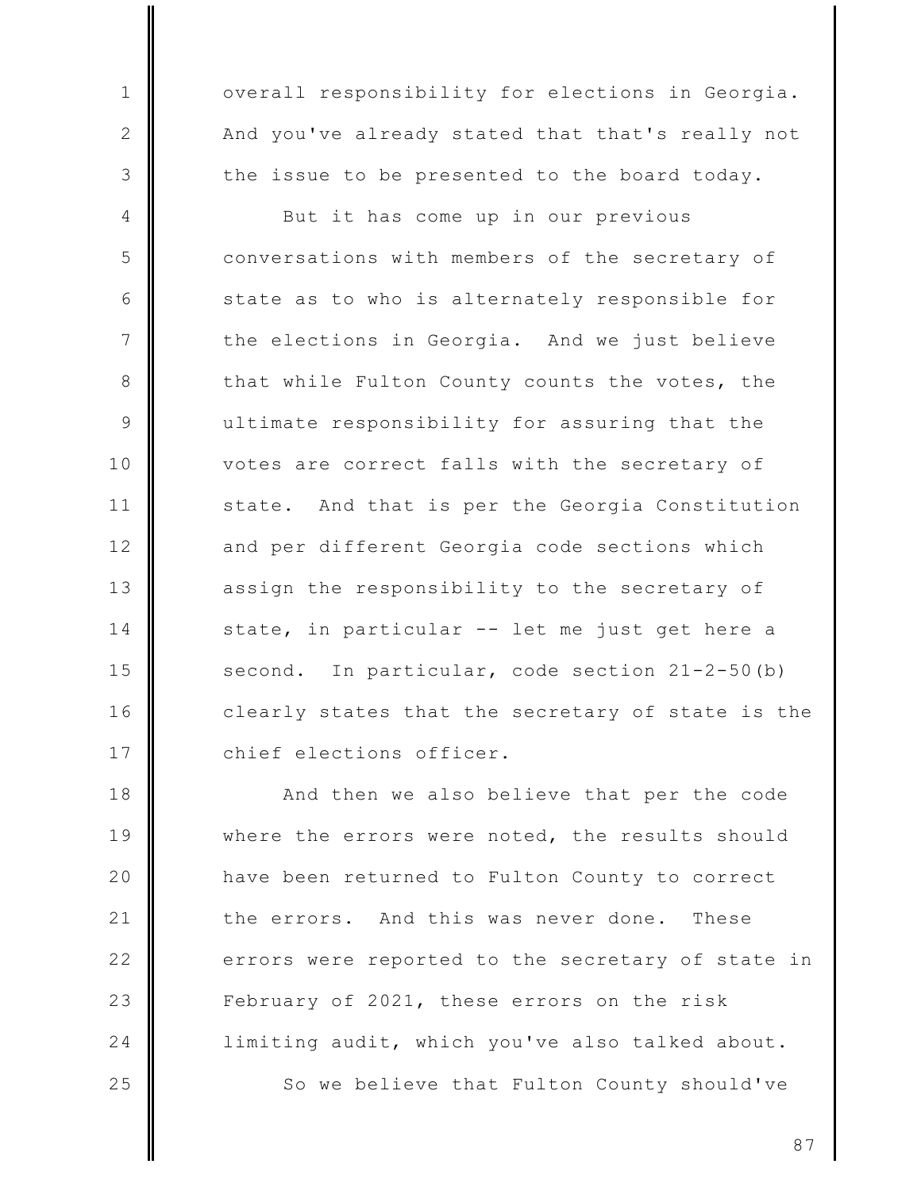overall responsibility for elections in Georgia. And you've already stated that that's really not the issue to be presented to the board today.

But it has come up in our previous conversations with members of the secretary of state as to who is alternately responsible for the elections in Georgia. And we just believe that while Fulton County counts the votes, the ultimate responsibility for assuring that the votes are correct falls with the secretary of state. And that is per the Georgia Constitution and per different Georgia code sections which assign the responsibility to the secretary of state, in particular -- let me just get here a second. In particular, code section 21-2-50(b) clearly states that the secretary of state is the chief elections officer.

And then we also believe that per the code where the errors were noted, the results should have been returned to Fulton County to correct the errors. And this was never done. These errors were reported to the secretary of state in February of 2021, these errors on the risk limiting audit, which you've also talked about.

So we believe that Fulton County should've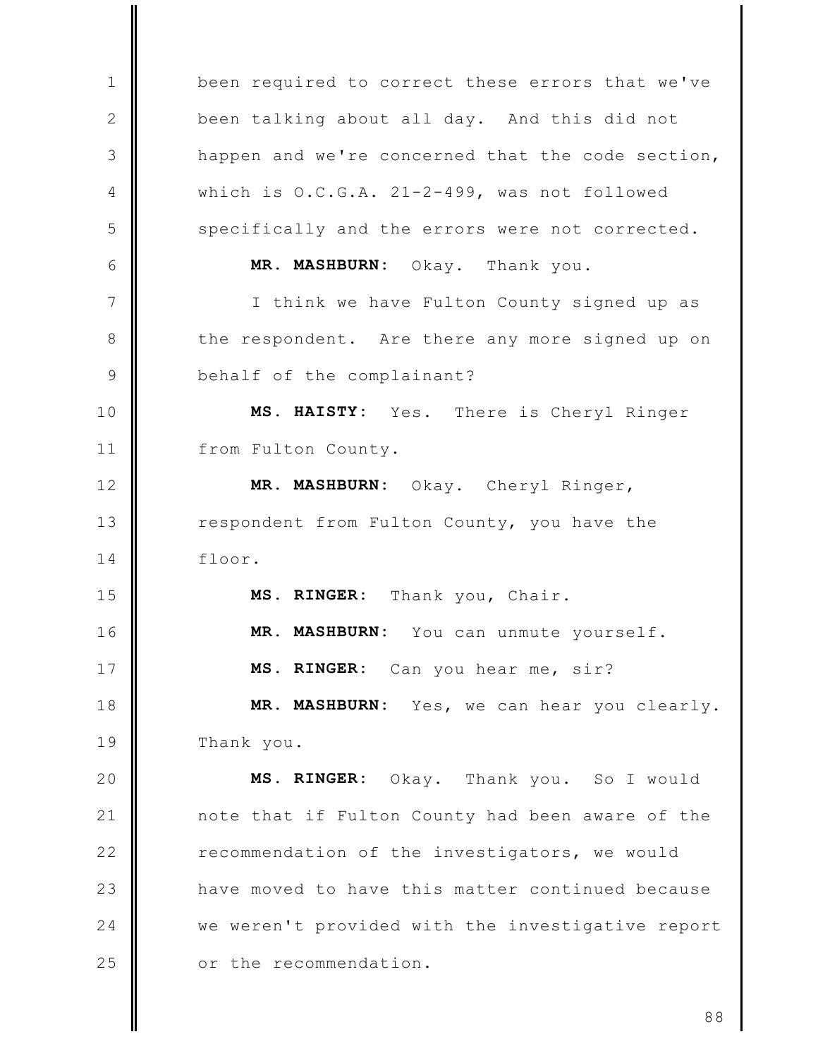been required to correct these errors that we've been talking about all day. And this did not happen and we're concerned that the code section, which is O.C.G.A. 21-2-499, was not followed specifically and the errors were not corrected.

**MR. MASHBURN:** Okay. Thank you.

I think we have Fulton County signed up as the respondent. Are there any more signed up on behalf of the complainant?

**MS. HAISTY:** Yes. There is Cheryl Ringer from Fulton County.

**MR. MASHBURN:** Okay. Cheryl Ringer, respondent from Fulton County, you have the floor.

**MS. RINGER:** Thank you, Chair.

**MR. MASHBURN:** You can unmute yourself.

**MS. RINGER:** Can you hear me, sir?

**MR. MASHBURN:** Yes, we can hear you clearly. Thank you.

**MS. RINGER:** Okay. Thank you. So I would note that if Fulton County had been aware of the recommendation of the investigators, we would have moved to have this matter continued because we weren't provided with the investigative report or the recommendation.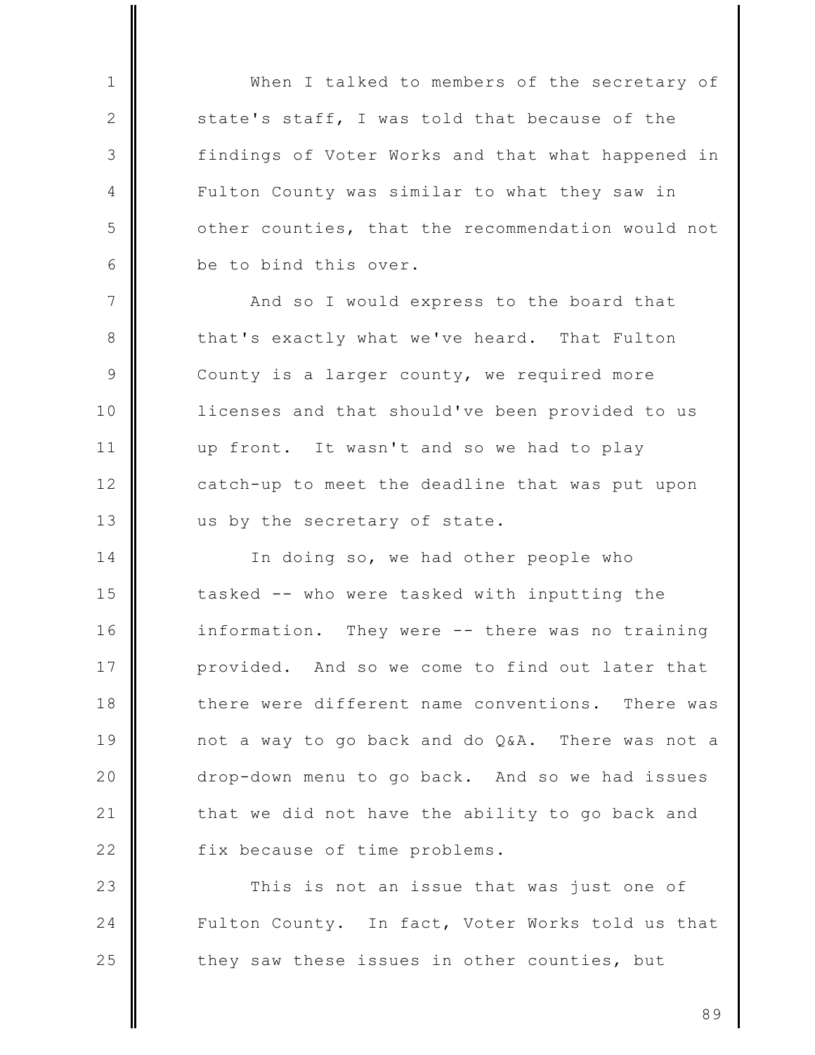When I talked to members of the secretary of state's staff, I was told that because of the findings of Voter Works and that what happened in Fulton County was similar to what they saw in other counties, that the recommendation would not be to bind this over.

And so I would express to the board that that's exactly what we've heard. That Fulton County is a larger county, we required more licenses and that should've been provided to us up front. It wasn't and so we had to play catch-up to meet the deadline that was put upon us by the secretary of state.

In doing so, we had other people who tasked -- who were tasked with inputting the information. They were -- there was no training provided. And so we come to find out later that there were different name conventions. There was not a way to go back and do Q&A. There was not a drop-down menu to go back. And so we had issues that we did not have the ability to go back and fix because of time problems.

This is not an issue that was just one of Fulton County. In fact, Voter Works told us that they saw these issues in other counties, but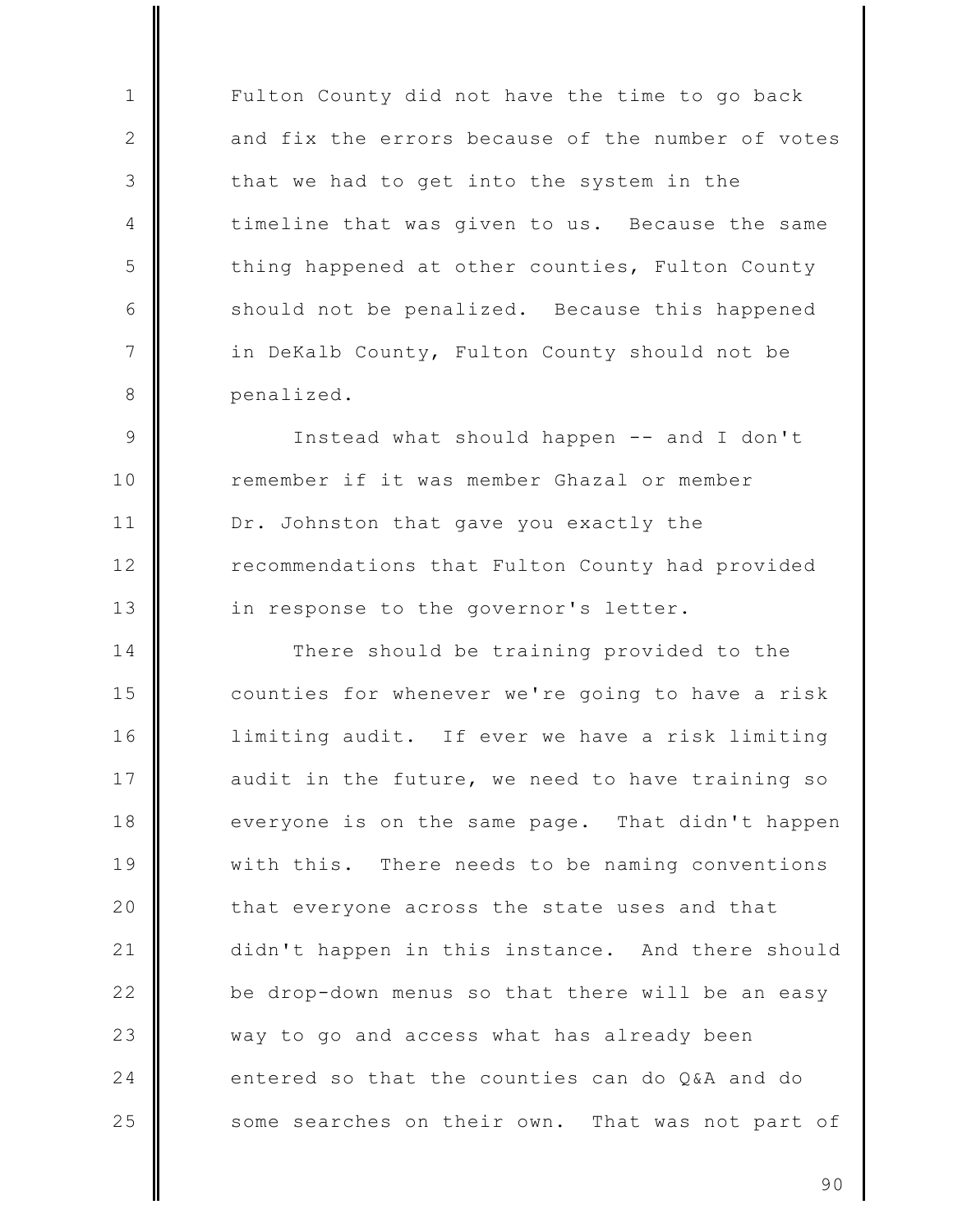Fulton County did not have the time to go back and fix the errors because of the number of votes that we had to get into the system in the timeline that was given to us. Because the same thing happened at other counties, Fulton County should not be penalized. Because this happened in DeKalb County, Fulton County should not be penalized.

Instead what should happen -- and I don't remember if it was member Ghazal or member Dr. Johnston that gave you exactly the recommendations that Fulton County had provided in response to the governor's letter.

There should be training provided to the counties for whenever we're going to have a risk limiting audit. If ever we have a risk limiting audit in the future, we need to have training so everyone is on the same page. That didn't happen with this. There needs to be naming conventions that everyone across the state uses and that didn't happen in this instance. And there should be drop-down menus so that there will be an easy way to go and access what has already been entered so that the counties can do Q&A and do some searches on their own. That was not part of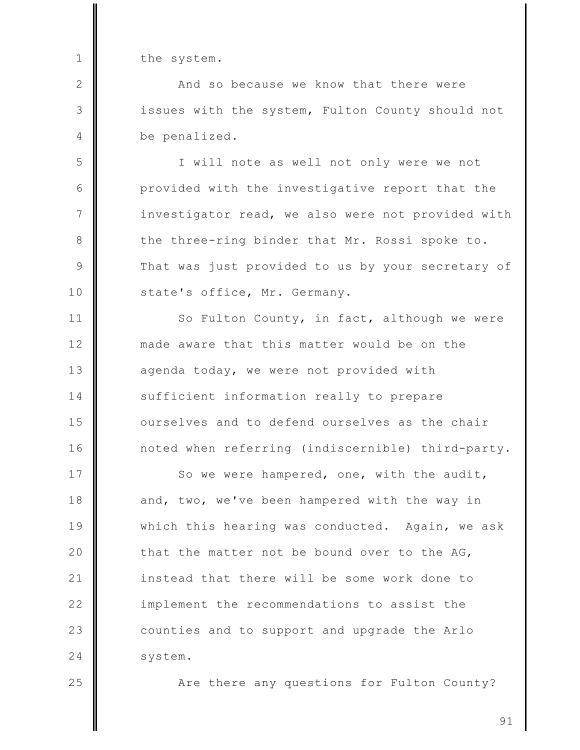the system.

And so because we know that there were issues with the system, Fulton County should not be penalized.

I will note as well not only were we not provided with the investigative report that the investigator read, we also were not provided with the three-ring binder that Mr. Rossi spoke to. That was just provided to us by your secretary of state's office, Mr. Germany.

So Fulton County, in fact, although we were made aware that this matter would be on the agenda today, we were not provided with sufficient information really to prepare ourselves and to defend ourselves as the chair noted when referring (indiscernible) third-party.

So we were hampered, one, with the audit, and, two, we've been hampered with the way in which this hearing was conducted. Again, we ask that the matter not be bound over to the AG, instead that there will be some work done to implement the recommendations to assist the counties and to support and upgrade the Arlo system.

Are there any questions for Fulton County?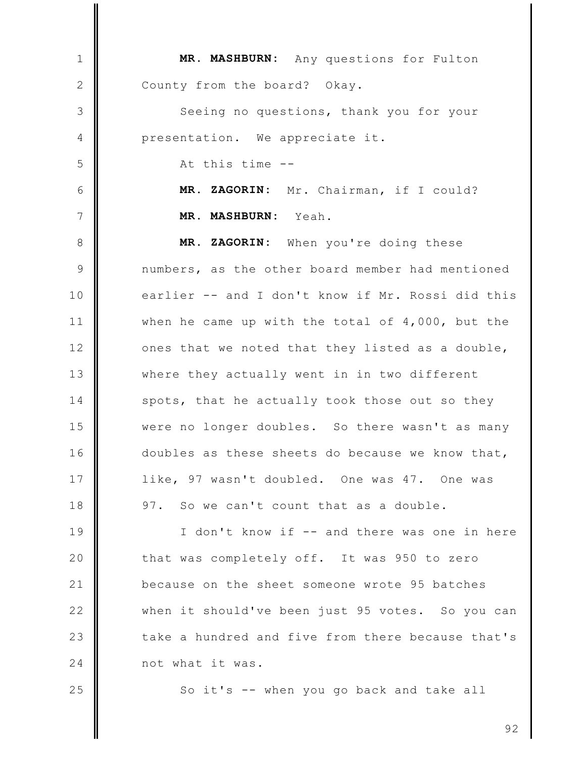**MR. MASHBURN:** Any questions for Fulton County from the board? Okay.

Seeing no questions, thank you for your presentation. We appreciate it.

At this time --

**MR. ZAGORIN:** Mr. Chairman, if I could?

**MR. MASHBURN:** Yeah.

**MR. ZAGORIN:** When you're doing these numbers, as the other board member had mentioned earlier -- and I don't know if Mr. Rossi did this when he came up with the total of 4,000, but the ones that we noted that they listed as a double, where they actually went in in two different spots, that he actually took those out so they were no longer doubles. So there wasn't as many doubles as these sheets do because we know that, like, 97 wasn't doubled. One was 47. One was 97. So we can't count that as a double.

I don't know if -- and there was one in here that was completely off. It was 950 to zero because on the sheet someone wrote 95 batches when it should've been just 95 votes. So you can take a hundred and five from there because that's not what it was.

So it's -- when you go back and take all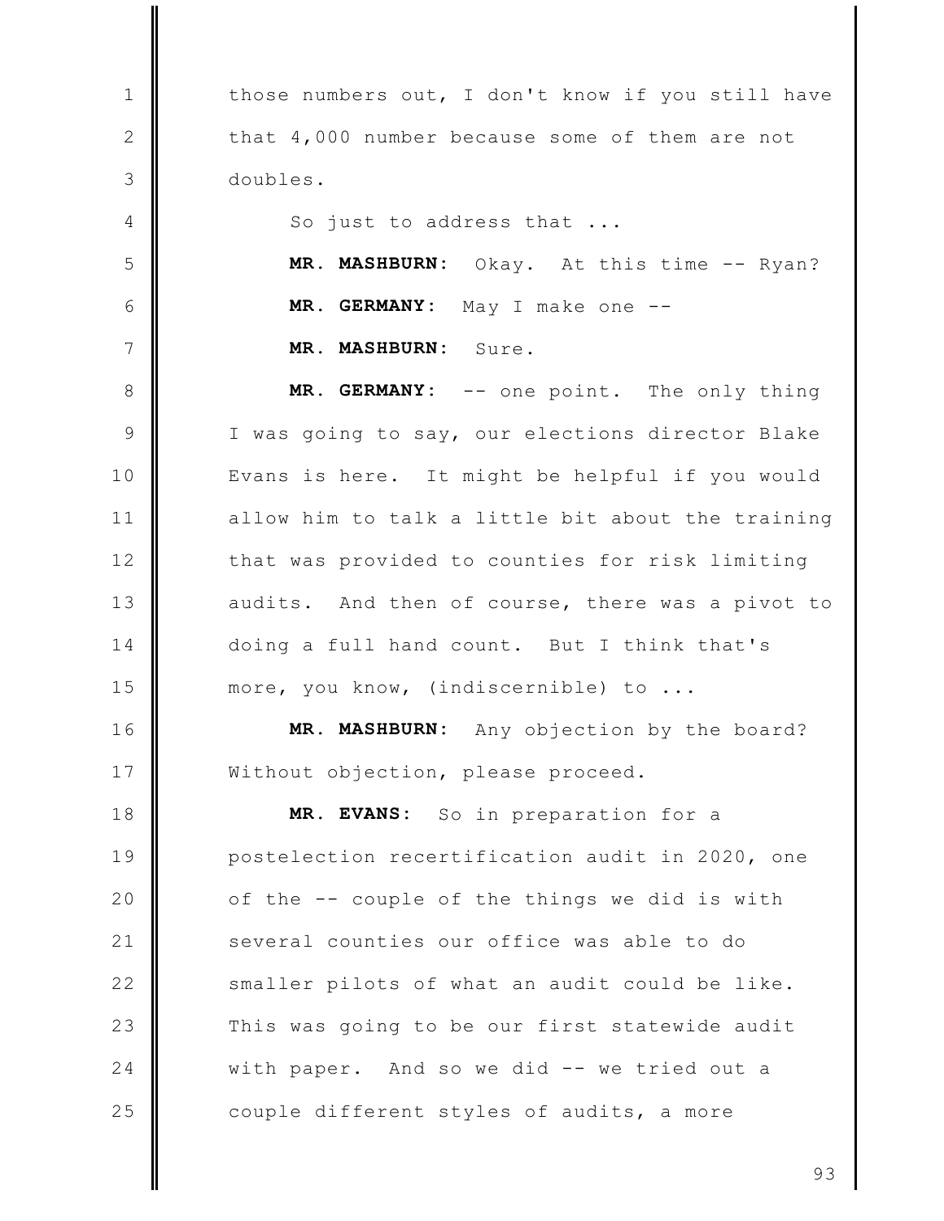those numbers out, I don't know if you still have that 4,000 number because some of them are not doubles.

So just to address that ...

**MR. MASHBURN:** Okay. At this time -- Ryan?

**MR. GERMANY:** May I make one --

**MR. MASHBURN:** Sure.

**MR. GERMANY:** -- one point. The only thing I was going to say, our elections director Blake Evans is here. It might be helpful if you would allow him to talk a little bit about the training that was provided to counties for risk limiting audits. And then of course, there was a pivot to doing a full hand count. But I think that's more, you know, (indiscernible) to ...

**MR. MASHBURN:** Any objection by the board? Without objection, please proceed.

**MR. EVANS:** So in preparation for a postelection recertification audit in 2020, one of the -- couple of the things we did is with several counties our office was able to do smaller pilots of what an audit could be like. This was going to be our first statewide audit with paper. And so we did -- we tried out a couple different styles of audits, a more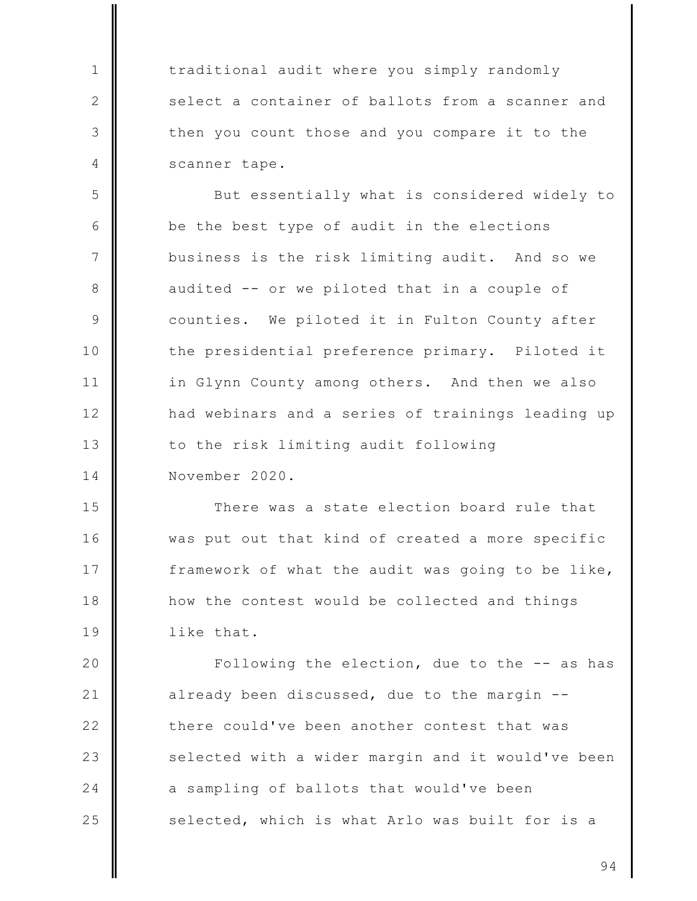traditional audit where you simply randomly select a container of ballots from a scanner and then you count those and you compare it to the scanner tape.

But essentially what is considered widely to be the best type of audit in the elections business is the risk limiting audit. And so we audited -- or we piloted that in a couple of counties. We piloted it in Fulton County after the presidential preference primary. Piloted it in Glynn County among others. And then we also had webinars and a series of trainings leading up to the risk limiting audit following November 2020.

There was a state election board rule that was put out that kind of created a more specific framework of what the audit was going to be like, how the contest would be collected and things like that.

Following the election, due to the -- as has already been discussed, due to the margin -- there could've been another contest that was selected with a wider margin and it would've been a sampling of ballots that would've been selected, which is what Arlo was built for is a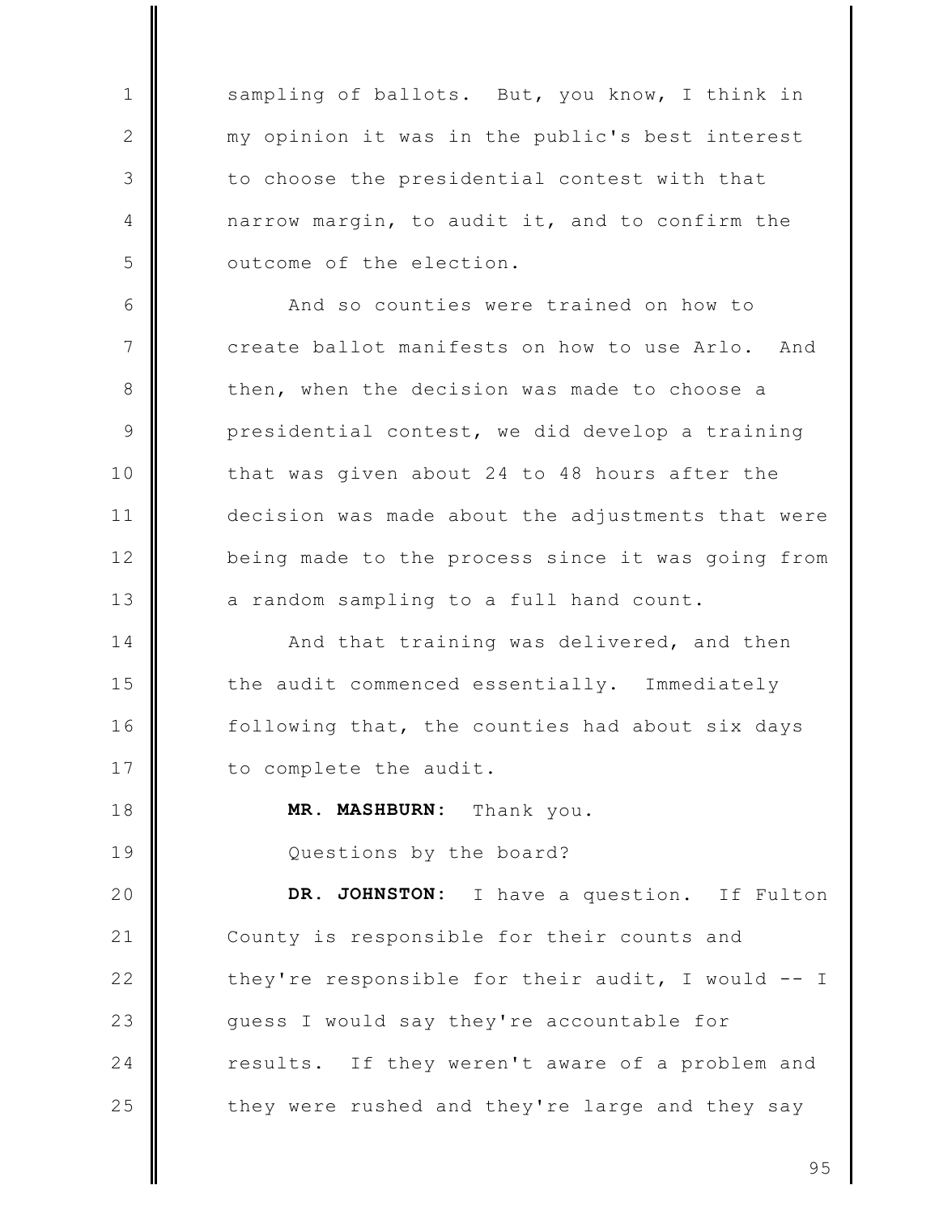sampling of ballots. But, you know, I think in my opinion it was in the public's best interest to choose the presidential contest with that narrow margin, to audit it, and to confirm the outcome of the election.

And so counties were trained on how to create ballot manifests on how to use Arlo. And then, when the decision was made to choose a presidential contest, we did develop a training that was given about 24 to 48 hours after the decision was made about the adjustments that were being made to the process since it was going from a random sampling to a full hand count.

And that training was delivered, and then the audit commenced essentially. Immediately following that, the counties had about six days to complete the audit.

**MR. MASHBURN:** Thank you.

Questions by the board?

**DR. JOHNSTON:** I have a question. If Fulton County is responsible for their counts and they're responsible for their audit, I would -- I guess I would say they're accountable for results. If they weren't aware of a problem and they were rushed and they're large and they say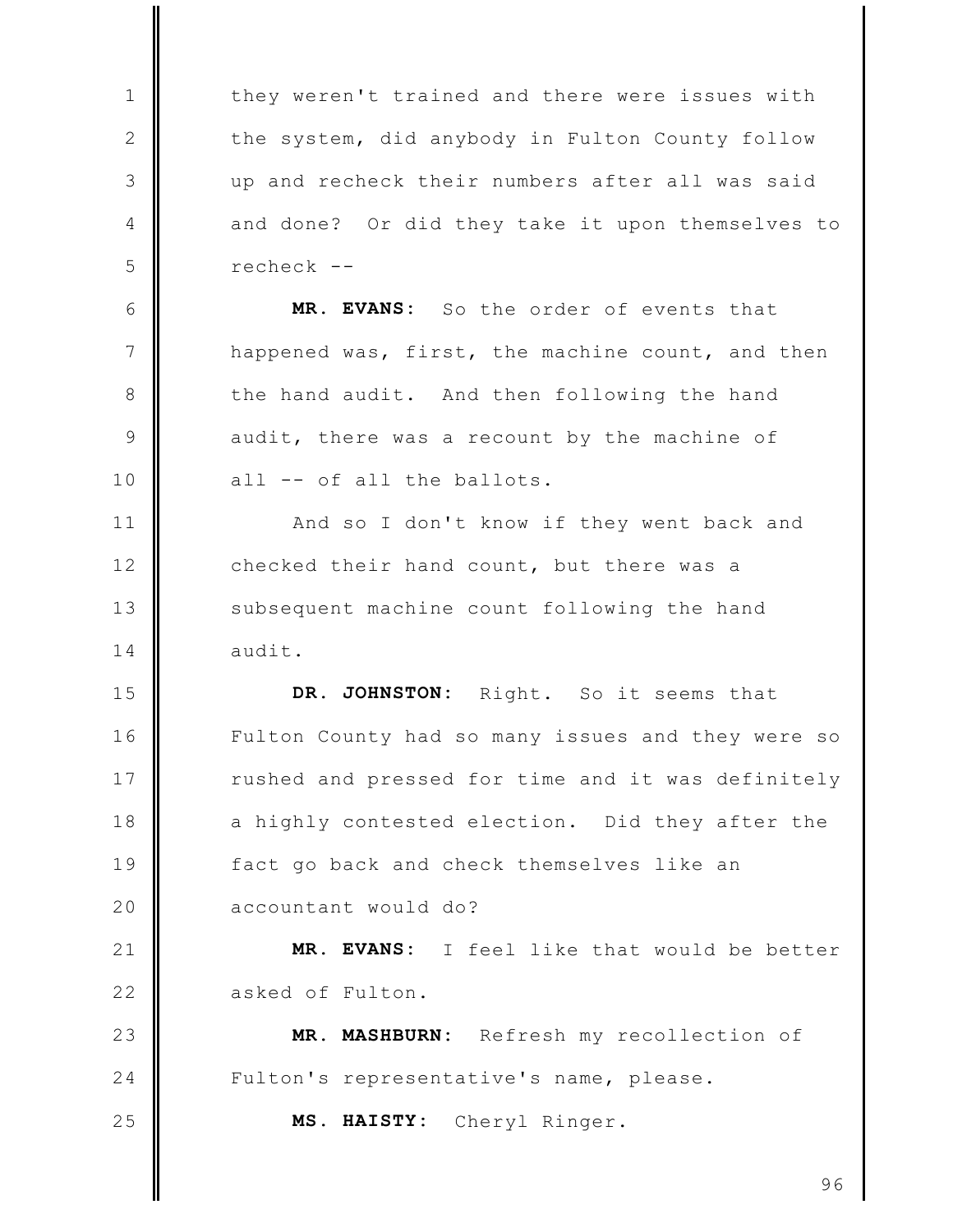they weren't trained and there were issues with the system, did anybody in Fulton County follow up and recheck their numbers after all was said and done? Or did they take it upon themselves to recheck --

**MR. EVANS:** So the order of events that happened was, first, the machine count, and then the hand audit. And then following the hand audit, there was a recount by the machine of all -- of all the ballots.

And so I don't know if they went back and checked their hand count, but there was a subsequent machine count following the hand audit.

**DR. JOHNSTON:** Right. So it seems that Fulton County had so many issues and they were so rushed and pressed for time and it was definitely a highly contested election. Did they after the fact go back and check themselves like an accountant would do?

**MR. EVANS:** I feel like that would be better asked of Fulton.

**MR. MASHBURN:** Refresh my recollection of Fulton's representative's name, please.

**MS. HAISTY:** Cheryl Ringer.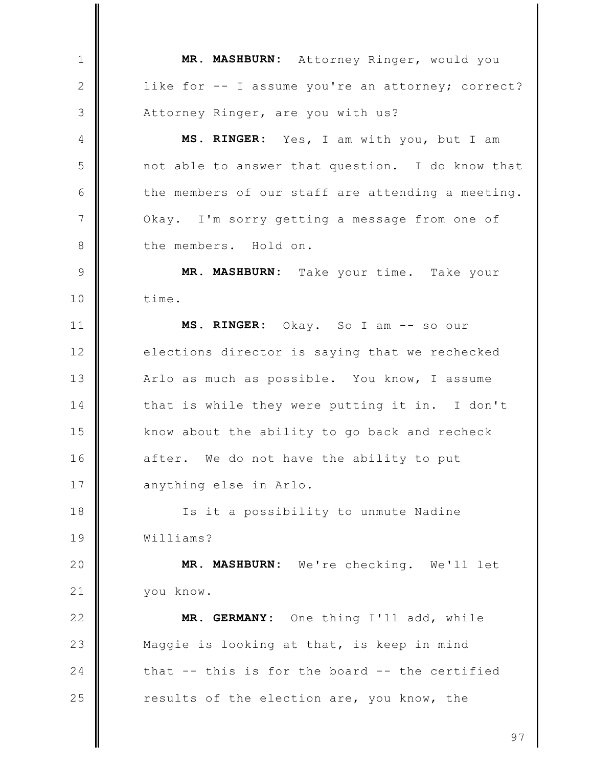**MR. MASHBURN:** Attorney Ringer, would you like for -- I assume you're an attorney; correct? Attorney Ringer, are you with us?

**MS. RINGER:** Yes, I am with you, but I am not able to answer that question. I do know that the members of our staff are attending a meeting. Okay. I'm sorry getting a message from one of the members. Hold on.

**MR. MASHBURN:** Take your time. Take your time.

**MS. RINGER:** Okay. So I am -- so our elections director is saying that we rechecked Arlo as much as possible. You know, I assume that is while they were putting it in. I don't know about the ability to go back and recheck after. We do not have the ability to put anything else in Arlo.

Is it a possibility to unmute Nadine Williams?

**MR. MASHBURN:** We're checking. We'll let you know.

**MR. GERMANY:** One thing I'll add, while Maggie is looking at that, is keep in mind that -- this is for the board -- the certified results of the election are, you know, the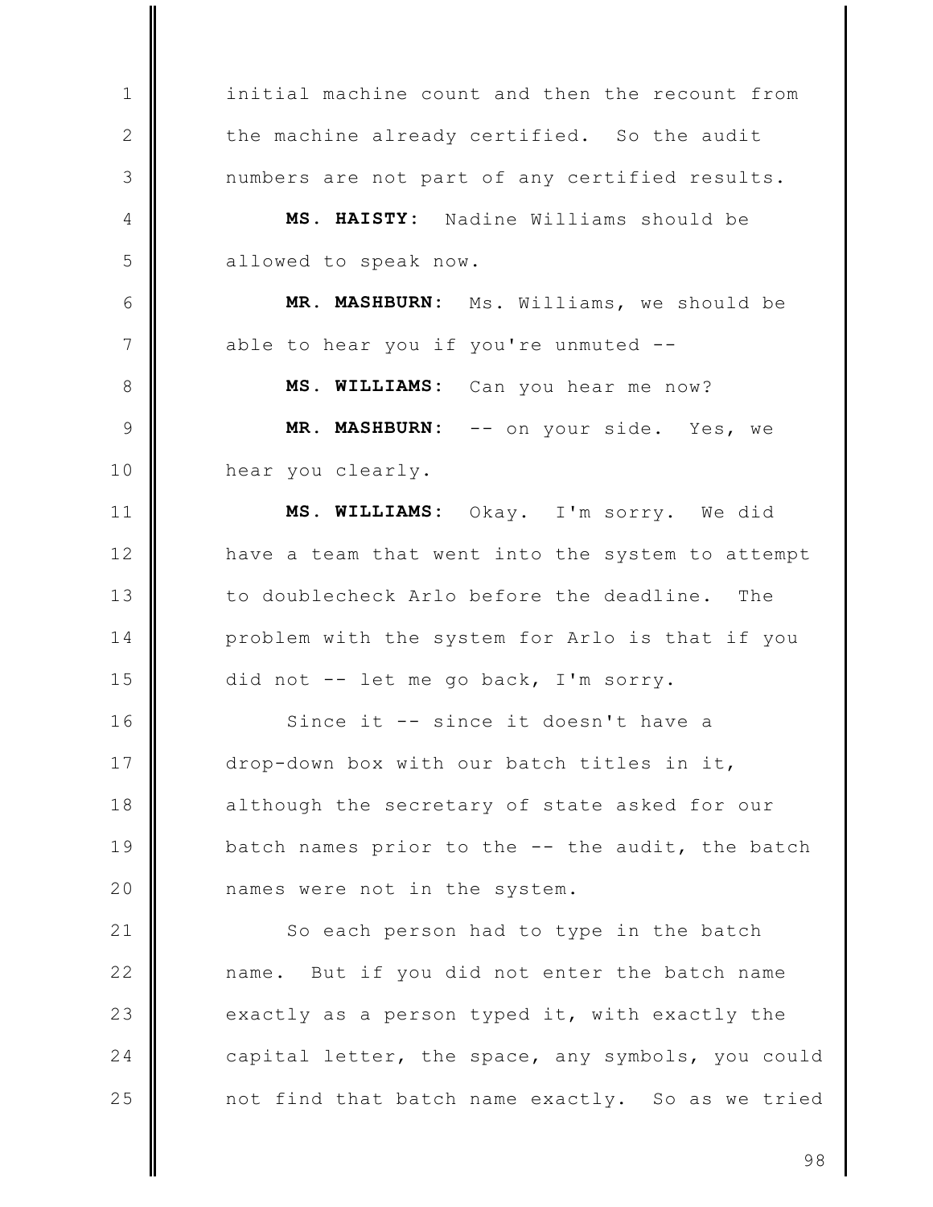initial machine count and then the recount from the machine already certified. So the audit numbers are not part of any certified results.

**MS. HAISTY:** Nadine Williams should be allowed to speak now.

**MR. MASHBURN:** Ms. Williams, we should be able to hear you if you're unmuted --

**MS. WILLIAMS:** Can you hear me now?

**MR. MASHBURN:** -- on your side. Yes, we hear you clearly.

**MS. WILLIAMS:** Okay. I'm sorry. We did have a team that went into the system to attempt to doublecheck Arlo before the deadline. The problem with the system for Arlo is that if you did not -- let me go back, I'm sorry.

Since it -- since it doesn't have a drop-down box with our batch titles in it, although the secretary of state asked for our batch names prior to the -- the audit, the batch names were not in the system.

So each person had to type in the batch name. But if you did not enter the batch name exactly as a person typed it, with exactly the capital letter, the space, any symbols, you could not find that batch name exactly. So as we tried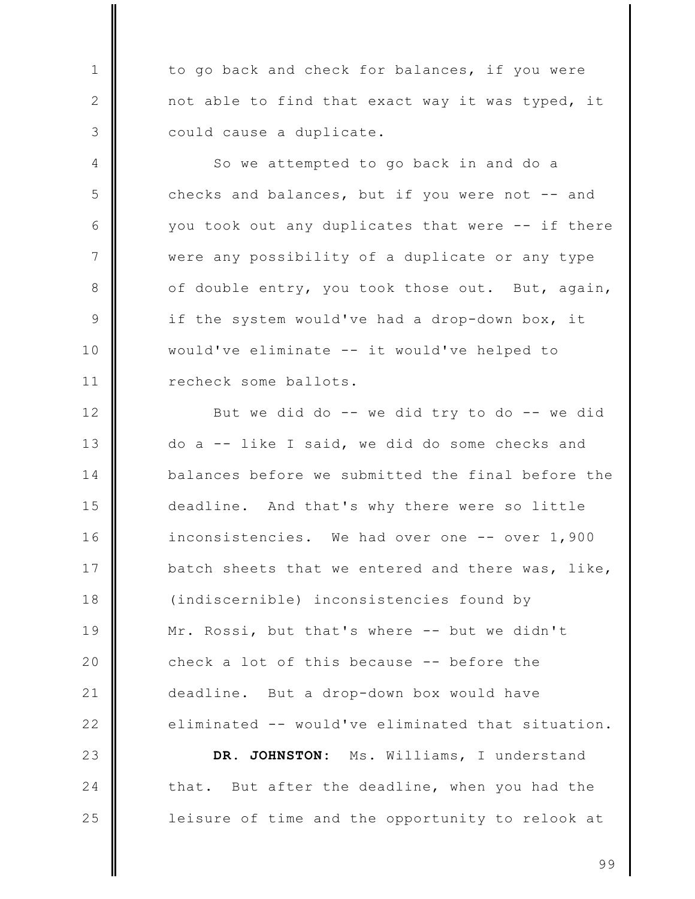to go back and check for balances, if you were not able to find that exact way it was typed, it could cause a duplicate.

So we attempted to go back in and do a checks and balances, but if you were not -- and you took out any duplicates that were -- if there were any possibility of a duplicate or any type of double entry, you took those out. But, again, if the system would've had a drop-down box, it would've eliminate -- it would've helped to recheck some ballots.

But we did do -- we did try to do -- we did do a -- like I said, we did do some checks and balances before we submitted the final before the deadline. And that's why there were so little inconsistencies. We had over one -- over 1,900 batch sheets that we entered and there was, like, (indiscernible) inconsistencies found by Mr. Rossi, but that's where -- but we didn't check a lot of this because -- before the deadline. But a drop-down box would have eliminated -- would've eliminated that situation.

**DR. JOHNSTON:** Ms. Williams, I understand that. But after the deadline, when you had the leisure of time and the opportunity to relook at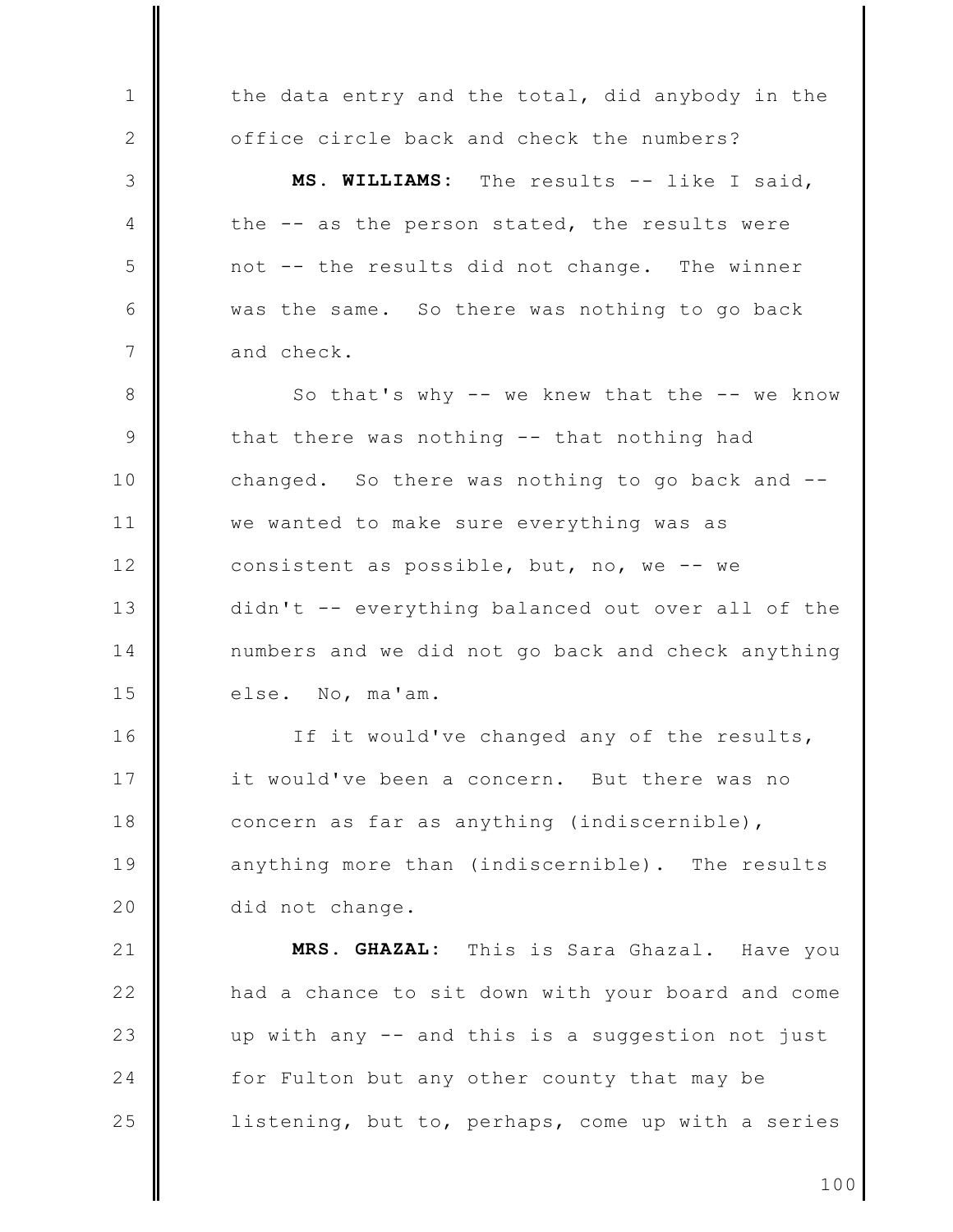the data entry and the total, did anybody in the office circle back and check the numbers?

**MS. WILLIAMS:** The results -- like I said, the -- as the person stated, the results were not -- the results did not change. The winner was the same. So there was nothing to go back and check.

So that's why -- we knew that the -- we know that there was nothing -- that nothing had changed. So there was nothing to go back and -- we wanted to make sure everything was as consistent as possible, but, no, we -- we didn't -- everything balanced out over all of the numbers and we did not go back and check anything else. No, ma'am.

If it would've changed any of the results, it would've been a concern. But there was no concern as far as anything (indiscernible), anything more than (indiscernible). The results did not change.

**MRS. GHAZAL:** This is Sara Ghazal. Have you had a chance to sit down with your board and come up with any -- and this is a suggestion not just for Fulton but any other county that may be listening, but to, perhaps, come up with a series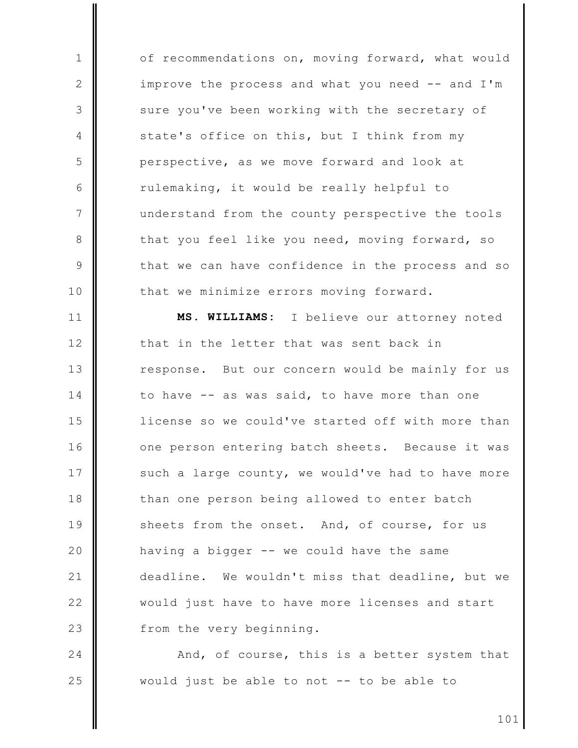of recommendations on, moving forward, what would improve the process and what you need -- and I'm sure you've been working with the secretary of state's office on this, but I think from my perspective, as we move forward and look at rulemaking, it would be really helpful to understand from the county perspective the tools that you feel like you need, moving forward, so that we can have confidence in the process and so that we minimize errors moving forward.

**MS. WILLIAMS:** I believe our attorney noted that in the letter that was sent back in response. But our concern would be mainly for us to have -- as was said, to have more than one license so we could've started off with more than one person entering batch sheets. Because it was such a large county, we would've had to have more than one person being allowed to enter batch sheets from the onset. And, of course, for us having a bigger -- we could have the same deadline. We wouldn't miss that deadline, but we would just have to have more licenses and start from the very beginning.

And, of course, this is a better system that would just be able to not -- to be able to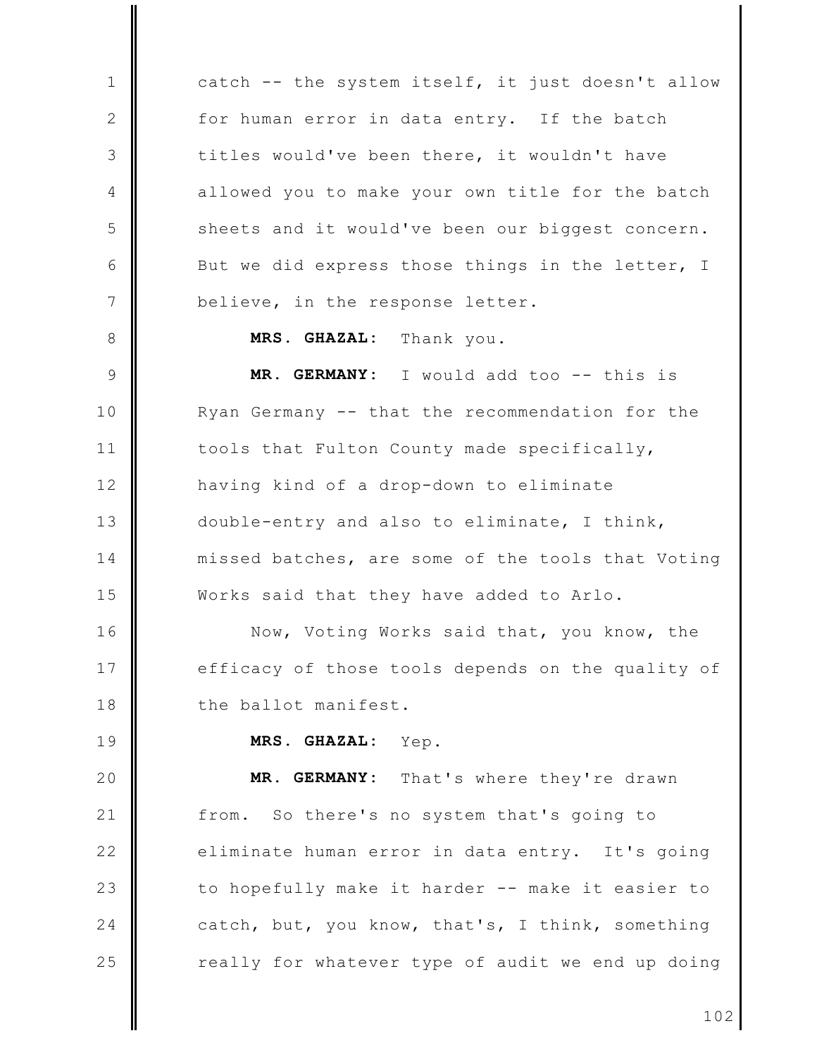catch -- the system itself, it just doesn't allow for human error in data entry. If the batch titles would've been there, it wouldn't have allowed you to make your own title for the batch sheets and it would've been our biggest concern. But we did express those things in the letter, I believe, in the response letter.

**MRS. GHAZAL:** Thank you.

**MR. GERMANY:** I would add too -- this is Ryan Germany -- that the recommendation for the tools that Fulton County made specifically, having kind of a drop-down to eliminate double-entry and also to eliminate, I think, missed batches, are some of the tools that Voting Works said that they have added to Arlo.

Now, Voting Works said that, you know, the efficacy of those tools depends on the quality of the ballot manifest.

**MRS. GHAZAL:** Yep.

**MR. GERMANY:** That's where they're drawn from. So there's no system that's going to eliminate human error in data entry. It's going to hopefully make it harder -- make it easier to catch, but, you know, that's, I think, something really for whatever type of audit we end up doing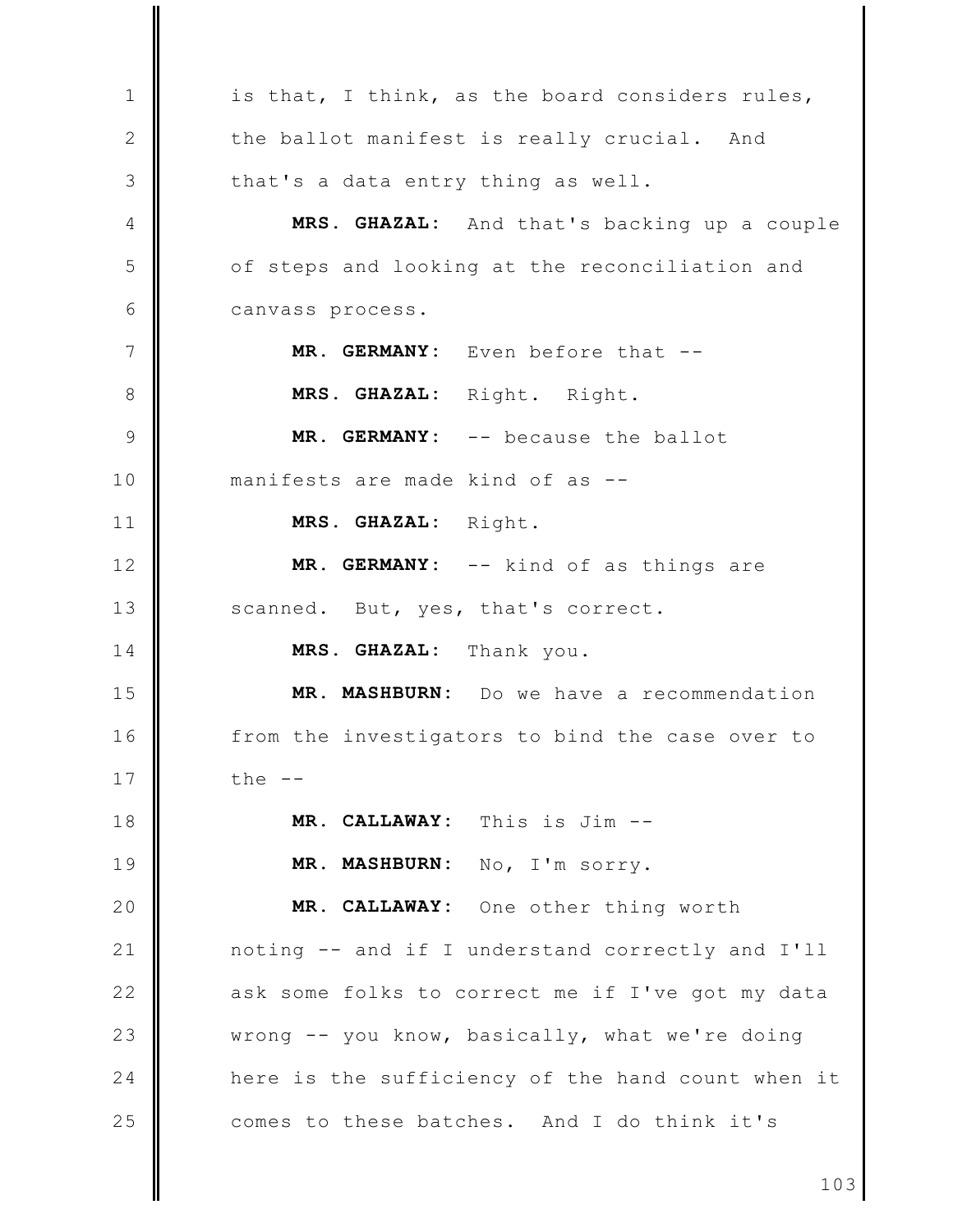is that, I think, as the board considers rules, the ballot manifest is really crucial. And that's a data entry thing as well.

**MRS. GHAZAL:** And that's backing up a couple of steps and looking at the reconciliation and canvass process.

**MR. GERMANY:** Even before that --

**MRS. GHAZAL:** Right. Right.

**MR. GERMANY:** -- because the ballot manifests are made kind of as --

**MRS. GHAZAL:** Right.

**MR. GERMANY:** -- kind of as things are scanned. But, yes, that's correct.

**MRS. GHAZAL:** Thank you.

**MR. MASHBURN:** Do we have a recommendation from the investigators to bind the case over to the --

**MR. CALLAWAY:** This is Jim --

**MR. MASHBURN:** No, I'm sorry.

**MR. CALLAWAY:** One other thing worth noting -- and if I understand correctly and I'll ask some folks to correct me if I've got my data wrong -- you know, basically, what we're doing here is the sufficiency of the hand count when it comes to these batches. And I do think it's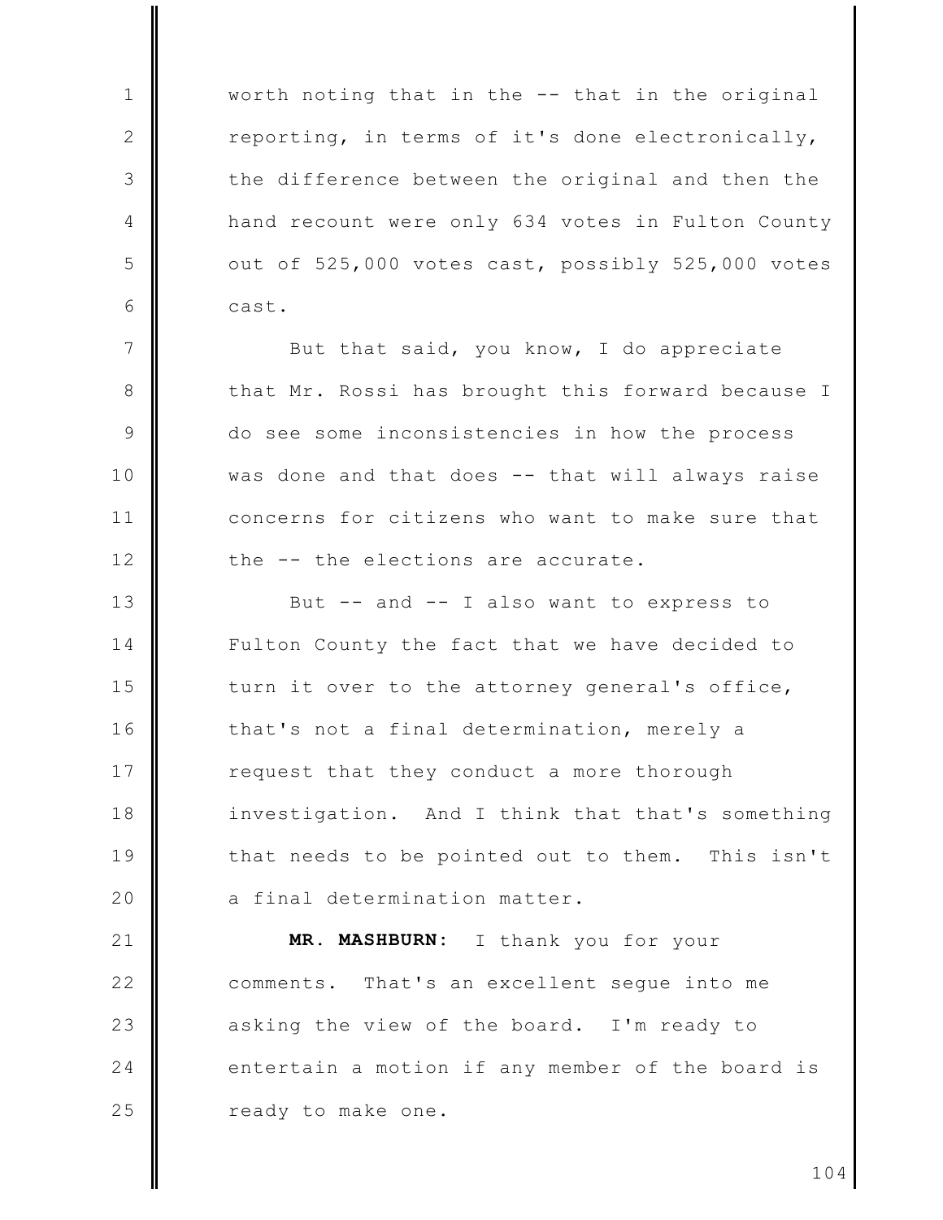worth noting that in the -- that in the original reporting, in terms of it's done electronically, the difference between the original and then the hand recount were only 634 votes in Fulton County out of 525,000 votes cast, possibly 525,000 votes cast.

But that said, you know, I do appreciate that Mr. Rossi has brought this forward because I do see some inconsistencies in how the process was done and that does -- that will always raise concerns for citizens who want to make sure that the -- the elections are accurate.

But -- and -- I also want to express to Fulton County the fact that we have decided to turn it over to the attorney general's office, that's not a final determination, merely a request that they conduct a more thorough investigation. And I think that that's something that needs to be pointed out to them. This isn't a final determination matter.

**MR. MASHBURN:** I thank you for your comments. That's an excellent segue into me asking the view of the board. I'm ready to entertain a motion if any member of the board is ready to make one.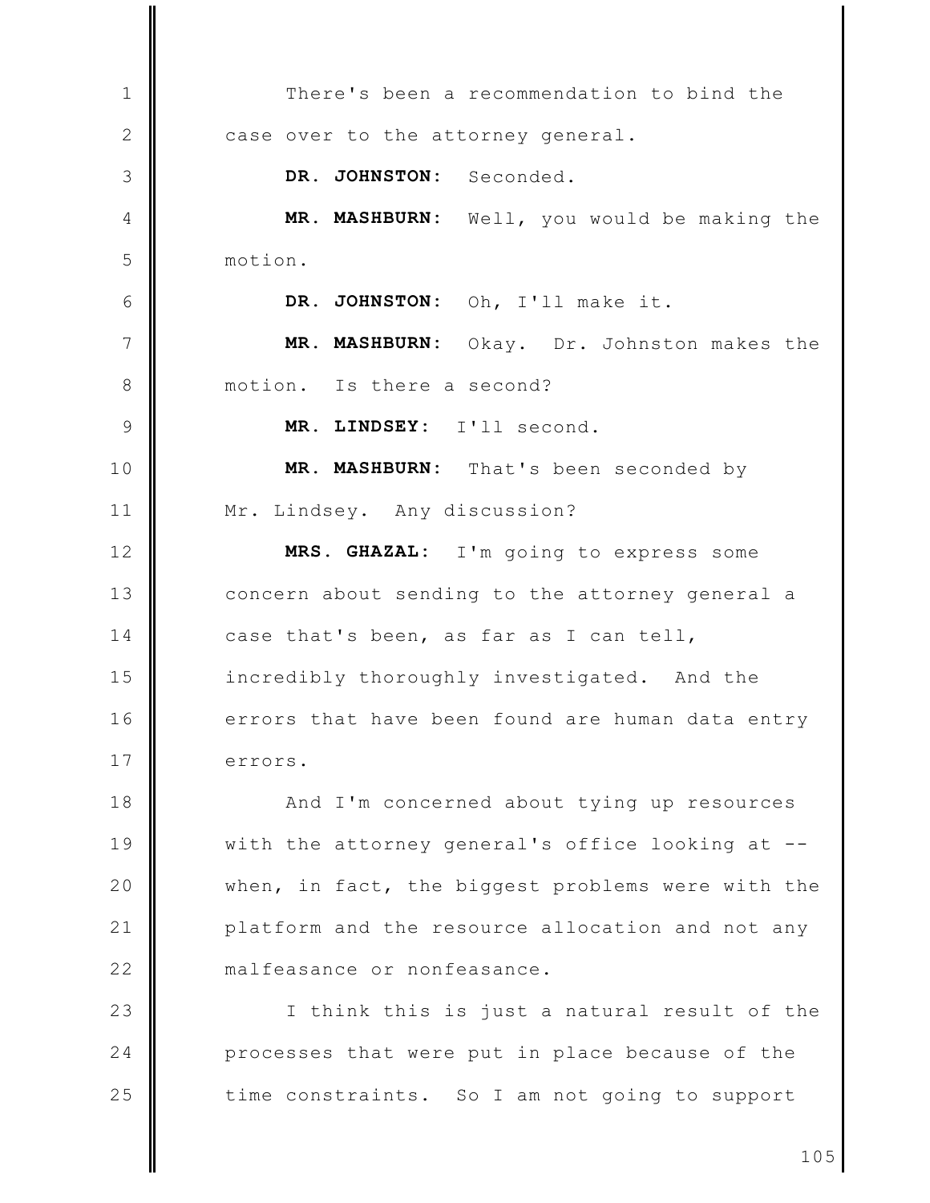There's been a recommendation to bind the case over to the attorney general.

**DR. JOHNSTON:** Seconded.

**MR. MASHBURN:** Well, you would be making the motion.

**DR. JOHNSTON:** Oh, I'll make it.

**MR. MASHBURN:** Okay. Dr. Johnston makes the motion. Is there a second?

**MR. LINDSEY:** I'll second.

**MR. MASHBURN:** That's been seconded by Mr. Lindsey. Any discussion?

**MRS. GHAZAL:** I'm going to express some concern about sending to the attorney general a case that's been, as far as I can tell, incredibly thoroughly investigated. And the errors that have been found are human data entry errors.

And I'm concerned about tying up resources with the attorney general's office looking at -- when, in fact, the biggest problems were with the platform and the resource allocation and not any malfeasance or nonfeasance.

I think this is just a natural result of the processes that were put in place because of the time constraints. So I am not going to support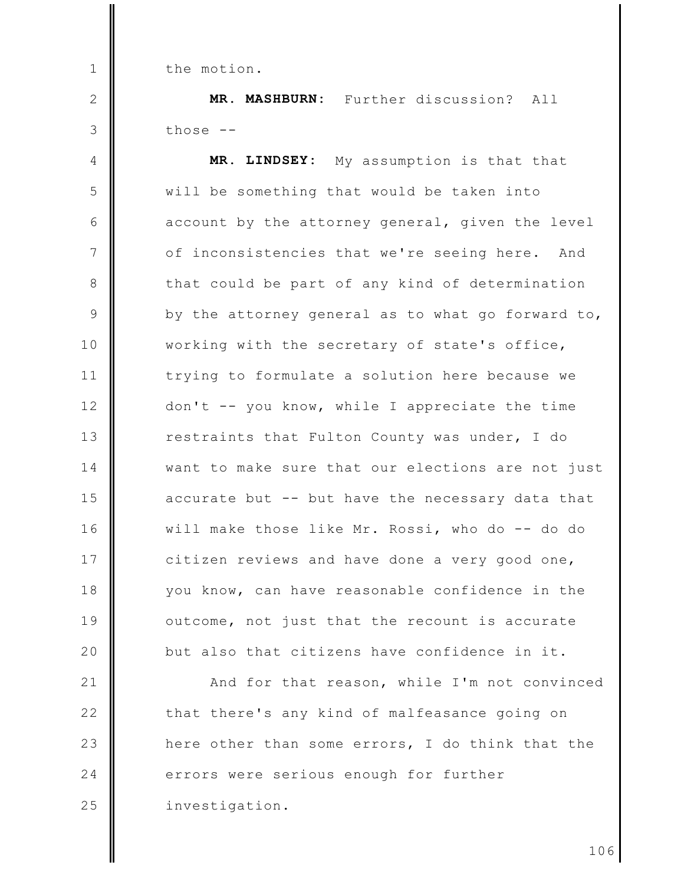the motion.

**MR. MASHBURN:** Further discussion? All those --

**MR. LINDSEY:** My assumption is that that will be something that would be taken into account by the attorney general, given the level of inconsistencies that we're seeing here. And that could be part of any kind of determination by the attorney general as to what go forward to, working with the secretary of state's office, trying to formulate a solution here because we don't -- you know, while I appreciate the time restraints that Fulton County was under, I do want to make sure that our elections are not just accurate but -- but have the necessary data that will make those like Mr. Rossi, who do -- do do citizen reviews and have done a very good one, you know, can have reasonable confidence in the outcome, not just that the recount is accurate but also that citizens have confidence in it.

And for that reason, while I'm not convinced that there's any kind of malfeasance going on here other than some errors, I do think that the errors were serious enough for further investigation.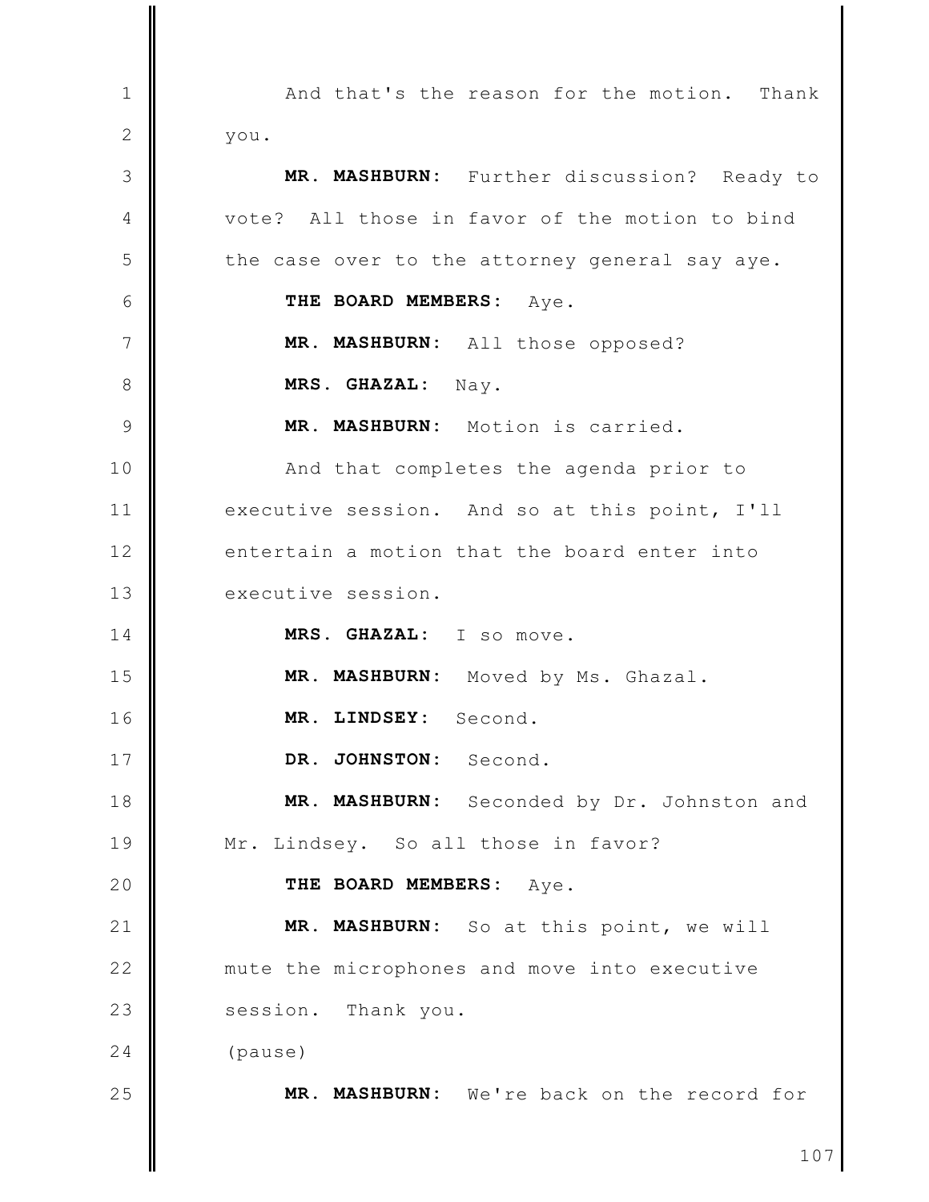And that's the reason for the motion. Thank you.

**MR. MASHBURN:** Further discussion? Ready to vote? All those in favor of the motion to bind the case over to the attorney general say aye.

**THE BOARD MEMBERS:** Aye.

**MR. MASHBURN:** All those opposed?

**MRS. GHAZAL:** Nay.

**MR. MASHBURN:** Motion is carried.

And that completes the agenda prior to executive session. And so at this point, I'll entertain a motion that the board enter into executive session.

**MRS. GHAZAL:** I so move.

**MR. MASHBURN:** Moved by Ms. Ghazal.

**MR. LINDSEY:** Second.

**DR. JOHNSTON:** Second.

**MR. MASHBURN:** Seconded by Dr. Johnston and Mr. Lindsey. So all those in favor?

**THE BOARD MEMBERS:** Aye.

**MR. MASHBURN:** So at this point, we will mute the microphones and move into executive session. Thank you.

(pause)

**MR. MASHBURN:** We're back on the record for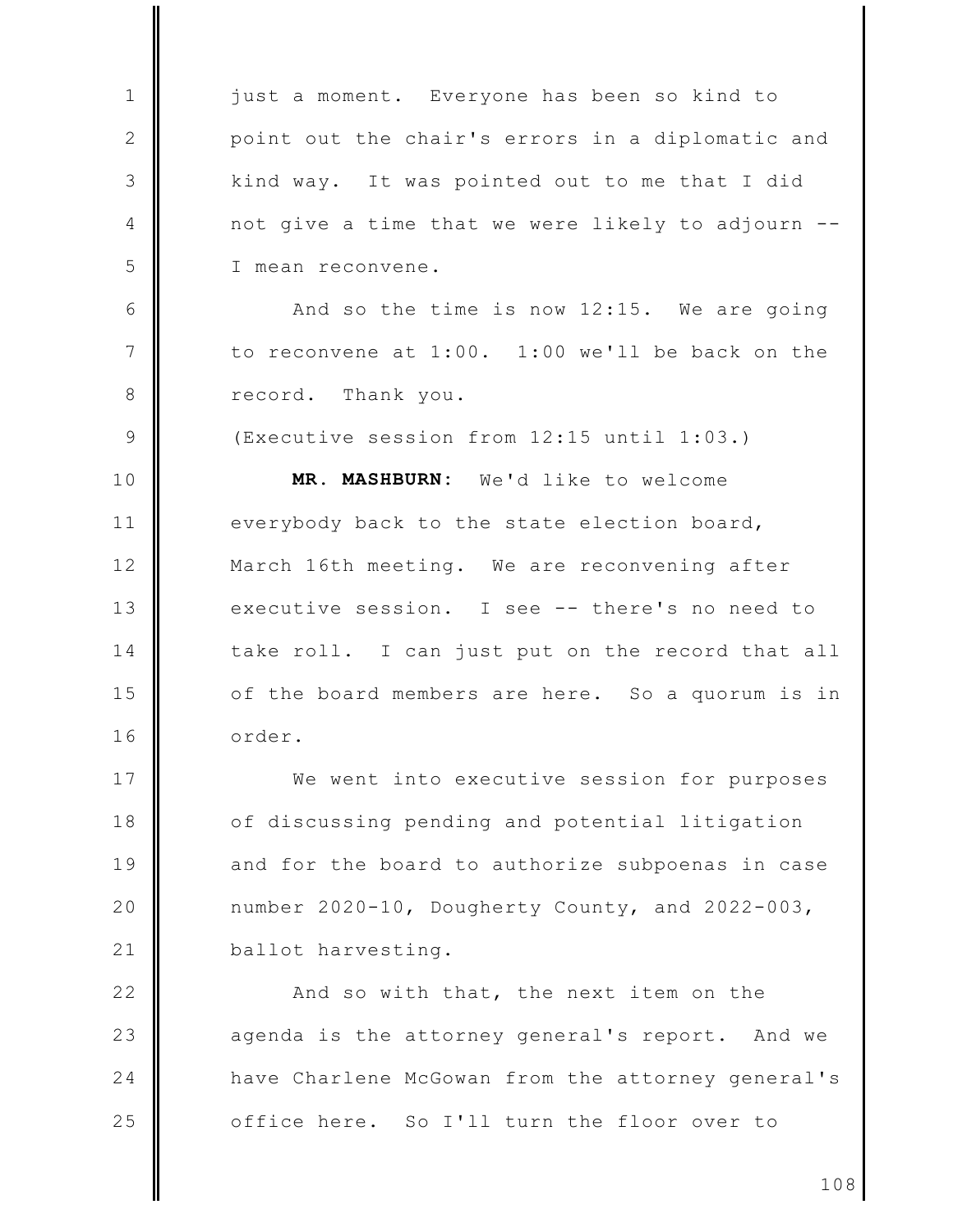just a moment. Everyone has been so kind to point out the chair's errors in a diplomatic and kind way. It was pointed out to me that I did not give a time that we were likely to adjourn -- I mean reconvene.

And so the time is now 12:15. We are going to reconvene at 1:00. 1:00 we'll be back on the record. Thank you.

(Executive session from 12:15 until 1:03.)

**MR. MASHBURN:** We'd like to welcome everybody back to the state election board, March 16th meeting. We are reconvening after executive session. I see -- there's no need to take roll. I can just put on the record that all of the board members are here. So a quorum is in order.

We went into executive session for purposes of discussing pending and potential litigation and for the board to authorize subpoenas in case number 2020-10, Dougherty County, and 2022-003, ballot harvesting.

And so with that, the next item on the agenda is the attorney general's report. And we have Charlene McGowan from the attorney general's office here. So I'll turn the floor over to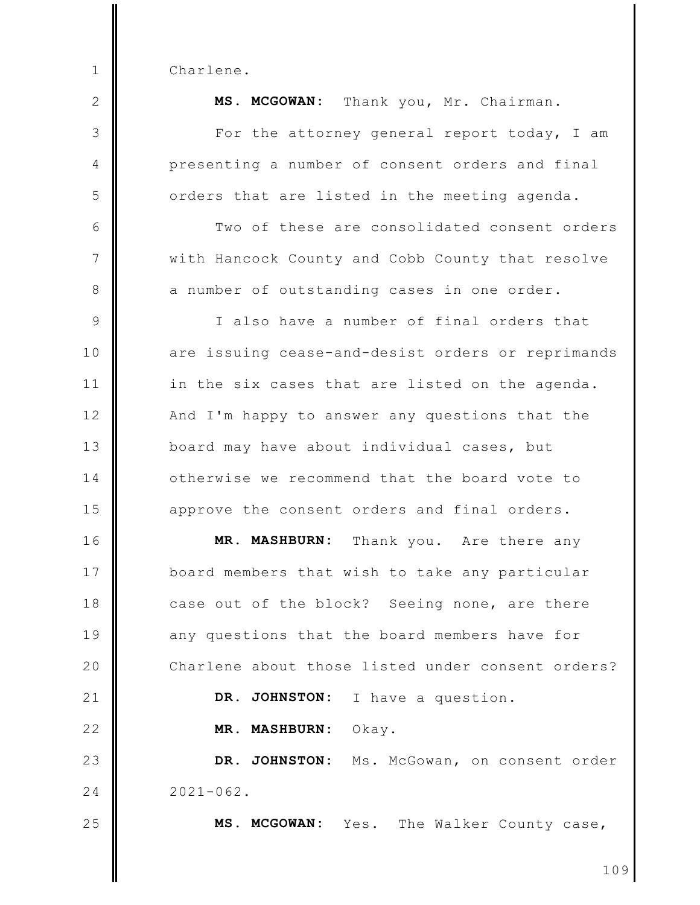Charlene.

**MS. MCGOWAN:** Thank you, Mr. Chairman.

For the attorney general report today, I am presenting a number of consent orders and final orders that are listed in the meeting agenda.

Two of these are consolidated consent orders with Hancock County and Cobb County that resolve a number of outstanding cases in one order.

I also have a number of final orders that are issuing cease-and-desist orders or reprimands in the six cases that are listed on the agenda. And I'm happy to answer any questions that the board may have about individual cases, but otherwise we recommend that the board vote to approve the consent orders and final orders.

**MR. MASHBURN:** Thank you. Are there any board members that wish to take any particular case out of the block? Seeing none, are there any questions that the board members have for Charlene about those listed under consent orders?

**DR. JOHNSTON:** I have a question.

**MR. MASHBURN:** Okay.

**DR. JOHNSTON:** Ms. McGowan, on consent order 2021-062.

**MS. MCGOWAN:** Yes. The Walker County case,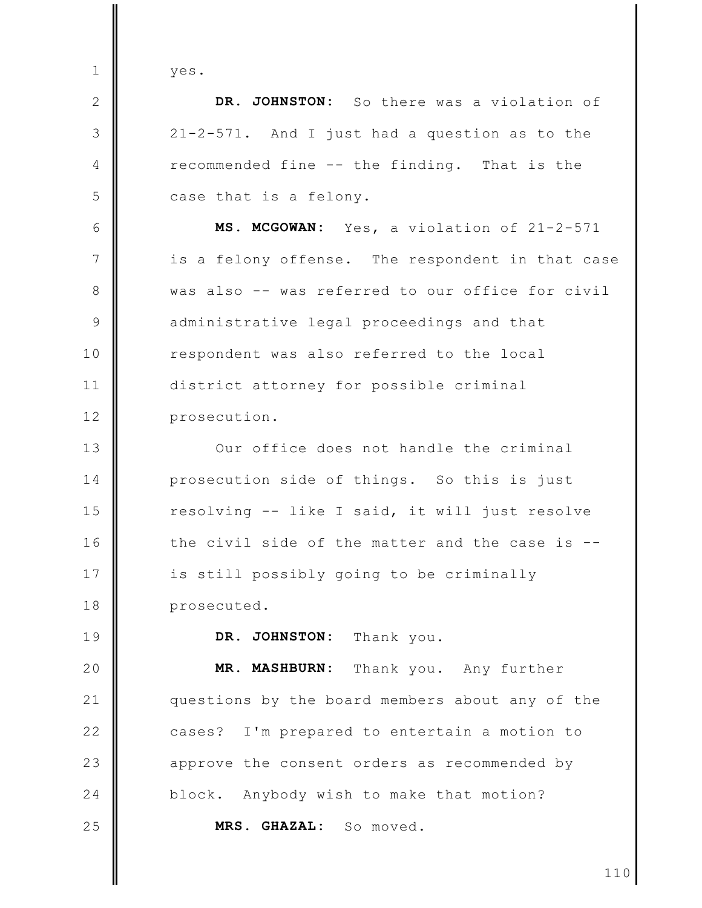yes.

**DR. JOHNSTON:** So there was a violation of 21-2-571. And I just had a question as to the recommended fine -- the finding. That is the case that is a felony.

**MS. MCGOWAN:** Yes, a violation of 21-2-571 is a felony offense. The respondent in that case was also -- was referred to our office for civil administrative legal proceedings and that respondent was also referred to the local district attorney for possible criminal prosecution.

Our office does not handle the criminal prosecution side of things. So this is just resolving -- like I said, it will just resolve the civil side of the matter and the case is -- is still possibly going to be criminally prosecuted.

**DR. JOHNSTON:** Thank you.

**MR. MASHBURN:** Thank you. Any further questions by the board members about any of the cases? I'm prepared to entertain a motion to approve the consent orders as recommended by block. Anybody wish to make that motion?

**MRS. GHAZAL:** So moved.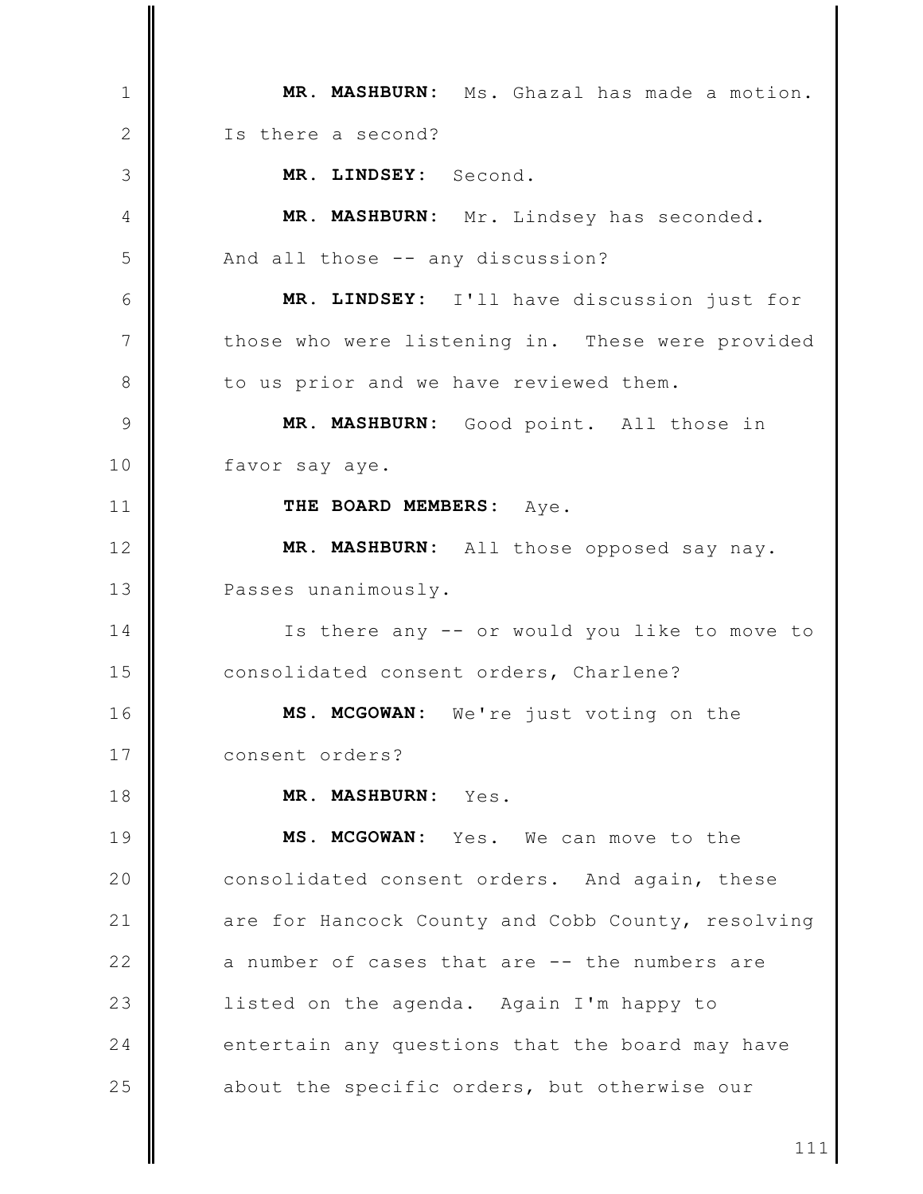**MR. MASHBURN:** Ms. Ghazal has made a motion. Is there a second?

**MR. LINDSEY:** Second.

**MR. MASHBURN:** Mr. Lindsey has seconded. And all those -- any discussion?

**MR. LINDSEY:** I'll have discussion just for those who were listening in. These were provided to us prior and we have reviewed them.

**MR. MASHBURN:** Good point. All those in favor say aye.

**THE BOARD MEMBERS:** Aye.

**MR. MASHBURN:** All those opposed say nay. Passes unanimously.

Is there any -- or would you like to move to consolidated consent orders, Charlene?

**MS. MCGOWAN:** We're just voting on the consent orders?

**MR. MASHBURN:** Yes.

**MS. MCGOWAN:** Yes. We can move to the consolidated consent orders. And again, these are for Hancock County and Cobb County, resolving a number of cases that are -- the numbers are listed on the agenda. Again I'm happy to entertain any questions that the board may have about the specific orders, but otherwise our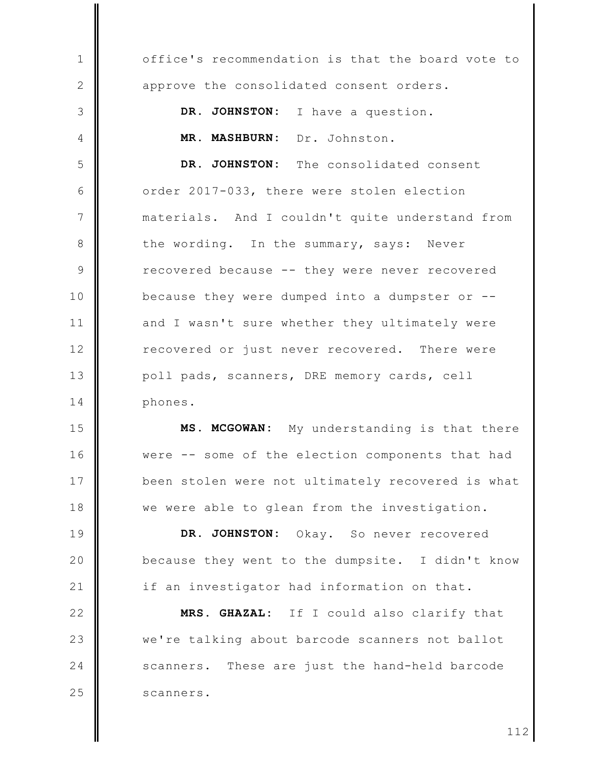office's recommendation is that the board vote to approve the consolidated consent orders.

**DR. JOHNSTON:** I have a question.

**MR. MASHBURN:** Dr. Johnston.

**DR. JOHNSTON:** The consolidated consent order 2017-033, there were stolen election materials. And I couldn't quite understand from the wording. In the summary, says: Never recovered because -- they were never recovered because they were dumped into a dumpster or -- and I wasn't sure whether they ultimately were recovered or just never recovered. There were poll pads, scanners, DRE memory cards, cell phones.

**MS. MCGOWAN:** My understanding is that there were -- some of the election components that had been stolen were not ultimately recovered is what we were able to glean from the investigation.

**DR. JOHNSTON:** Okay. So never recovered because they went to the dumpsite. I didn't know if an investigator had information on that.

**MRS. GHAZAL:** If I could also clarify that we're talking about barcode scanners not ballot scanners. These are just the hand-held barcode scanners.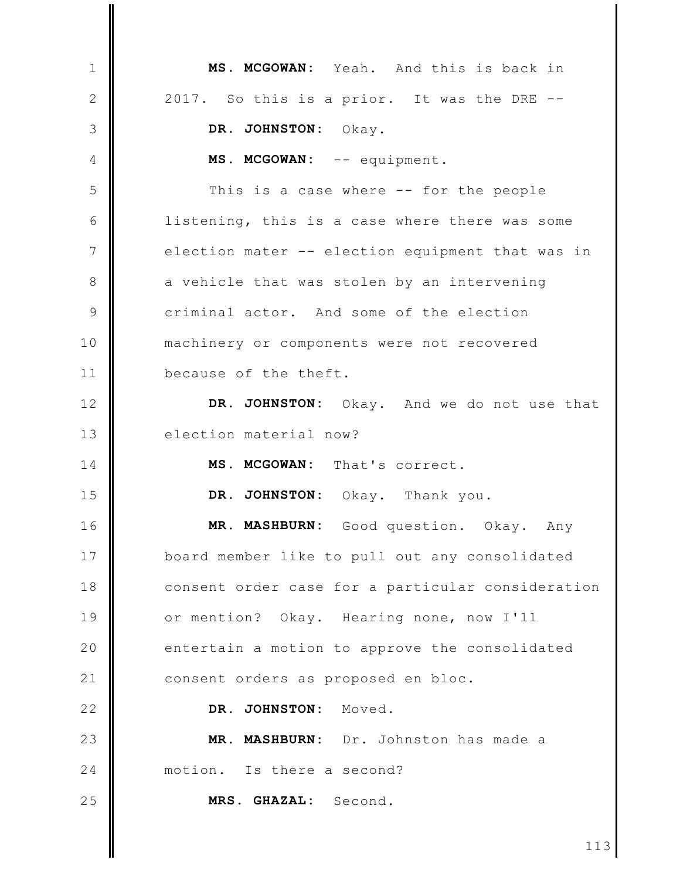**MS. MCGOWAN:** Yeah. And this is back in 2017. So this is a prior. It was the DRE --

**DR. JOHNSTON:** Okay.

**MS. MCGOWAN:** -- equipment.

This is a case where -- for the people listening, this is a case where there was some election mater -- election equipment that was in a vehicle that was stolen by an intervening criminal actor. And some of the election machinery or components were not recovered because of the theft.

**DR. JOHNSTON:** Okay. And we do not use that election material now?

**MS. MCGOWAN:** That's correct.

**DR. JOHNSTON:** Okay. Thank you.

**MR. MASHBURN:** Good question. Okay. Any board member like to pull out any consolidated consent order case for a particular consideration or mention? Okay. Hearing none, now I'll entertain a motion to approve the consolidated consent orders as proposed en bloc.

**DR. JOHNSTON:** Moved.

**MR. MASHBURN:** Dr. Johnston has made a motion. Is there a second?

**MRS. GHAZAL:** Second.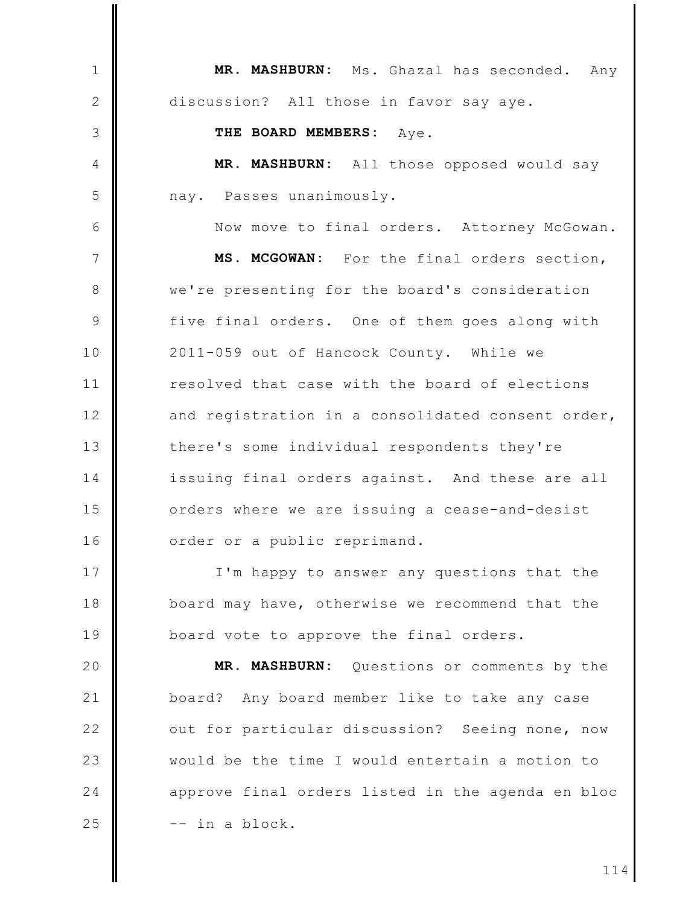**MR. MASHBURN:** Ms. Ghazal has seconded. Any discussion? All those in favor say aye.

**THE BOARD MEMBERS:** Aye.

**MR. MASHBURN:** All those opposed would say nay. Passes unanimously.

Now move to final orders. Attorney McGowan.

**MS. MCGOWAN:** For the final orders section, we're presenting for the board's consideration five final orders. One of them goes along with 2011-059 out of Hancock County. While we resolved that case with the board of elections and registration in a consolidated consent order, there's some individual respondents they're issuing final orders against. And these are all orders where we are issuing a cease-and-desist order or a public reprimand.

I'm happy to answer any questions that the board may have, otherwise we recommend that the board vote to approve the final orders.

**MR. MASHBURN:** Questions or comments by the board? Any board member like to take any case out for particular discussion? Seeing none, now would be the time I would entertain a motion to approve final orders listed in the agenda en bloc -- in a block.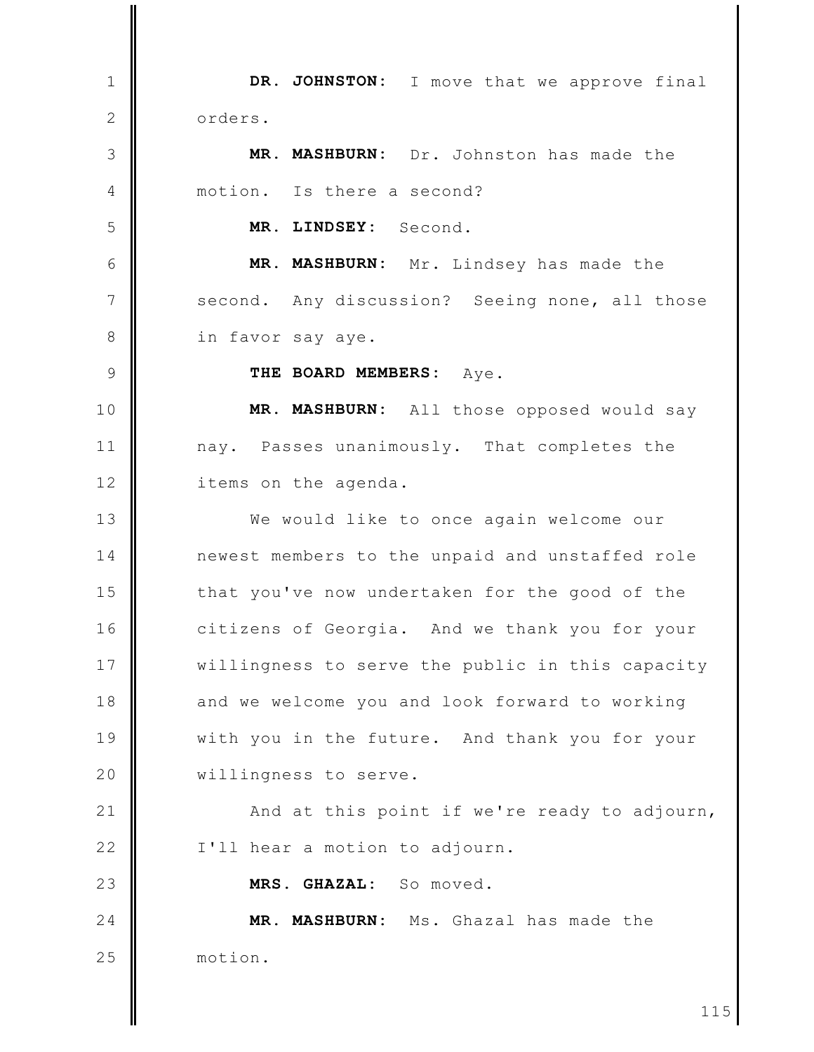**DR. JOHNSTON:** I move that we approve final orders.

**MR. MASHBURN:** Dr. Johnston has made the motion. Is there a second?

**MR. LINDSEY:** Second.

**MR. MASHBURN:** Mr. Lindsey has made the second. Any discussion? Seeing none, all those in favor say aye.

**THE BOARD MEMBERS:** Aye.

**MR. MASHBURN:** All those opposed would say nay. Passes unanimously. That completes the items on the agenda.

We would like to once again welcome our newest members to the unpaid and unstaffed role that you've now undertaken for the good of the citizens of Georgia. And we thank you for your willingness to serve the public in this capacity and we welcome you and look forward to working with you in the future. And thank you for your willingness to serve.

And at this point if we're ready to adjourn, I'll hear a motion to adjourn.

**MRS. GHAZAL:** So moved.

**MR. MASHBURN:** Ms. Ghazal has made the motion.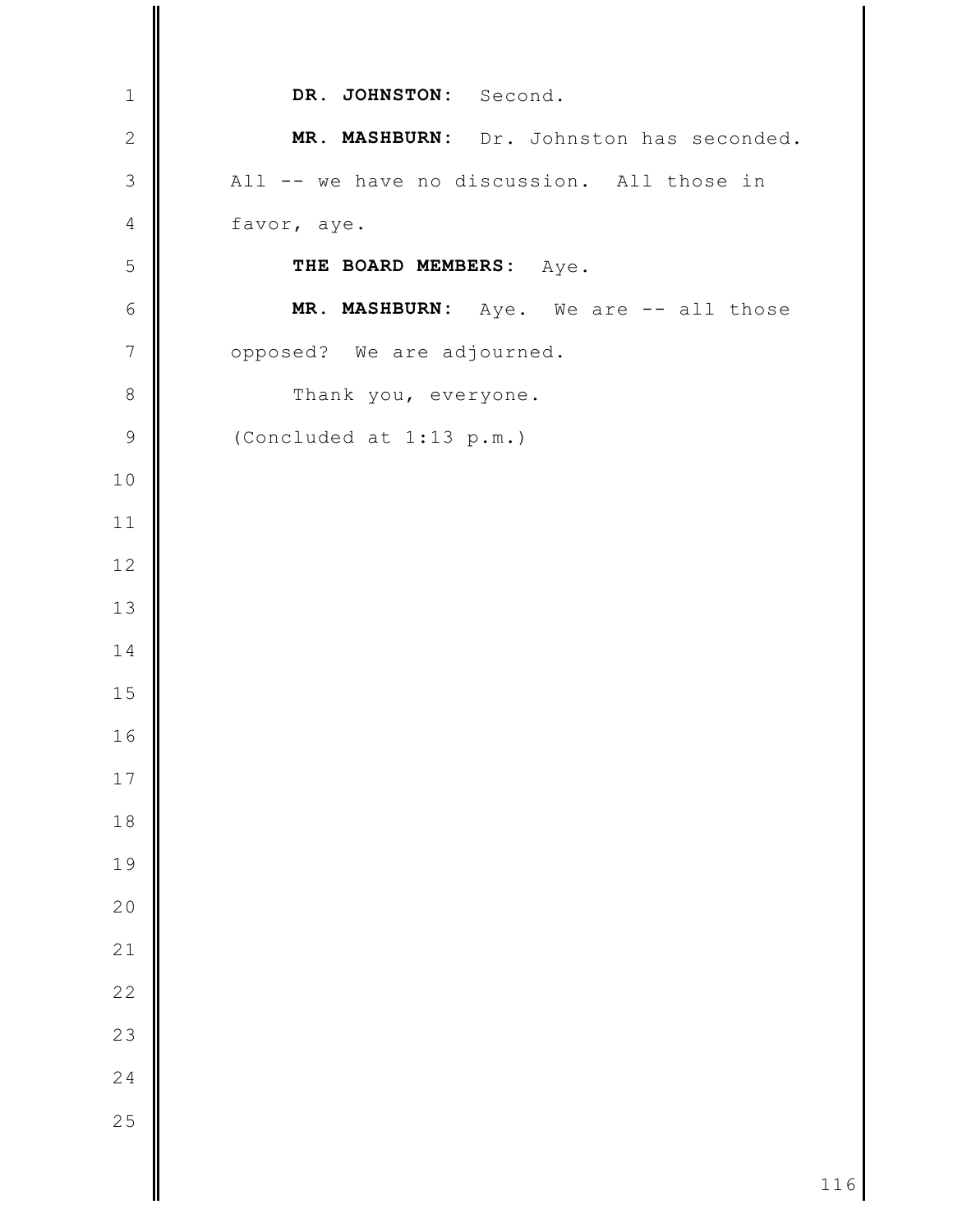**DR. JOHNSTON:** Second.

**MR. MASHBURN:** Dr. Johnston has seconded. All -- we have no discussion. All those in favor, aye.

**THE BOARD MEMBERS:** Aye.

**MR. MASHBURN:** Aye. We are -- all those opposed? We are adjourned.

Thank you, everyone.

(Concluded at 1:13 p.m.)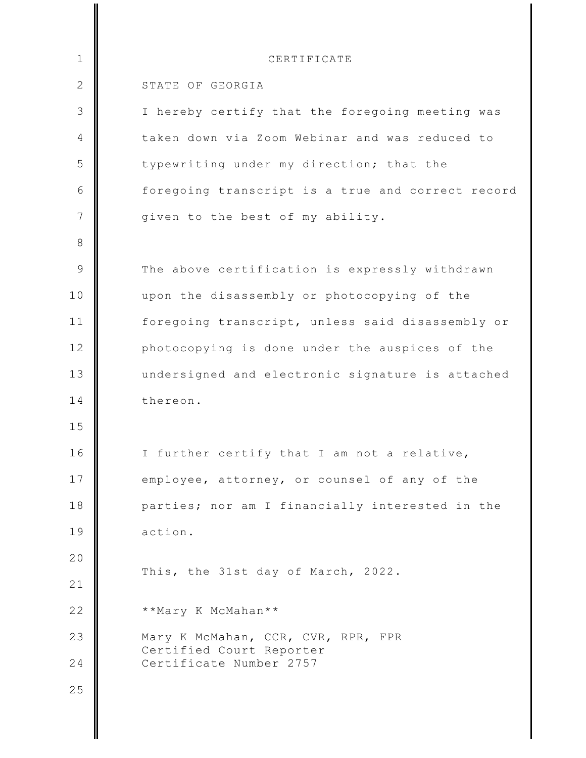# CERTIFICATE

STATE OF GEORGIA

I hereby certify that the foregoing meeting was taken down via Zoom Webinar and was reduced to typewriting under my direction; that the foregoing transcript is a true and correct record given to the best of my ability.

The above certification is expressly withdrawn upon the disassembly or photocopying of the foregoing transcript, unless said disassembly or photocopying is done under the auspices of the undersigned and electronic signature is attached thereon.

I further certify that I am not a relative, employee, attorney, or counsel of any of the parties; nor am I financially interested in the action.

This, the 31st day of March, 2022.

**Mary K McMahan**

Mary K McMahan, CCR, CVR, RPR, FPR
Certified Court Reporter
Certificate Number 2757